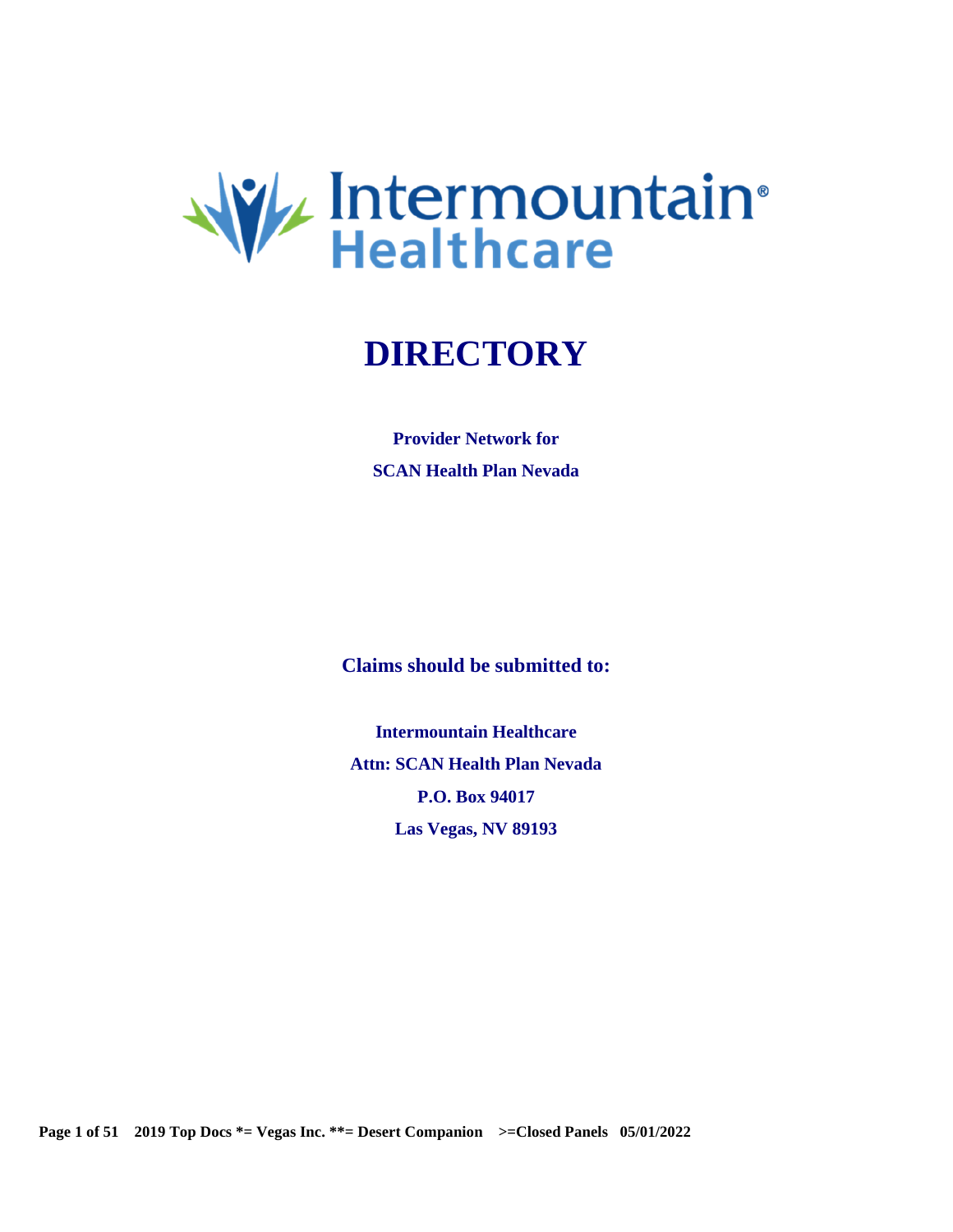Intermountain® Healthcare

# DIRECTORY

**Provider Network for**

**SCAN Health Plan Nevada**

## Claims should be submitted to:

**Intermountain Healthcare**

**Attn: SCAN Health Plan Nevada**

**P.O. Box 94017**

**Las Vegas, NV 89193**

**2019 Top Docs *= Vegas Inc. **= Desert Companion >=Closed Panels 05/01/2022**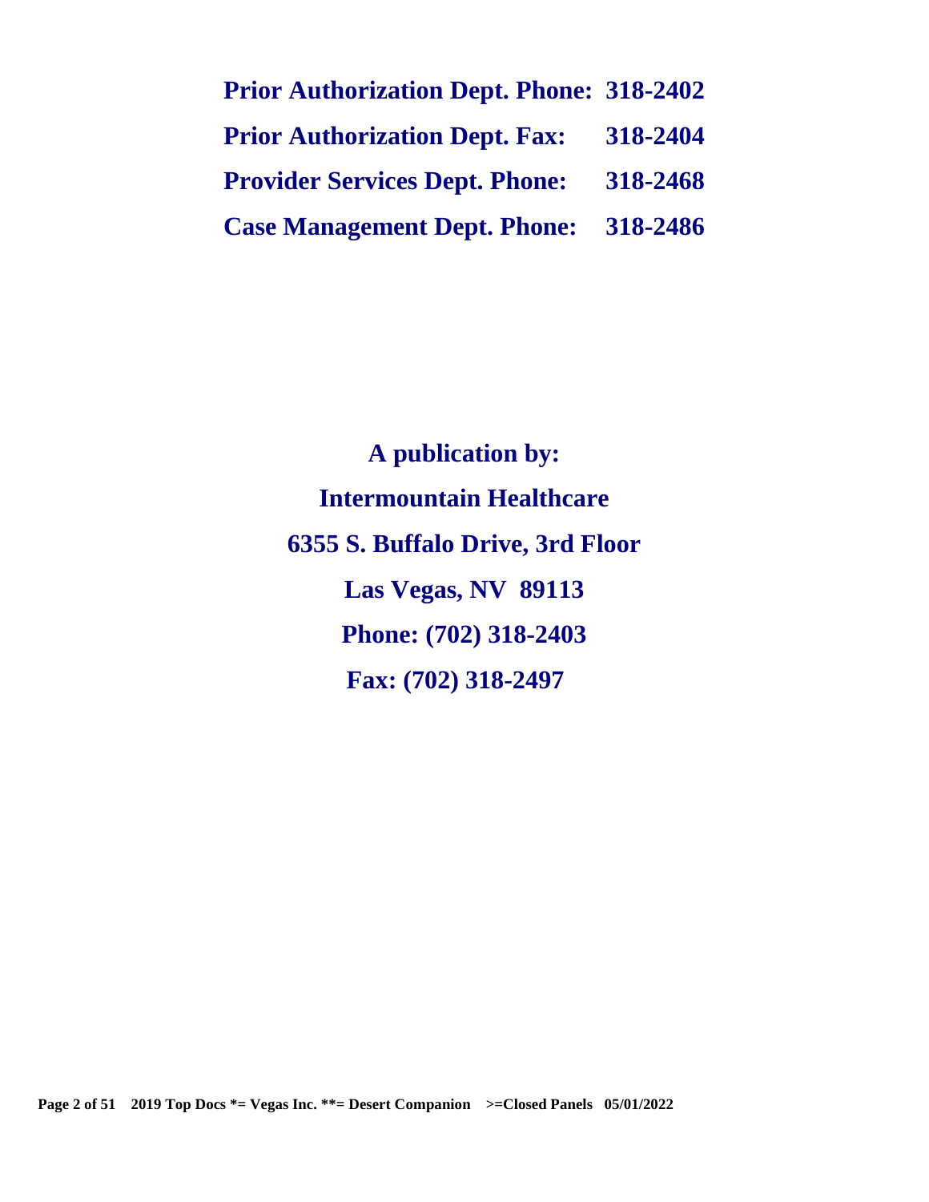**Prior Authorization Dept. Phone: 318-2402**

**Prior Authorization Dept. Fax: 318-2404**

**Provider Services Dept. Phone: 318-2468**

**Case Management Dept. Phone: 318-2486**

**A publication by:**

**Intermountain Healthcare**

**6355 S. Buffalo Drive, 3rd Floor**

**Las Vegas, NV 89113**

**Phone: (702) 318-2403**

**Fax: (702) 318-2497**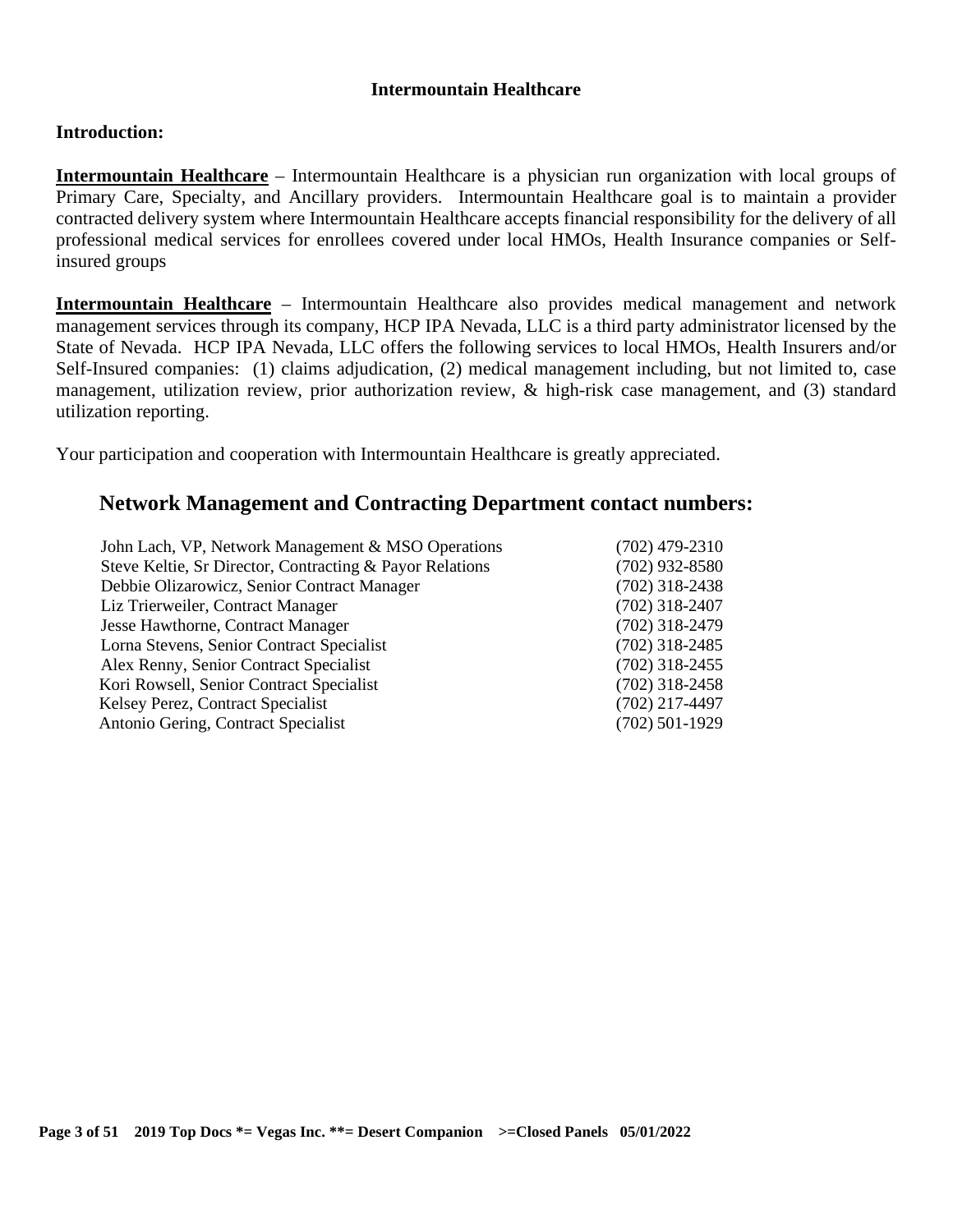# Intermountain Healthcare

## Introduction:

**Intermountain Healthcare** – Intermountain Healthcare is a physician run organization with local groups of Primary Care, Specialty, and Ancillary providers. Intermountain Healthcare goal is to maintain a provider contracted delivery system where Intermountain Healthcare accepts financial responsibility for the delivery of all professional medical services for enrollees covered under local HMOs, Health Insurance companies or Self-insured groups

**Intermountain Healthcare** – Intermountain Healthcare also provides medical management and network management services through its company, HCP IPA Nevada, LLC is a third party administrator licensed by the State of Nevada. HCP IPA Nevada, LLC offers the following services to local HMOs, Health Insurers and/or Self-Insured companies: (1) claims adjudication, (2) medical management including, but not limited to, case management, utilization review, prior authorization review, & high-risk case management, and (3) standard utilization reporting.

Your participation and cooperation with Intermountain Healthcare is greatly appreciated.

## Network Management and Contracting Department contact numbers:

| Name / Title | Phone |
|---|---|
| John Lach, VP, Network Management & MSO Operations | (702) 479-2310 |
| Steve Keltie, Sr Director, Contracting & Payor Relations | (702) 932-8580 |
| Debbie Olizarowicz, Senior Contract Manager | (702) 318-2438 |
| Liz Trierweiler, Contract Manager | (702) 318-2407 |
| Jesse Hawthorne, Contract Manager | (702) 318-2479 |
| Lorna Stevens, Senior Contract Specialist | (702) 318-2485 |
| Alex Renny, Senior Contract Specialist | (702) 318-2455 |
| Kori Rowsell, Senior Contract Specialist | (702) 318-2458 |
| Kelsey Perez, Contract Specialist | (702) 217-4497 |
| Antonio Gering, Contract Specialist | (702) 501-1929 |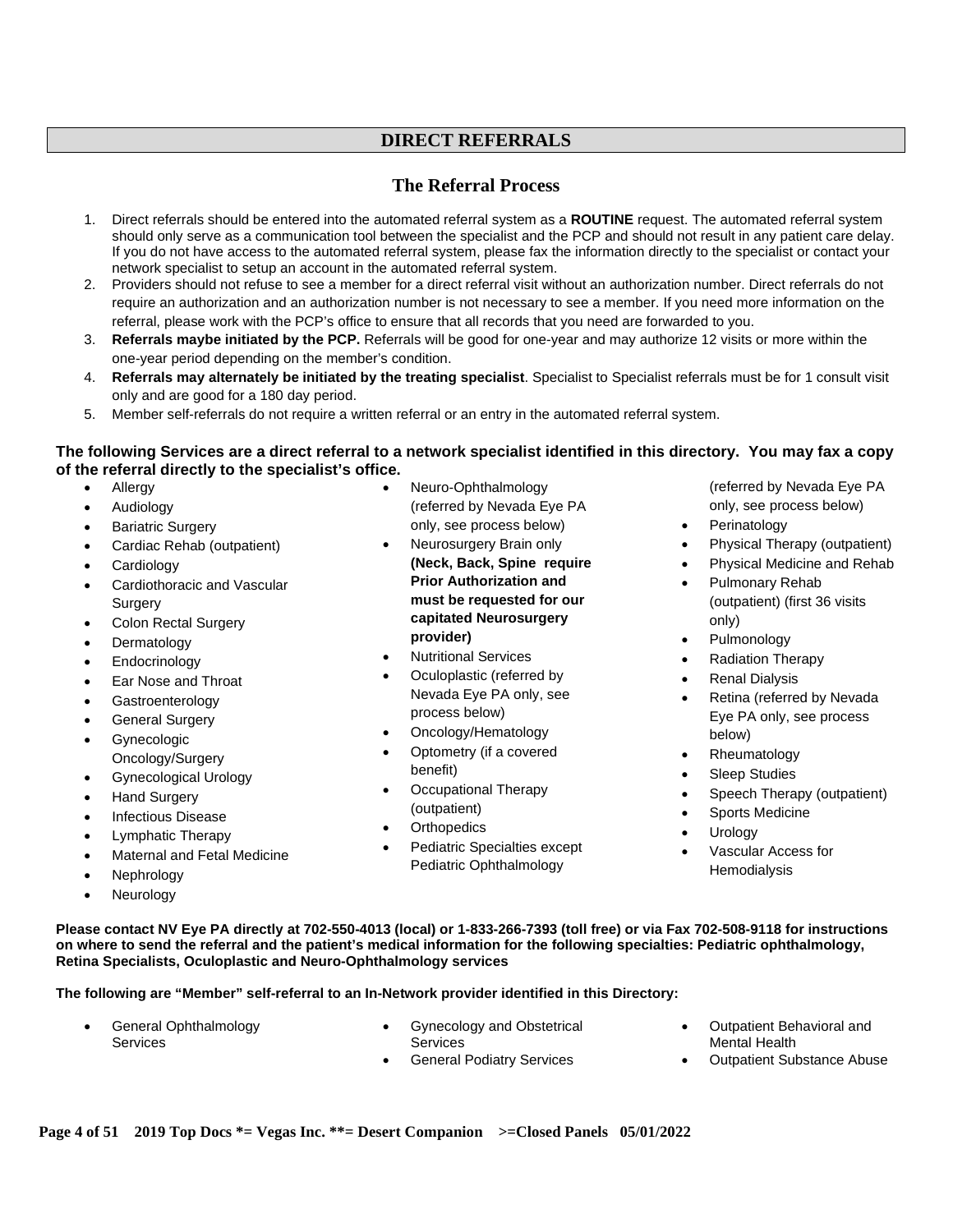## DIRECT REFERRALS

### The Referral Process

1. Direct referrals should be entered into the automated referral system as a **ROUTINE** request. The automated referral system should only serve as a communication tool between the specialist and the PCP and should not result in any patient care delay. If you do not have access to the automated referral system, please fax the information directly to the specialist or contact your network specialist to setup an account in the automated referral system.
2. Providers should not refuse to see a member for a direct referral visit without an authorization number. Direct referrals do not require an authorization and an authorization number is not necessary to see a member. If you need more information on the referral, please work with the PCP's office to ensure that all records that you need are forwarded to you.
3. **Referrals maybe initiated by the PCP.** Referrals will be good for one-year and may authorize 12 visits or more within the one-year period depending on the member's condition.
4. **Referrals may alternately be initiated by the treating specialist**. Specialist to Specialist referrals must be for 1 consult visit only and are good for a 180 day period.
5. Member self-referrals do not require a written referral or an entry in the automated referral system.

**The following Services are a direct referral to a network specialist identified in this directory. You may fax a copy of the referral directly to the specialist's office.**

- Allergy
- Audiology
- Bariatric Surgery
- Cardiac Rehab (outpatient)
- Cardiology
- Cardiothoracic and Vascular Surgery
- Colon Rectal Surgery
- Dermatology
- Endocrinology
- Ear Nose and Throat
- Gastroenterology
- General Surgery
- Gynecologic Oncology/Surgery
- Gynecological Urology
- Hand Surgery
- Infectious Disease
- Lymphatic Therapy
- Maternal and Fetal Medicine
- Nephrology
- Neurology
- Neuro-Ophthalmology (referred by Nevada Eye PA only, see process below)
- Neurosurgery Brain only **(Neck, Back, Spine require Prior Authorization and must be requested for our capitated Neurosurgery provider)**
- Nutritional Services
- Oculoplastic (referred by Nevada Eye PA only, see process below)
- Oncology/Hematology
- Optometry (if a covered benefit)
- Occupational Therapy (outpatient)
- Orthopedics
- Pediatric Specialties except Pediatric Ophthalmology (referred by Nevada Eye PA only, see process below)
- Perinatology
- Physical Therapy (outpatient)
- Physical Medicine and Rehab
- Pulmonary Rehab (outpatient) (first 36 visits only)
- Pulmonology
- Radiation Therapy
- Renal Dialysis
- Retina (referred by Nevada Eye PA only, see process below)
- Rheumatology
- Sleep Studies
- Speech Therapy (outpatient)
- Sports Medicine
- Urology
- Vascular Access for Hemodialysis

**Please contact NV Eye PA directly at 702-550-4013 (local) or 1-833-266-7393 (toll free) or via Fax 702-508-9118 for instructions on where to send the referral and the patient's medical information for the following specialties: Pediatric ophthalmology, Retina Specialists, Oculoplastic and Neuro-Ophthalmology services**

**The following are "Member" self-referral to an In-Network provider identified in this Directory:**

- General Ophthalmology Services
- Gynecology and Obstetrical Services
- General Podiatry Services
- Outpatient Behavioral and Mental Health
- Outpatient Substance Abuse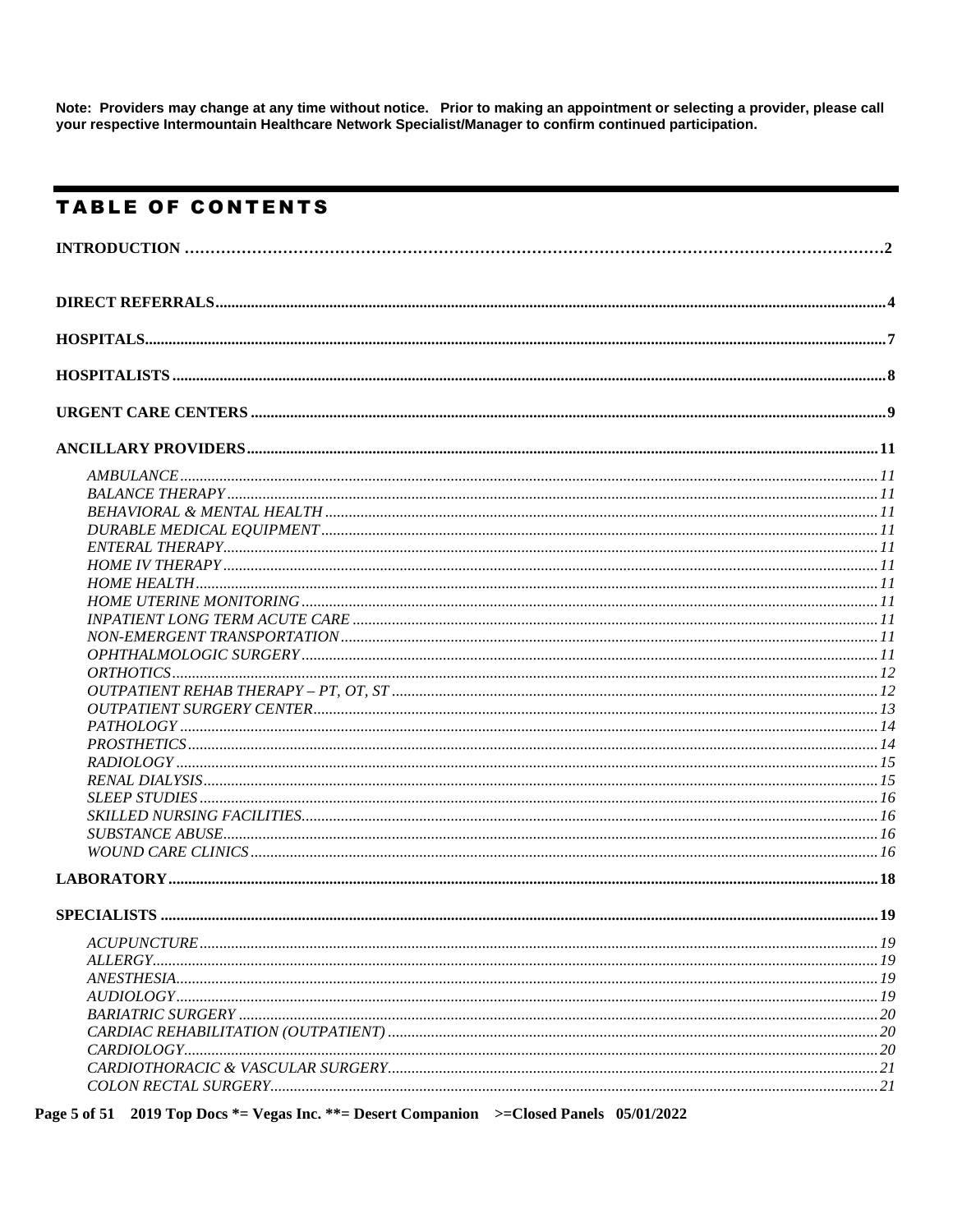**Note: Providers may change at any time without notice. Prior to making an appointment or selecting a provider, please call your respective Intermountain Healthcare Network Specialist/Manager to confirm continued participation.**

# TABLE OF CONTENTS

**INTRODUCTION** .......... 2

**DIRECT REFERRALS** .......... 4

**HOSPITALS** .......... 7

**HOSPITALISTS** .......... 8

**URGENT CARE CENTERS** .......... 9

**ANCILLARY PROVIDERS** .......... 11

- *AMBULANCE* .......... 11
- *BALANCE THERAPY* .......... 11
- *BEHAVIORAL & MENTAL HEALTH* .......... 11
- *DURABLE MEDICAL EQUIPMENT* .......... 11
- *ENTERAL THERAPY* .......... 11
- *HOME IV THERAPY* .......... 11
- *HOME HEALTH* .......... 11
- *HOME UTERINE MONITORING* .......... 11
- *INPATIENT LONG TERM ACUTE CARE* .......... 11
- *NON-EMERGENT TRANSPORTATION* .......... 11
- *OPHTHALMOLOGIC SURGERY* .......... 11
- *ORTHOTICS* .......... 12
- *OUTPATIENT REHAB THERAPY – PT, OT, ST* .......... 12
- *OUTPATIENT SURGERY CENTER* .......... 13
- *PATHOLOGY* .......... 14
- *PROSTHETICS* .......... 14
- *RADIOLOGY* .......... 15
- *RENAL DIALYSIS* .......... 15
- *SLEEP STUDIES* .......... 16
- *SKILLED NURSING FACILITIES* .......... 16
- *SUBSTANCE ABUSE* .......... 16
- *WOUND CARE CLINICS* .......... 16

**LABORATORY** .......... 18

**SPECIALISTS** .......... 19

- *ACUPUNCTURE* .......... 19
- *ALLERGY* .......... 19
- *ANESTHESIA* .......... 19
- *AUDIOLOGY* .......... 19
- *BARIATRIC SURGERY* .......... 20
- *CARDIAC REHABILITATION (OUTPATIENT)* .......... 20
- *CARDIOLOGY* .......... 20
- *CARDIOTHORACIC & VASCULAR SURGERY* .......... 21
- *COLON RECTAL SURGERY* .......... 21

**2019 Top Docs *= Vegas Inc. **= Desert Companion >=Closed Panels 05/01/2022**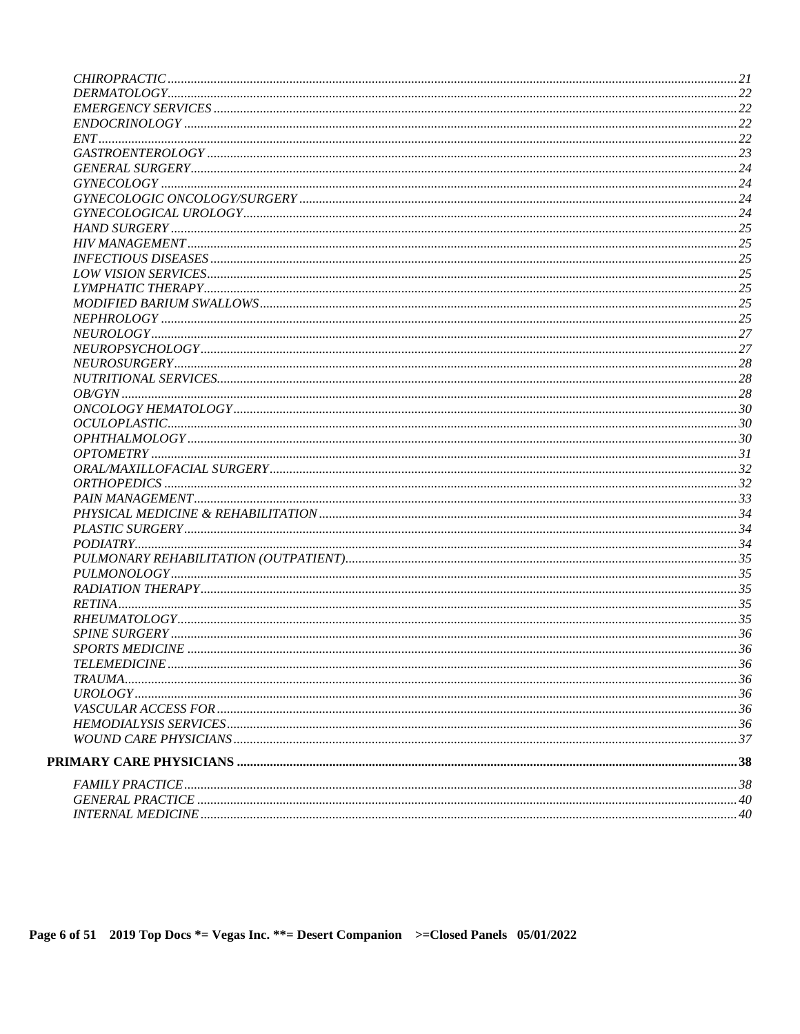*CHIROPRACTIC* ........................................................................................................................................ *21*
*DERMATOLOGY* ........................................................................................................................................ *22*
*EMERGENCY SERVICES* ........................................................................................................................................ *22*
*ENDOCRINOLOGY* ........................................................................................................................................ *22*
*ENT* ........................................................................................................................................ *22*
*GASTROENTEROLOGY* ........................................................................................................................................ *23*
*GENERAL SURGERY* ........................................................................................................................................ *24*
*GYNECOLOGY* ........................................................................................................................................ *24*
*GYNECOLOGIC ONCOLOGY/SURGERY* ........................................................................................................................................ *24*
*GYNECOLOGICAL UROLOGY* ........................................................................................................................................ *24*
*HAND SURGERY* ........................................................................................................................................ *25*
*HIV MANAGEMENT* ........................................................................................................................................ *25*
*INFECTIOUS DISEASES* ........................................................................................................................................ *25*
*LOW VISION SERVICES* ........................................................................................................................................ *25*
*LYMPHATIC THERAPY* ........................................................................................................................................ *25*
*MODIFIED BARIUM SWALLOWS* ........................................................................................................................................ *25*
*NEPHROLOGY* ........................................................................................................................................ *25*
*NEUROLOGY* ........................................................................................................................................ *27*
*NEUROPSYCHOLOGY* ........................................................................................................................................ *27*
*NEUROSURGERY* ........................................................................................................................................ *28*
*NUTRITIONAL SERVICES* ........................................................................................................................................ *28*
*OB/GYN* ........................................................................................................................................ *28*
*ONCOLOGY HEMATOLOGY* ........................................................................................................................................ *30*
*OCULOPLASTIC* ........................................................................................................................................ *30*
*OPHTHALMOLOGY* ........................................................................................................................................ *30*
*OPTOMETRY* ........................................................................................................................................ *31*
*ORAL/MAXILLOFACIAL SURGERY* ........................................................................................................................................ *32*
*ORTHOPEDICS* ........................................................................................................................................ *32*
*PAIN MANAGEMENT* ........................................................................................................................................ *33*
*PHYSICAL MEDICINE & REHABILITATION* ........................................................................................................................................ *34*
*PLASTIC SURGERY* ........................................................................................................................................ *34*
*PODIATRY* ........................................................................................................................................ *34*
*PULMONARY REHABILITATION (OUTPATIENT)* ........................................................................................................................................ *35*
*PULMONOLOGY* ........................................................................................................................................ *35*
*RADIATION THERAPY* ........................................................................................................................................ *35*
*RETINA* ........................................................................................................................................ *35*
*RHEUMATOLOGY* ........................................................................................................................................ *35*
*SPINE SURGERY* ........................................................................................................................................ *36*
*SPORTS MEDICINE* ........................................................................................................................................ *36*
*TELEMEDICINE* ........................................................................................................................................ *36*
*TRAUMA* ........................................................................................................................................ *36*
*UROLOGY* ........................................................................................................................................ *36*
*VASCULAR ACCESS FOR* ........................................................................................................................................ *36*
*HEMODIALYSIS SERVICES* ........................................................................................................................................ *36*
*WOUND CARE PHYSICIANS* ........................................................................................................................................ *37*

**PRIMARY CARE PHYSICIANS ........................................................................................................................................ 38**

*FAMILY PRACTICE* ........................................................................................................................................ *38*
*GENERAL PRACTICE* ........................................................................................................................................ *40*
*INTERNAL MEDICINE* ........................................................................................................................................ *40*

**2019 Top Docs *= Vegas Inc. **= Desert Companion >=Closed Panels 05/01/2022**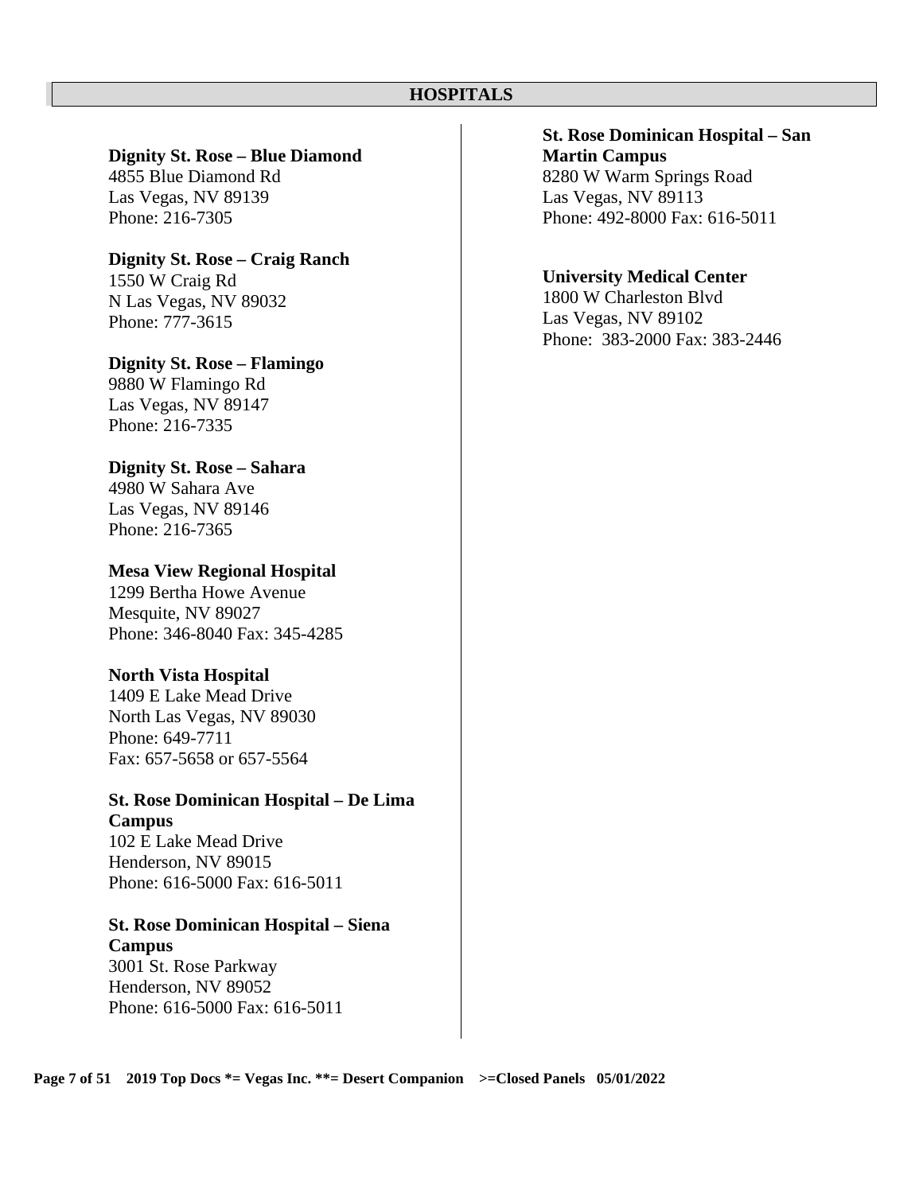## HOSPITALS

**Dignity St. Rose – Blue Diamond**
4855 Blue Diamond Rd
Las Vegas, NV 89139
Phone: 216-7305

**Dignity St. Rose – Craig Ranch**
1550 W Craig Rd
N Las Vegas, NV 89032
Phone: 777-3615

**Dignity St. Rose – Flamingo**
9880 W Flamingo Rd
Las Vegas, NV 89147
Phone: 216-7335

**Dignity St. Rose – Sahara**
4980 W Sahara Ave
Las Vegas, NV 89146
Phone: 216-7365

**Mesa View Regional Hospital**
1299 Bertha Howe Avenue
Mesquite, NV 89027
Phone: 346-8040 Fax: 345-4285

**North Vista Hospital**
1409 E Lake Mead Drive
North Las Vegas, NV 89030
Phone: 649-7711
Fax: 657-5658 or 657-5564

**St. Rose Dominican Hospital – De Lima Campus**
102 E Lake Mead Drive
Henderson, NV 89015
Phone: 616-5000 Fax: 616-5011

**St. Rose Dominican Hospital – Siena Campus**
3001 St. Rose Parkway
Henderson, NV 89052
Phone: 616-5000 Fax: 616-5011

**St. Rose Dominican Hospital – San Martin Campus**
8280 W Warm Springs Road
Las Vegas, NV 89113
Phone: 492-8000 Fax: 616-5011

**University Medical Center**
1800 W Charleston Blvd
Las Vegas, NV 89102
Phone: 383-2000 Fax: 383-2446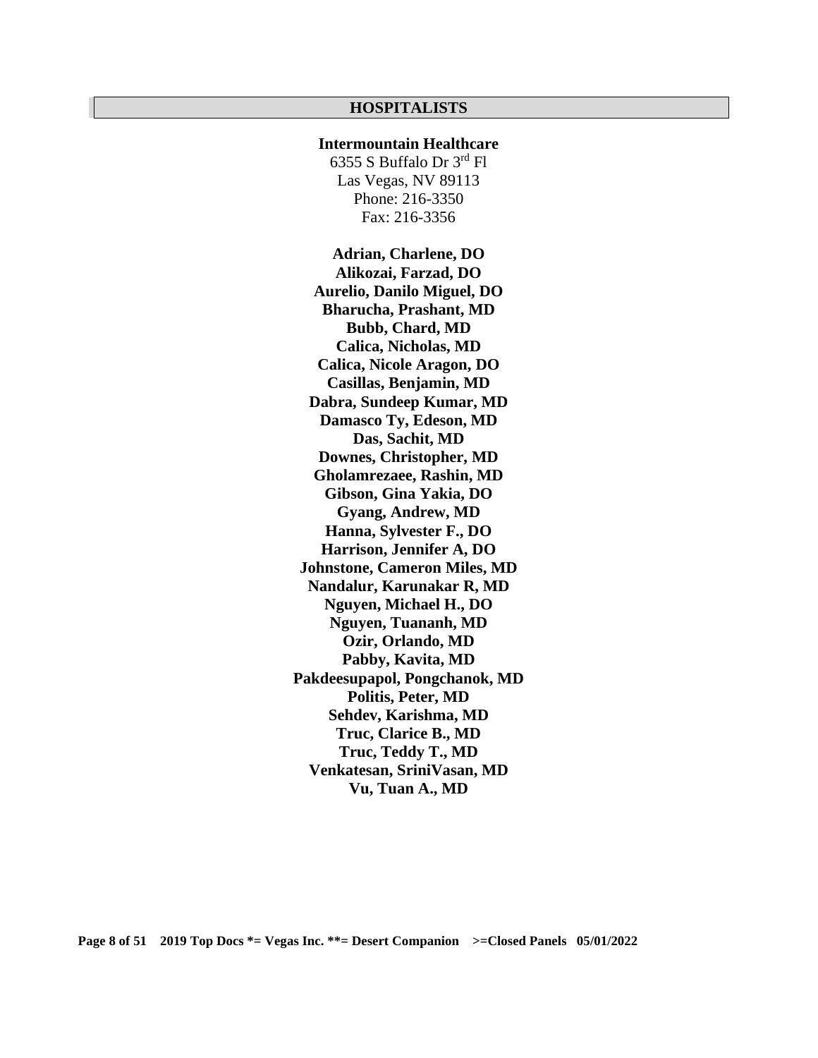## HOSPITALISTS

**Intermountain Healthcare**
6355 S Buffalo Dr 3rd Fl
Las Vegas, NV 89113
Phone: 216-3350
Fax: 216-3356

**Adrian, Charlene, DO**
**Alikozai, Farzad, DO**
**Aurelio, Danilo Miguel, DO**
**Bharucha, Prashant, MD**
**Bubb, Chard, MD**
**Calica, Nicholas, MD**
**Calica, Nicole Aragon, DO**
**Casillas, Benjamin, MD**
**Dabra, Sundeep Kumar, MD**
**Damasco Ty, Edeson, MD**
**Das, Sachit, MD**
**Downes, Christopher, MD**
**Gholamrezaee, Rashin, MD**
**Gibson, Gina Yakia, DO**
**Gyang, Andrew, MD**
**Hanna, Sylvester F., DO**
**Harrison, Jennifer A, DO**
**Johnstone, Cameron Miles, MD**
**Nandalur, Karunakar R, MD**
**Nguyen, Michael H., DO**
**Nguyen, Tuananh, MD**
**Ozir, Orlando, MD**
**Pabby, Kavita, MD**
**Pakdeesupapol, Pongchanok, MD**
**Politis, Peter, MD**
**Sehdev, Karishma, MD**
**Truc, Clarice B., MD**
**Truc, Teddy T., MD**
**Venkatesan, SriniVasan, MD**
**Vu, Tuan A., MD**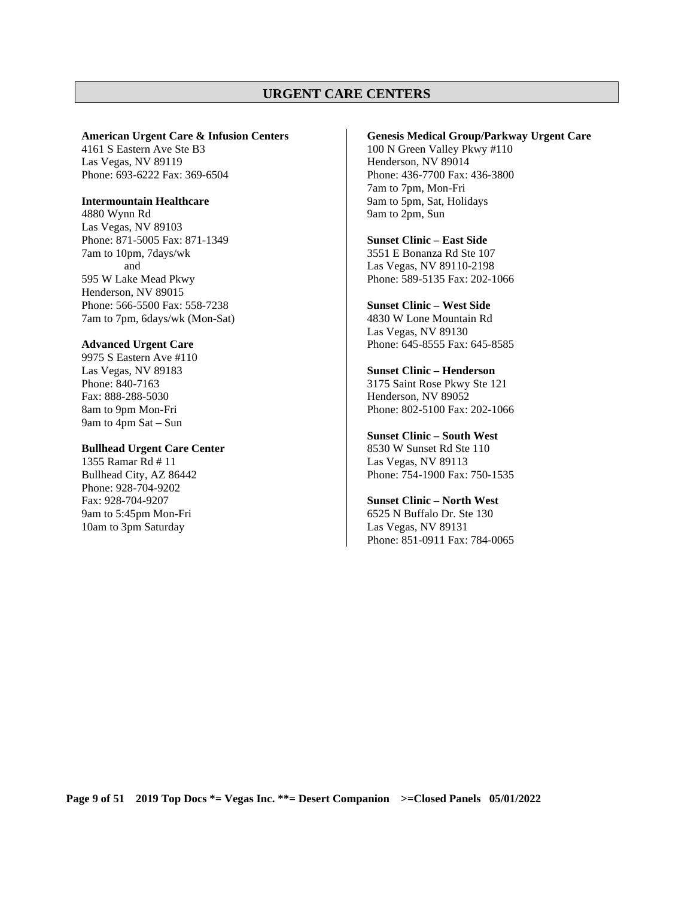## URGENT CARE CENTERS

**American Urgent Care & Infusion Centers**
4161 S Eastern Ave Ste B3
Las Vegas, NV 89119
Phone: 693-6222 Fax: 369-6504

**Intermountain Healthcare**
4880 Wynn Rd
Las Vegas, NV 89103
Phone: 871-5005 Fax: 871-1349
7am to 10pm, 7days/wk
and
595 W Lake Mead Pkwy
Henderson, NV 89015
Phone: 566-5500 Fax: 558-7238
7am to 7pm, 6days/wk (Mon-Sat)

**Advanced Urgent Care**
9975 S Eastern Ave #110
Las Vegas, NV 89183
Phone: 840-7163
Fax: 888-288-5030
8am to 9pm Mon-Fri
9am to 4pm Sat – Sun

**Bullhead Urgent Care Center**
1355 Ramar Rd # 11
Bullhead City, AZ 86442
Phone: 928-704-9202
Fax: 928-704-9207
9am to 5:45pm Mon-Fri
10am to 3pm Saturday

**Genesis Medical Group/Parkway Urgent Care**
100 N Green Valley Pkwy #110
Henderson, NV 89014
Phone: 436-7700 Fax: 436-3800
7am to 7pm, Mon-Fri
9am to 5pm, Sat, Holidays
9am to 2pm, Sun

**Sunset Clinic – East Side**
3551 E Bonanza Rd Ste 107
Las Vegas, NV 89110-2198
Phone: 589-5135 Fax: 202-1066

**Sunset Clinic – West Side**
4830 W Lone Mountain Rd
Las Vegas, NV 89130
Phone: 645-8555 Fax: 645-8585

**Sunset Clinic – Henderson**
3175 Saint Rose Pkwy Ste 121
Henderson, NV 89052
Phone: 802-5100 Fax: 202-1066

**Sunset Clinic – South West**
8530 W Sunset Rd Ste 110
Las Vegas, NV 89113
Phone: 754-1900 Fax: 750-1535

**Sunset Clinic – North West**
6525 N Buffalo Dr. Ste 130
Las Vegas, NV 89131
Phone: 851-0911 Fax: 784-0065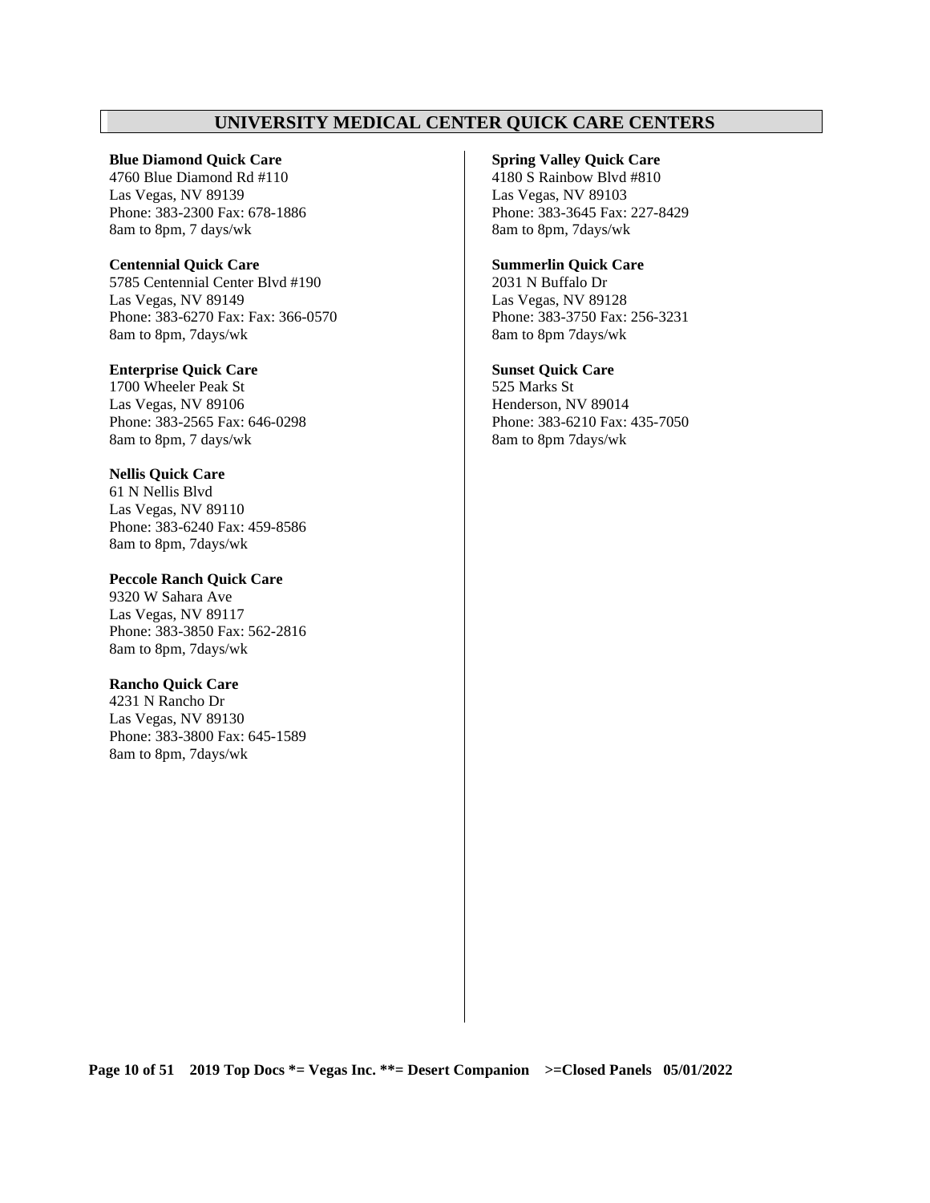## UNIVERSITY MEDICAL CENTER QUICK CARE CENTERS

**Blue Diamond Quick Care**
4760 Blue Diamond Rd #110
Las Vegas, NV 89139
Phone: 383-2300 Fax: 678-1886
8am to 8pm, 7 days/wk

**Centennial Quick Care**
5785 Centennial Center Blvd #190
Las Vegas, NV 89149
Phone: 383-6270 Fax: Fax: 366-0570
8am to 8pm, 7days/wk

**Enterprise Quick Care**
1700 Wheeler Peak St
Las Vegas, NV 89106
Phone: 383-2565 Fax: 646-0298
8am to 8pm, 7 days/wk

**Nellis Quick Care**
61 N Nellis Blvd
Las Vegas, NV 89110
Phone: 383-6240 Fax: 459-8586
8am to 8pm, 7days/wk

**Peccole Ranch Quick Care**
9320 W Sahara Ave
Las Vegas, NV 89117
Phone: 383-3850 Fax: 562-2816
8am to 8pm, 7days/wk

**Rancho Quick Care**
4231 N Rancho Dr
Las Vegas, NV 89130
Phone: 383-3800 Fax: 645-1589
8am to 8pm, 7days/wk

**Spring Valley Quick Care**
4180 S Rainbow Blvd #810
Las Vegas, NV 89103
Phone: 383-3645 Fax: 227-8429
8am to 8pm, 7days/wk

**Summerlin Quick Care**
2031 N Buffalo Dr
Las Vegas, NV 89128
Phone: 383-3750 Fax: 256-3231
8am to 8pm 7days/wk

**Sunset Quick Care**
525 Marks St
Henderson, NV 89014
Phone: 383-6210 Fax: 435-7050
8am to 8pm 7days/wk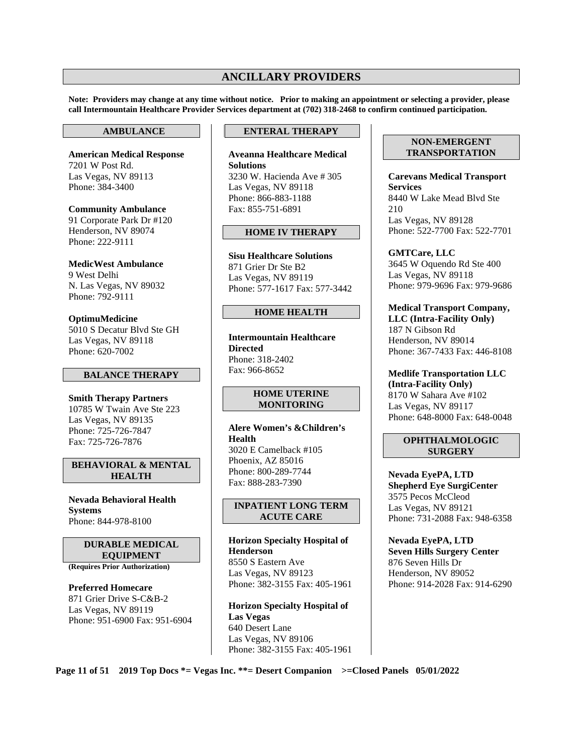# ANCILLARY PROVIDERS

**Note: Providers may change at any time without notice. Prior to making an appointment or selecting a provider, please call Intermountain Healthcare Provider Services department at (702) 318-2468 to confirm continued participation.**

## AMBULANCE

**American Medical Response**
7201 W Post Rd.
Las Vegas, NV 89113
Phone: 384-3400

**Community Ambulance**
91 Corporate Park Dr #120
Henderson, NV 89074
Phone: 222-9111

**MedicWest Ambulance**
9 West Delhi
N. Las Vegas, NV 89032
Phone: 792-9111

**OptimuMedicine**
5010 S Decatur Blvd Ste GH
Las Vegas, NV 89118
Phone: 620-7002

## BALANCE THERAPY

**Smith Therapy Partners**
10785 W Twain Ave Ste 223
Las Vegas, NV 89135
Phone: 725-726-7847
Fax: 725-726-7876

## BEHAVIORAL & MENTAL HEALTH

**Nevada Behavioral Health Systems**
Phone: 844-978-8100

## DURABLE MEDICAL EQUIPMENT

**(Requires Prior Authorization)**

**Preferred Homecare**
871 Grier Drive S-C&B-2
Las Vegas, NV 89119
Phone: 951-6900 Fax: 951-6904

## ENTERAL THERAPY

**Aveanna Healthcare Medical Solutions**
3230 W. Hacienda Ave # 305
Las Vegas, NV 89118
Phone: 866-883-1188
Fax: 855-751-6891

## HOME IV THERAPY

**Sisu Healthcare Solutions**
871 Grier Dr Ste B2
Las Vegas, NV 89119
Phone: 577-1617 Fax: 577-3442

## HOME HEALTH

**Intermountain Healthcare Directed**
Phone: 318-2402
Fax: 966-8652

## HOME UTERINE MONITORING

**Alere Women's &Children's Health**
3020 E Camelback #105
Phoenix, AZ 85016
Phone: 800-289-7744
Fax: 888-283-7390

## INPATIENT LONG TERM ACUTE CARE

**Horizon Specialty Hospital of Henderson**
8550 S Eastern Ave
Las Vegas, NV 89123
Phone: 382-3155 Fax: 405-1961

**Horizon Specialty Hospital of Las Vegas**
640 Desert Lane
Las Vegas, NV 89106
Phone: 382-3155 Fax: 405-1961

## NON-EMERGENT TRANSPORTATION

**Carevans Medical Transport Services**
8440 W Lake Mead Blvd Ste 210
Las Vegas, NV 89128
Phone: 522-7700 Fax: 522-7701

**GMTCare, LLC**
3645 W Oquendo Rd Ste 400
Las Vegas, NV 89118
Phone: 979-9696 Fax: 979-9686

**Medical Transport Company, LLC (Intra-Facility Only)**
187 N Gibson Rd
Henderson, NV 89014
Phone: 367-7433 Fax: 446-8108

**Medlife Transportation LLC (Intra-Facility Only)**
8170 W Sahara Ave #102
Las Vegas, NV 89117
Phone: 648-8000 Fax: 648-0048

## OPHTHALMOLOGIC SURGERY

**Nevada EyePA, LTD**
**Shepherd Eye SurgiCenter**
3575 Pecos McCleod
Las Vegas, NV 89121
Phone: 731-2088 Fax: 948-6358

**Nevada EyePA, LTD**
**Seven Hills Surgery Center**
876 Seven Hills Dr
Henderson, NV 89052
Phone: 914-2028 Fax: 914-6290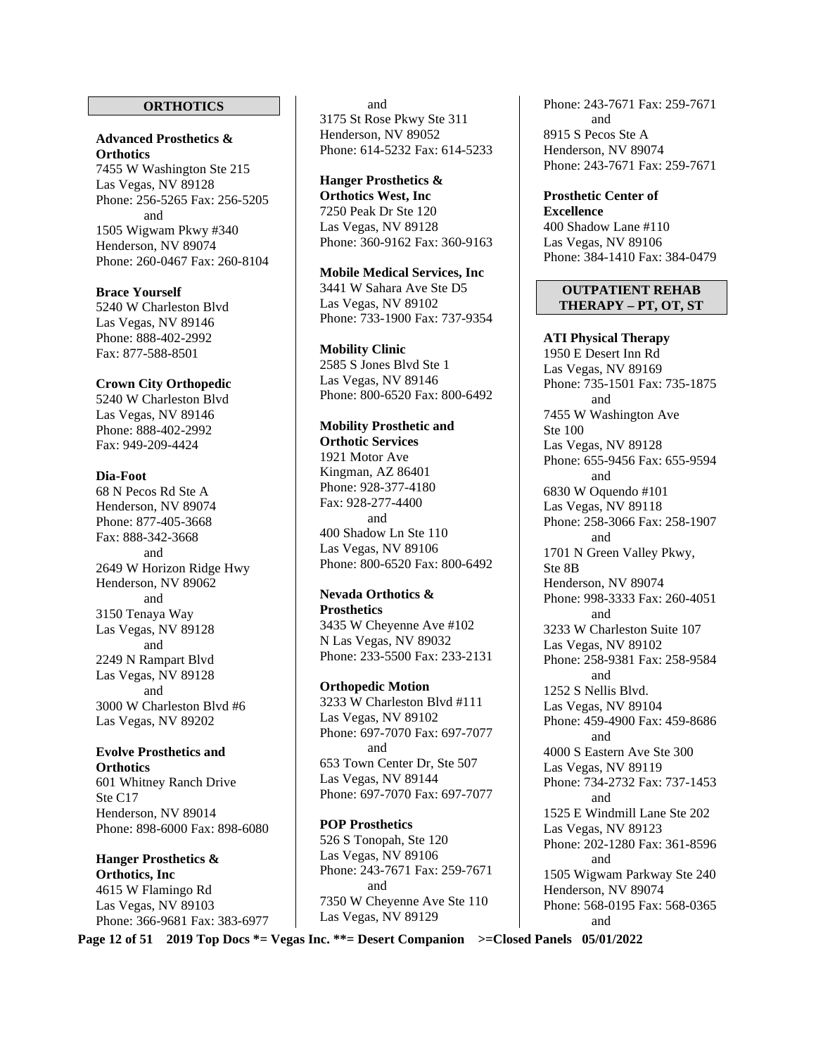## ORTHOTICS

**Advanced Prosthetics & Orthotics**
7455 W Washington Ste 215
Las Vegas, NV 89128
Phone: 256-5265 Fax: 256-5205
and
1505 Wigwam Pkwy #340
Henderson, NV 89074
Phone: 260-0467 Fax: 260-8104

**Brace Yourself**
5240 W Charleston Blvd
Las Vegas, NV 89146
Phone: 888-402-2992
Fax: 877-588-8501

**Crown City Orthopedic**
5240 W Charleston Blvd
Las Vegas, NV 89146
Phone: 888-402-2992
Fax: 949-209-4424

**Dia-Foot**
68 N Pecos Rd Ste A
Henderson, NV 89074
Phone: 877-405-3668
Fax: 888-342-3668
and
2649 W Horizon Ridge Hwy
Henderson, NV 89062
and
3150 Tenaya Way
Las Vegas, NV 89128
and
2249 N Rampart Blvd
Las Vegas, NV 89128
and
3000 W Charleston Blvd #6
Las Vegas, NV 89202

**Evolve Prosthetics and Orthotics**
601 Whitney Ranch Drive
Ste C17
Henderson, NV 89014
Phone: 898-6000 Fax: 898-6080

**Hanger Prosthetics & Orthotics, Inc**
4615 W Flamingo Rd
Las Vegas, NV 89103
Phone: 366-9681 Fax: 383-6977
and
3175 St Rose Pkwy Ste 311
Henderson, NV 89052
Phone: 614-5232 Fax: 614-5233

**Hanger Prosthetics & Orthotics West, Inc**
7250 Peak Dr Ste 120
Las Vegas, NV 89128
Phone: 360-9162 Fax: 360-9163

**Mobile Medical Services, Inc**
3441 W Sahara Ave Ste D5
Las Vegas, NV 89102
Phone: 733-1900 Fax: 737-9354

**Mobility Clinic**
2585 S Jones Blvd Ste 1
Las Vegas, NV 89146
Phone: 800-6520 Fax: 800-6492

**Mobility Prosthetic and Orthotic Services**
1921 Motor Ave
Kingman, AZ 86401
Phone: 928-377-4180
Fax: 928-277-4400
and
400 Shadow Ln Ste 110
Las Vegas, NV 89106
Phone: 800-6520 Fax: 800-6492

**Nevada Orthotics & Prosthetics**
3435 W Cheyenne Ave #102
N Las Vegas, NV 89032
Phone: 233-5500 Fax: 233-2131

**Orthopedic Motion**
3233 W Charleston Blvd #111
Las Vegas, NV 89102
Phone: 697-7070 Fax: 697-7077
and
653 Town Center Dr, Ste 507
Las Vegas, NV 89144
Phone: 697-7070 Fax: 697-7077

**POP Prosthetics**
526 S Tonopah, Ste 120
Las Vegas, NV 89106
Phone: 243-7671 Fax: 259-7671
and
7350 W Cheyenne Ave Ste 110
Las Vegas, NV 89129
Phone: 243-7671 Fax: 259-7671
and
8915 S Pecos Ste A
Henderson, NV 89074
Phone: 243-7671 Fax: 259-7671

**Prosthetic Center of Excellence**
400 Shadow Lane #110
Las Vegas, NV 89106
Phone: 384-1410 Fax: 384-0479

## OUTPATIENT REHAB THERAPY – PT, OT, ST

**ATI Physical Therapy**
1950 E Desert Inn Rd
Las Vegas, NV 89169
Phone: 735-1501 Fax: 735-1875
and
7455 W Washington Ave
Ste 100
Las Vegas, NV 89128
Phone: 655-9456 Fax: 655-9594
and
6830 W Oquendo #101
Las Vegas, NV 89118
Phone: 258-3066 Fax: 258-1907
and
1701 N Green Valley Pkwy,
Ste 8B
Henderson, NV 89074
Phone: 998-3333 Fax: 260-4051
and
3233 W Charleston Suite 107
Las Vegas, NV 89102
Phone: 258-9381 Fax: 258-9584
and
1252 S Nellis Blvd.
Las Vegas, NV 89104
Phone: 459-4900 Fax: 459-8686
and
4000 S Eastern Ave Ste 300
Las Vegas, NV 89119
Phone: 734-2732 Fax: 737-1453
and
1525 E Windmill Lane Ste 202
Las Vegas, NV 89123
Phone: 202-1280 Fax: 361-8596
and
1505 Wigwam Parkway Ste 240
Henderson, NV 89074
Phone: 568-0195 Fax: 568-0365
and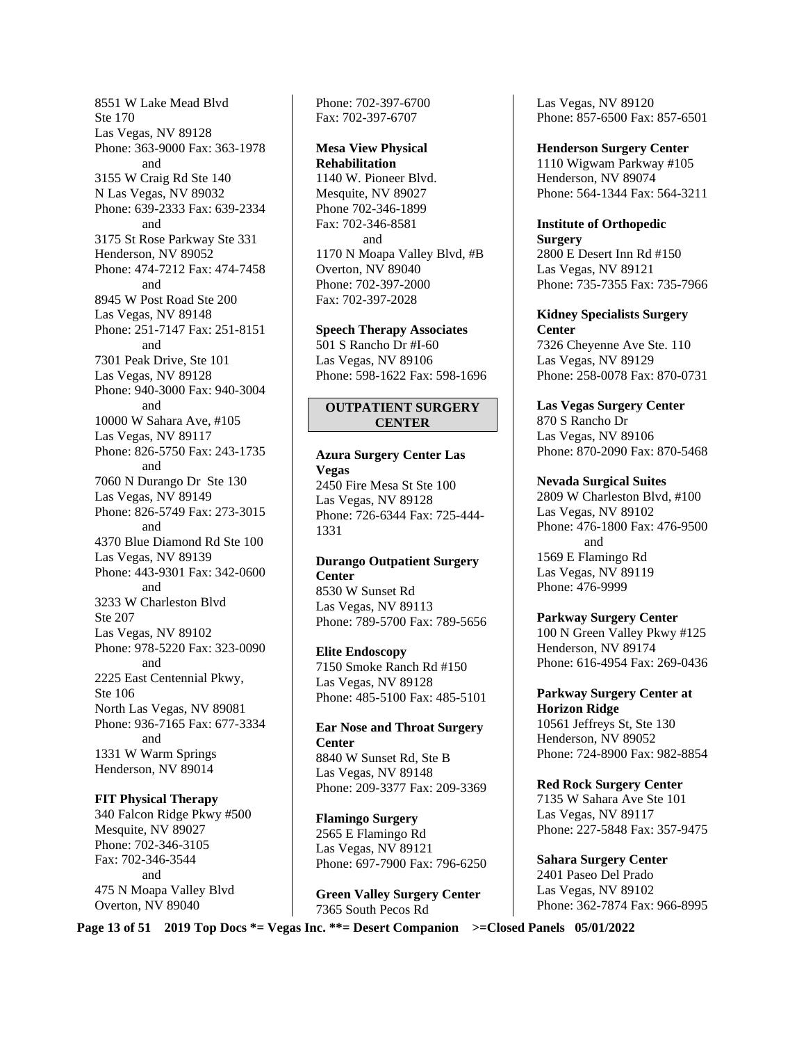8551 W Lake Mead Blvd
Ste 170
Las Vegas, NV 89128
Phone: 363-9000 Fax: 363-1978

and

3155 W Craig Rd Ste 140
N Las Vegas, NV 89032
Phone: 639-2333 Fax: 639-2334

and

3175 St Rose Parkway Ste 331
Henderson, NV 89052
Phone: 474-7212 Fax: 474-7458

and

8945 W Post Road Ste 200
Las Vegas, NV 89148
Phone: 251-7147 Fax: 251-8151

and

7301 Peak Drive, Ste 101
Las Vegas, NV 89128
Phone: 940-3000 Fax: 940-3004

and

10000 W Sahara Ave, #105
Las Vegas, NV 89117
Phone: 826-5750 Fax: 243-1735

and

7060 N Durango Dr Ste 130
Las Vegas, NV 89149
Phone: 826-5749 Fax: 273-3015

and

4370 Blue Diamond Rd Ste 100
Las Vegas, NV 89139
Phone: 443-9301 Fax: 342-0600

and

3233 W Charleston Blvd
Ste 207
Las Vegas, NV 89102
Phone: 978-5220 Fax: 323-0090

and

2225 East Centennial Pkwy,
Ste 106
North Las Vegas, NV 89081
Phone: 936-7165 Fax: 677-3334

and

1331 W Warm Springs
Henderson, NV 89014

**FIT Physical Therapy**
340 Falcon Ridge Pkwy #500
Mesquite, NV 89027
Phone: 702-346-3105
Fax: 702-346-3544

and

475 N Moapa Valley Blvd
Overton, NV 89040
Phone: 702-397-6700
Fax: 702-397-6707

**Mesa View Physical Rehabilitation**
1140 W. Pioneer Blvd.
Mesquite, NV 89027
Phone 702-346-1899
Fax: 702-346-8581

and

1170 N Moapa Valley Blvd, #B
Overton, NV 89040
Phone: 702-397-2000
Fax: 702-397-2028

**Speech Therapy Associates**
501 S Rancho Dr #I-60
Las Vegas, NV 89106
Phone: 598-1622 Fax: 598-1696

## OUTPATIENT SURGERY CENTER

**Azura Surgery Center Las Vegas**
2450 Fire Mesa St Ste 100
Las Vegas, NV 89128
Phone: 726-6344 Fax: 725-444-1331

**Durango Outpatient Surgery Center**
8530 W Sunset Rd
Las Vegas, NV 89113
Phone: 789-5700 Fax: 789-5656

**Elite Endoscopy**
7150 Smoke Ranch Rd #150
Las Vegas, NV 89128
Phone: 485-5100 Fax: 485-5101

**Ear Nose and Throat Surgery Center**
8840 W Sunset Rd, Ste B
Las Vegas, NV 89148
Phone: 209-3377 Fax: 209-3369

**Flamingo Surgery**
2565 E Flamingo Rd
Las Vegas, NV 89121
Phone: 697-7900 Fax: 796-6250

**Green Valley Surgery Center**
7365 South Pecos Rd
Las Vegas, NV 89120
Phone: 857-6500 Fax: 857-6501

**Henderson Surgery Center**
1110 Wigwam Parkway #105
Henderson, NV 89074
Phone: 564-1344 Fax: 564-3211

**Institute of Orthopedic Surgery**
2800 E Desert Inn Rd #150
Las Vegas, NV 89121
Phone: 735-7355 Fax: 735-7966

**Kidney Specialists Surgery Center**
7326 Cheyenne Ave Ste. 110
Las Vegas, NV 89129
Phone: 258-0078 Fax: 870-0731

**Las Vegas Surgery Center**
870 S Rancho Dr
Las Vegas, NV 89106
Phone: 870-2090 Fax: 870-5468

**Nevada Surgical Suites**
2809 W Charleston Blvd, #100
Las Vegas, NV 89102
Phone: 476-1800 Fax: 476-9500

and

1569 E Flamingo Rd
Las Vegas, NV 89119
Phone: 476-9999

**Parkway Surgery Center**
100 N Green Valley Pkwy #125
Henderson, NV 89174
Phone: 616-4954 Fax: 269-0436

**Parkway Surgery Center at Horizon Ridge**
10561 Jeffreys St, Ste 130
Henderson, NV 89052
Phone: 724-8900 Fax: 982-8854

**Red Rock Surgery Center**
7135 W Sahara Ave Ste 101
Las Vegas, NV 89117
Phone: 227-5848 Fax: 357-9475

**Sahara Surgery Center**
2401 Paseo Del Prado
Las Vegas, NV 89102
Phone: 362-7874 Fax: 966-8995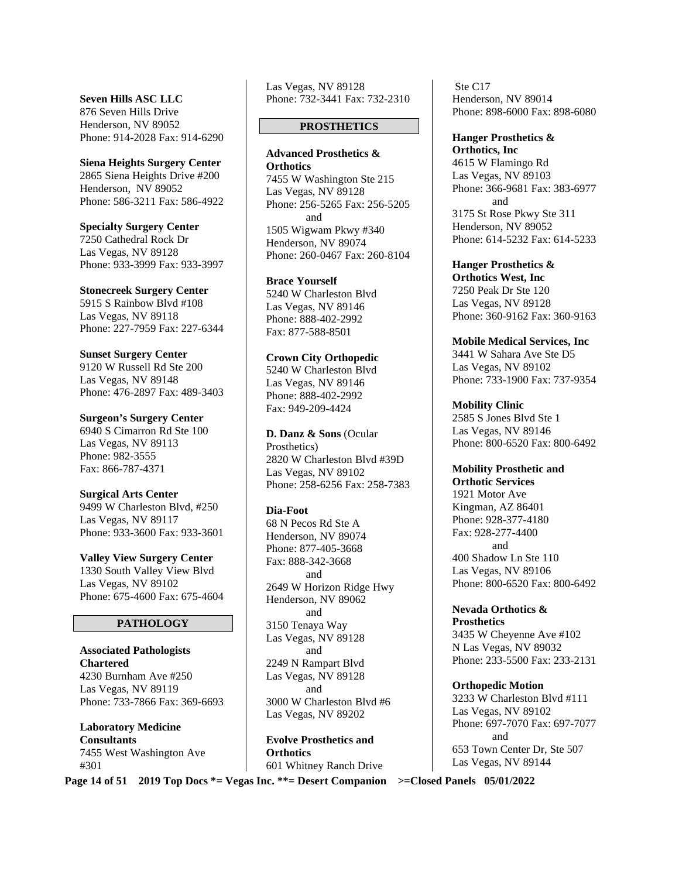**Seven Hills ASC LLC**
876 Seven Hills Drive
Henderson, NV 89052
Phone: 914-2028 Fax: 914-6290

**Siena Heights Surgery Center**
2865 Siena Heights Drive #200
Henderson, NV 89052
Phone: 586-3211 Fax: 586-4922

**Specialty Surgery Center**
7250 Cathedral Rock Dr
Las Vegas, NV 89128
Phone: 933-3999 Fax: 933-3997

**Stonecreek Surgery Center**
5915 S Rainbow Blvd #108
Las Vegas, NV 89118
Phone: 227-7959 Fax: 227-6344

**Sunset Surgery Center**
9120 W Russell Rd Ste 200
Las Vegas, NV 89148
Phone: 476-2897 Fax: 489-3403

**Surgeon's Surgery Center**
6940 S Cimarron Rd Ste 100
Las Vegas, NV 89113
Phone: 982-3555
Fax: 866-787-4371

**Surgical Arts Center**
9499 W Charleston Blvd, #250
Las Vegas, NV 89117
Phone: 933-3600 Fax: 933-3601

**Valley View Surgery Center**
1330 South Valley View Blvd
Las Vegas, NV 89102
Phone: 675-4600 Fax: 675-4604

## PATHOLOGY

**Associated Pathologists Chartered**
4230 Burnham Ave #250
Las Vegas, NV 89119
Phone: 733-7866 Fax: 369-6693

**Laboratory Medicine Consultants**
7455 West Washington Ave #301
Las Vegas, NV 89128
Phone: 732-3441 Fax: 732-2310

## PROSTHETICS

**Advanced Prosthetics & Orthotics**
7455 W Washington Ste 215
Las Vegas, NV 89128
Phone: 256-5265 Fax: 256-5205
and
1505 Wigwam Pkwy #340
Henderson, NV 89074
Phone: 260-0467 Fax: 260-8104

**Brace Yourself**
5240 W Charleston Blvd
Las Vegas, NV 89146
Phone: 888-402-2992
Fax: 877-588-8501

**Crown City Orthopedic**
5240 W Charleston Blvd
Las Vegas, NV 89146
Phone: 888-402-2992
Fax: 949-209-4424

**D. Danz & Sons** (Ocular Prosthetics)
2820 W Charleston Blvd #39D
Las Vegas, NV 89102
Phone: 258-6256 Fax: 258-7383

**Dia-Foot**
68 N Pecos Rd Ste A
Henderson, NV 89074
Phone: 877-405-3668
Fax: 888-342-3668
and
2649 W Horizon Ridge Hwy
Henderson, NV 89062
and
3150 Tenaya Way
Las Vegas, NV 89128
and
2249 N Rampart Blvd
Las Vegas, NV 89128
and
3000 W Charleston Blvd #6
Las Vegas, NV 89202

**Evolve Prosthetics and Orthotics**
601 Whitney Ranch Drive
Ste C17
Henderson, NV 89014
Phone: 898-6000 Fax: 898-6080

**Hanger Prosthetics & Orthotics, Inc**
4615 W Flamingo Rd
Las Vegas, NV 89103
Phone: 366-9681 Fax: 383-6977
and
3175 St Rose Pkwy Ste 311
Henderson, NV 89052
Phone: 614-5232 Fax: 614-5233

**Hanger Prosthetics & Orthotics West, Inc**
7250 Peak Dr Ste 120
Las Vegas, NV 89128
Phone: 360-9162 Fax: 360-9163

**Mobile Medical Services, Inc**
3441 W Sahara Ave Ste D5
Las Vegas, NV 89102
Phone: 733-1900 Fax: 737-9354

**Mobility Clinic**
2585 S Jones Blvd Ste 1
Las Vegas, NV 89146
Phone: 800-6520 Fax: 800-6492

**Mobility Prosthetic and Orthotic Services**
1921 Motor Ave
Kingman, AZ 86401
Phone: 928-377-4180
Fax: 928-277-4400
and
400 Shadow Ln Ste 110
Las Vegas, NV 89106
Phone: 800-6520 Fax: 800-6492

**Nevada Orthotics & Prosthetics**
3435 W Cheyenne Ave #102
N Las Vegas, NV 89032
Phone: 233-5500 Fax: 233-2131

**Orthopedic Motion**
3233 W Charleston Blvd #111
Las Vegas, NV 89102
Phone: 697-7070 Fax: 697-7077
and
653 Town Center Dr, Ste 507
Las Vegas, NV 89144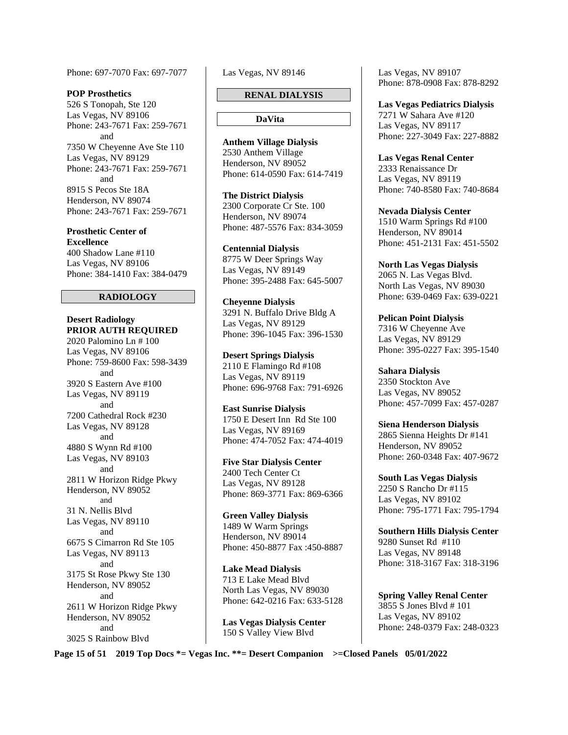Phone: 697-7070 Fax: 697-7077

**POP Prosthetics**
526 S Tonopah, Ste 120
Las Vegas, NV 89106
Phone: 243-7671 Fax: 259-7671
and
7350 W Cheyenne Ave Ste 110
Las Vegas, NV 89129
Phone: 243-7671 Fax: 259-7671
and
8915 S Pecos Ste 18A
Henderson, NV 89074
Phone: 243-7671 Fax: 259-7671

**Prosthetic Center of Excellence**
400 Shadow Lane #110
Las Vegas, NV 89106
Phone: 384-1410 Fax: 384-0479

## RADIOLOGY

**Desert Radiology**
**PRIOR AUTH REQUIRED**
2020 Palomino Ln # 100
Las Vegas, NV 89106
Phone: 759-8600 Fax: 598-3439
and
3920 S Eastern Ave #100
Las Vegas, NV 89119
and
7200 Cathedral Rock #230
Las Vegas, NV 89128
and
4880 S Wynn Rd #100
Las Vegas, NV 89103
and
2811 W Horizon Ridge Pkwy
Henderson, NV 89052
and
31 N. Nellis Blvd
Las Vegas, NV 89110
and
6675 S Cimarron Rd Ste 105
Las Vegas, NV 89113
and
3175 St Rose Pkwy Ste 130
Henderson, NV 89052
and
2611 W Horizon Ridge Pkwy
Henderson, NV 89052
and
3025 S Rainbow Blvd
Las Vegas, NV 89146

## RENAL DIALYSIS

### DaVita

**Anthem Village Dialysis**
2530 Anthem Village
Henderson, NV 89052
Phone: 614-0590 Fax: 614-7419

**The District Dialysis**
2300 Corporate Cr Ste. 100
Henderson, NV 89074
Phone: 487-5576 Fax: 834-3059

**Centennial Dialysis**
8775 W Deer Springs Way
Las Vegas, NV 89149
Phone: 395-2488 Fax: 645-5007

**Cheyenne Dialysis**
3291 N. Buffalo Drive Bldg A
Las Vegas, NV 89129
Phone: 396-1045 Fax: 396-1530

**Desert Springs Dialysis**
2110 E Flamingo Rd #108
Las Vegas, NV 89119
Phone: 696-9768 Fax: 791-6926

**East Sunrise Dialysis**
1750 E Desert Inn Rd Ste 100
Las Vegas, NV 89169
Phone: 474-7052 Fax: 474-4019

**Five Star Dialysis Center**
2400 Tech Center Ct
Las Vegas, NV 89128
Phone: 869-3771 Fax: 869-6366

**Green Valley Dialysis**
1489 W Warm Springs
Henderson, NV 89014
Phone: 450-8877 Fax :450-8887

**Lake Mead Dialysis**
713 E Lake Mead Blvd
North Las Vegas, NV 89030
Phone: 642-0216 Fax: 633-5128

**Las Vegas Dialysis Center**
150 S Valley View Blvd
Las Vegas, NV 89107
Phone: 878-0908 Fax: 878-8292

**Las Vegas Pediatrics Dialysis**
7271 W Sahara Ave #120
Las Vegas, NV 89117
Phone: 227-3049 Fax: 227-8882

**Las Vegas Renal Center**
2333 Renaissance Dr
Las Vegas, NV 89119
Phone: 740-8580 Fax: 740-8684

**Nevada Dialysis Center**
1510 Warm Springs Rd #100
Henderson, NV 89014
Phone: 451-2131 Fax: 451-5502

**North Las Vegas Dialysis**
2065 N. Las Vegas Blvd.
North Las Vegas, NV 89030
Phone: 639-0469 Fax: 639-0221

**Pelican Point Dialysis**
7316 W Cheyenne Ave
Las Vegas, NV 89129
Phone: 395-0227 Fax: 395-1540

**Sahara Dialysis**
2350 Stockton Ave
Las Vegas, NV 89052
Phone: 457-7099 Fax: 457-0287

**Siena Henderson Dialysis**
2865 Sienna Heights Dr #141
Henderson, NV 89052
Phone: 260-0348 Fax: 407-9672

**South Las Vegas Dialysis**
2250 S Rancho Dr #115
Las Vegas, NV 89102
Phone: 795-1771 Fax: 795-1794

**Southern Hills Dialysis Center**
9280 Sunset Rd #110
Las Vegas, NV 89148
Phone: 318-3167 Fax: 318-3196

**Spring Valley Renal Center**
3855 S Jones Blvd # 101
Las Vegas, NV 89102
Phone: 248-0379 Fax: 248-0323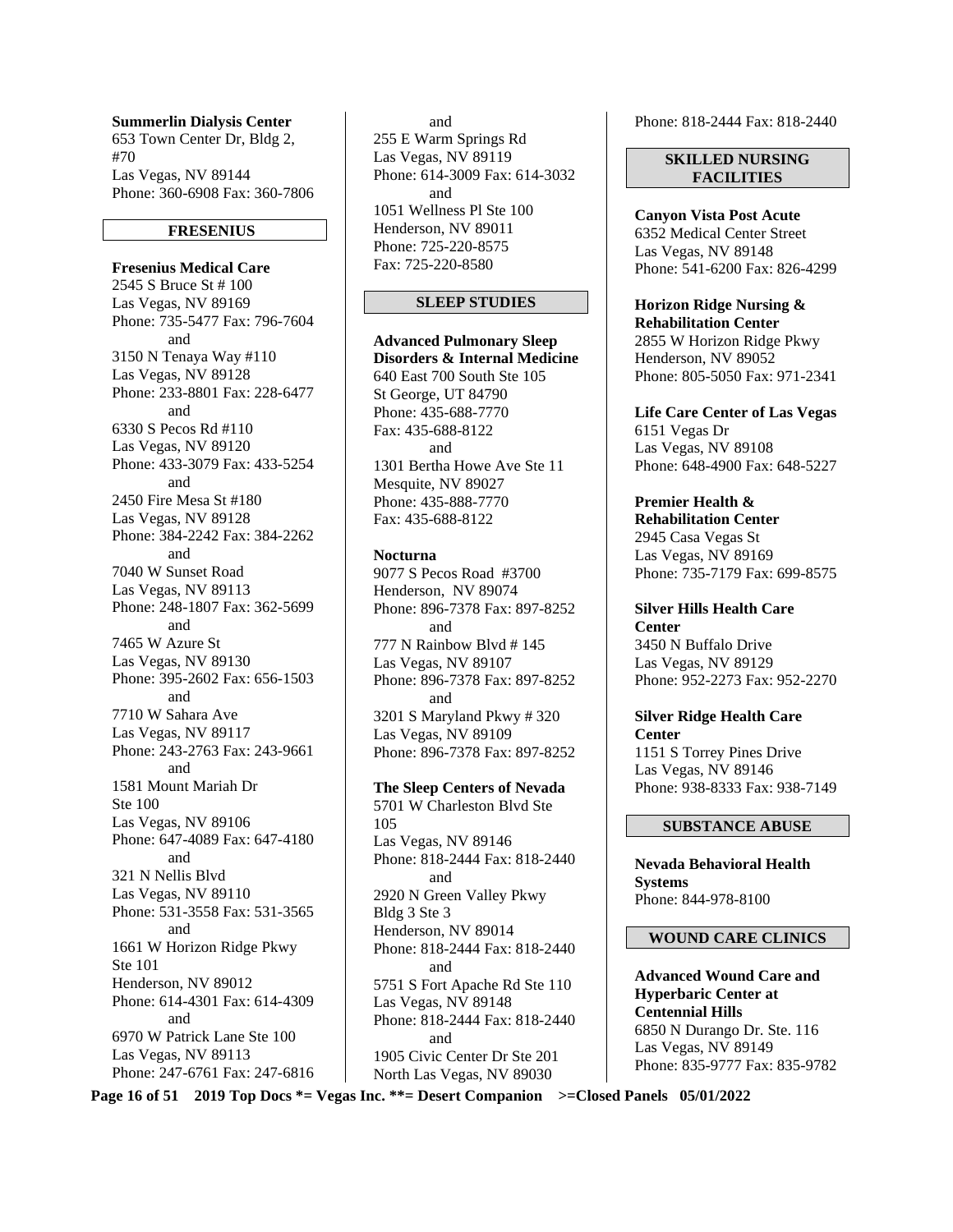**Summerlin Dialysis Center**
653 Town Center Dr, Bldg 2, #70
Las Vegas, NV 89144
Phone: 360-6908 Fax: 360-7806

## FRESENIUS

**Fresenius Medical Care**
2545 S Bruce St # 100
Las Vegas, NV 89169
Phone: 735-5477 Fax: 796-7604
and
3150 N Tenaya Way #110
Las Vegas, NV 89128
Phone: 233-8801 Fax: 228-6477
and
6330 S Pecos Rd #110
Las Vegas, NV 89120
Phone: 433-3079 Fax: 433-5254
and
2450 Fire Mesa St #180
Las Vegas, NV 89128
Phone: 384-2242 Fax: 384-2262
and
7040 W Sunset Road
Las Vegas, NV 89113
Phone: 248-1807 Fax: 362-5699
and
7465 W Azure St
Las Vegas, NV 89130
Phone: 395-2602 Fax: 656-1503
and
7710 W Sahara Ave
Las Vegas, NV 89117
Phone: 243-2763 Fax: 243-9661
and
1581 Mount Mariah Dr Ste 100
Las Vegas, NV 89106
Phone: 647-4089 Fax: 647-4180
and
321 N Nellis Blvd
Las Vegas, NV 89110
Phone: 531-3558 Fax: 531-3565
and
1661 W Horizon Ridge Pkwy Ste 101
Henderson, NV 89012
Phone: 614-4301 Fax: 614-4309
and
6970 W Patrick Lane Ste 100
Las Vegas, NV 89113
Phone: 247-6761 Fax: 247-6816
and
255 E Warm Springs Rd
Las Vegas, NV 89119
Phone: 614-3009 Fax: 614-3032
and
1051 Wellness Pl Ste 100
Henderson, NV 89011
Phone: 725-220-8575
Fax: 725-220-8580

## SLEEP STUDIES

**Advanced Pulmonary Sleep Disorders & Internal Medicine**
640 East 700 South Ste 105
St George, UT 84790
Phone: 435-688-7770
Fax: 435-688-8122
and
1301 Bertha Howe Ave Ste 11
Mesquite, NV 89027
Phone: 435-888-7770
Fax: 435-688-8122

**Nocturna**
9077 S Pecos Road #3700
Henderson, NV 89074
Phone: 896-7378 Fax: 897-8252
and
777 N Rainbow Blvd # 145
Las Vegas, NV 89107
Phone: 896-7378 Fax: 897-8252
and
3201 S Maryland Pkwy # 320
Las Vegas, NV 89109
Phone: 896-7378 Fax: 897-8252

**The Sleep Centers of Nevada**
5701 W Charleston Blvd Ste 105
Las Vegas, NV 89146
Phone: 818-2444 Fax: 818-2440
and
2920 N Green Valley Pkwy Bldg 3 Ste 3
Henderson, NV 89014
Phone: 818-2444 Fax: 818-2440
and
5751 S Fort Apache Rd Ste 110
Las Vegas, NV 89148
Phone: 818-2444 Fax: 818-2440
and
1905 Civic Center Dr Ste 201
North Las Vegas, NV 89030
Phone: 818-2444 Fax: 818-2440

## SKILLED NURSING FACILITIES

**Canyon Vista Post Acute**
6352 Medical Center Street
Las Vegas, NV 89148
Phone: 541-6200 Fax: 826-4299

**Horizon Ridge Nursing & Rehabilitation Center**
2855 W Horizon Ridge Pkwy
Henderson, NV 89052
Phone: 805-5050 Fax: 971-2341

**Life Care Center of Las Vegas**
6151 Vegas Dr
Las Vegas, NV 89108
Phone: 648-4900 Fax: 648-5227

**Premier Health & Rehabilitation Center**
2945 Casa Vegas St
Las Vegas, NV 89169
Phone: 735-7179 Fax: 699-8575

**Silver Hills Health Care Center**
3450 N Buffalo Drive
Las Vegas, NV 89129
Phone: 952-2273 Fax: 952-2270

**Silver Ridge Health Care Center**
1151 S Torrey Pines Drive
Las Vegas, NV 89146
Phone: 938-8333 Fax: 938-7149

## SUBSTANCE ABUSE

**Nevada Behavioral Health Systems**
Phone: 844-978-8100

## WOUND CARE CLINICS

**Advanced Wound Care and Hyperbaric Center at Centennial Hills**
6850 N Durango Dr. Ste. 116
Las Vegas, NV 89149
Phone: 835-9777 Fax: 835-9782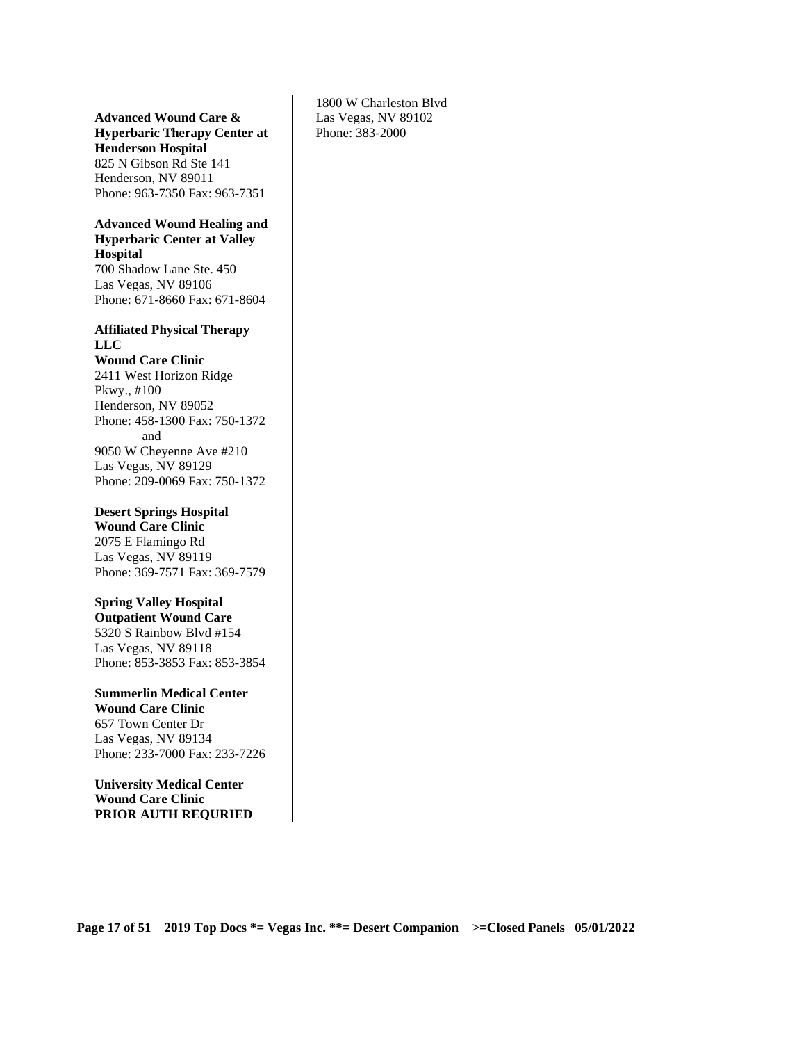**Advanced Wound Care & Hyperbaric Therapy Center at Henderson Hospital**
825 N Gibson Rd Ste 141
Henderson, NV 89011
Phone: 963-7350 Fax: 963-7351

**Advanced Wound Healing and Hyperbaric Center at Valley Hospital**
700 Shadow Lane Ste. 450
Las Vegas, NV 89106
Phone: 671-8660 Fax: 671-8604

**Affiliated Physical Therapy LLC**
**Wound Care Clinic**
2411 West Horizon Ridge Pkwy., #100
Henderson, NV 89052
Phone: 458-1300 Fax: 750-1372
and
9050 W Cheyenne Ave #210
Las Vegas, NV 89129
Phone: 209-0069 Fax: 750-1372

**Desert Springs Hospital Wound Care Clinic**
2075 E Flamingo Rd
Las Vegas, NV 89119
Phone: 369-7571 Fax: 369-7579

**Spring Valley Hospital Outpatient Wound Care**
5320 S Rainbow Blvd #154
Las Vegas, NV 89118
Phone: 853-3853 Fax: 853-3854

**Summerlin Medical Center Wound Care Clinic**
657 Town Center Dr
Las Vegas, NV 89134
Phone: 233-7000 Fax: 233-7226

**University Medical Center Wound Care Clinic**
**PRIOR AUTH REQURIED**
1800 W Charleston Blvd
Las Vegas, NV 89102
Phone: 383-2000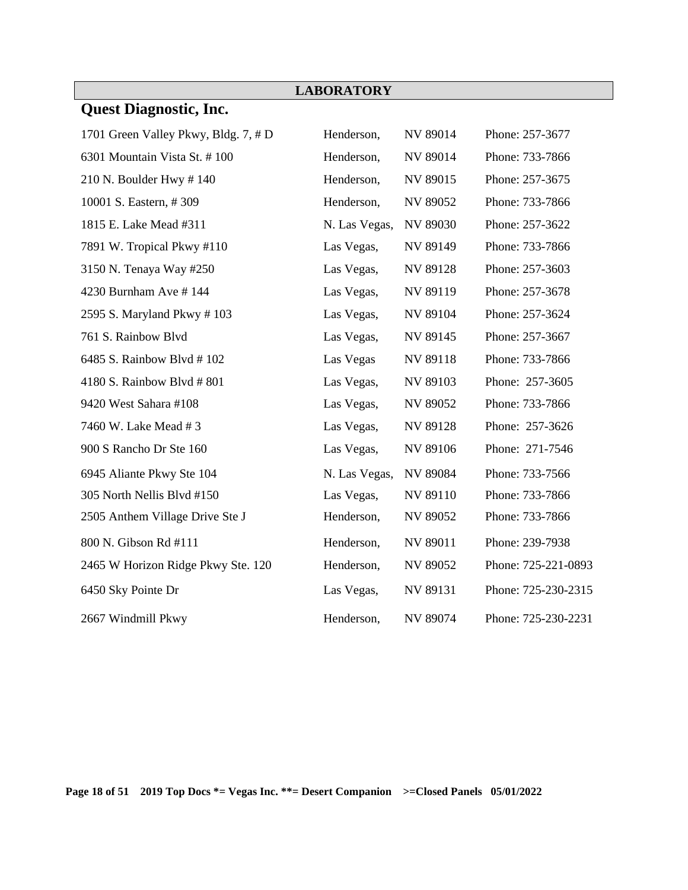## LABORATORY

### Quest Diagnostic, Inc.

| | | | |
|---|---|---|---|
| 1701 Green Valley Pkwy, Bldg. 7, # D | Henderson, | NV 89014 | Phone: 257-3677 |
| 6301 Mountain Vista St. # 100 | Henderson, | NV 89014 | Phone: 733-7866 |
| 210 N. Boulder Hwy # 140 | Henderson, | NV 89015 | Phone: 257-3675 |
| 10001 S. Eastern, # 309 | Henderson, | NV 89052 | Phone: 733-7866 |
| 1815 E. Lake Mead #311 | N. Las Vegas, | NV 89030 | Phone: 257-3622 |
| 7891 W. Tropical Pkwy #110 | Las Vegas, | NV 89149 | Phone: 733-7866 |
| 3150 N. Tenaya Way #250 | Las Vegas, | NV 89128 | Phone: 257-3603 |
| 4230 Burnham Ave # 144 | Las Vegas, | NV 89119 | Phone: 257-3678 |
| 2595 S. Maryland Pkwy # 103 | Las Vegas, | NV 89104 | Phone: 257-3624 |
| 761 S. Rainbow Blvd | Las Vegas, | NV 89145 | Phone: 257-3667 |
| 6485 S. Rainbow Blvd # 102 | Las Vegas | NV 89118 | Phone: 733-7866 |
| 4180 S. Rainbow Blvd # 801 | Las Vegas, | NV 89103 | Phone: 257-3605 |
| 9420 West Sahara #108 | Las Vegas, | NV 89052 | Phone: 733-7866 |
| 7460 W. Lake Mead # 3 | Las Vegas, | NV 89128 | Phone: 257-3626 |
| 900 S Rancho Dr Ste 160 | Las Vegas, | NV 89106 | Phone: 271-7546 |
| 6945 Aliante Pkwy Ste 104 | N. Las Vegas, | NV 89084 | Phone: 733-7566 |
| 305 North Nellis Blvd #150 | Las Vegas, | NV 89110 | Phone: 733-7866 |
| 2505 Anthem Village Drive Ste J | Henderson, | NV 89052 | Phone: 733-7866 |
| 800 N. Gibson Rd #111 | Henderson, | NV 89011 | Phone: 239-7938 |
| 2465 W Horizon Ridge Pkwy Ste. 120 | Henderson, | NV 89052 | Phone: 725-221-0893 |
| 6450 Sky Pointe Dr | Las Vegas, | NV 89131 | Phone: 725-230-2315 |
| 2667 Windmill Pkwy | Henderson, | NV 89074 | Phone: 725-230-2231 |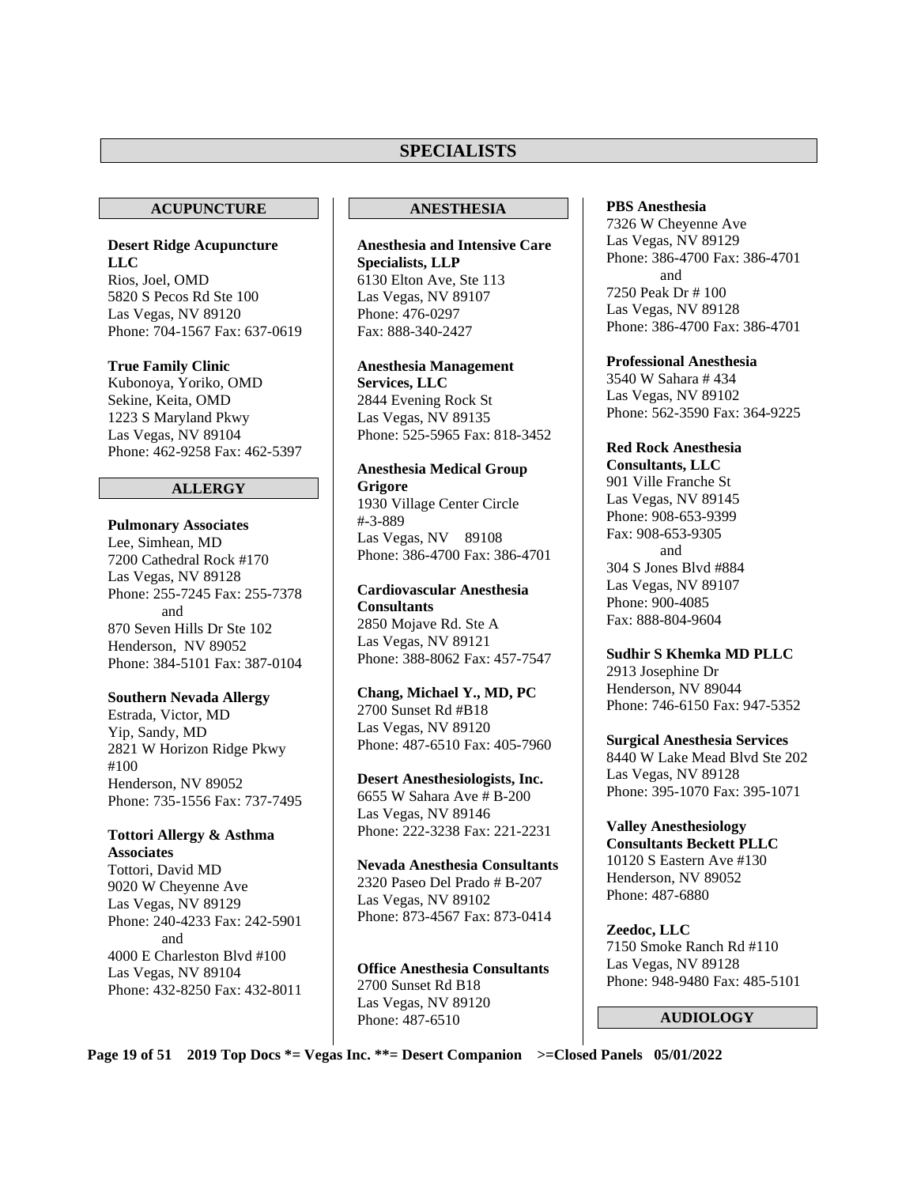# SPECIALISTS

## ACUPUNCTURE

**Desert Ridge Acupuncture LLC**
Rios, Joel, OMD
5820 S Pecos Rd Ste 100
Las Vegas, NV 89120
Phone: 704-1567 Fax: 637-0619

**True Family Clinic**
Kubonoya, Yoriko, OMD
Sekine, Keita, OMD
1223 S Maryland Pkwy
Las Vegas, NV 89104
Phone: 462-9258 Fax: 462-5397

## ALLERGY

**Pulmonary Associates**
Lee, Simhean, MD
7200 Cathedral Rock #170
Las Vegas, NV 89128
Phone: 255-7245 Fax: 255-7378
and
870 Seven Hills Dr Ste 102
Henderson, NV 89052
Phone: 384-5101 Fax: 387-0104

**Southern Nevada Allergy**
Estrada, Victor, MD
Yip, Sandy, MD
2821 W Horizon Ridge Pkwy #100
Henderson, NV 89052
Phone: 735-1556 Fax: 737-7495

**Tottori Allergy & Asthma Associates**
Tottori, David MD
9020 W Cheyenne Ave
Las Vegas, NV 89129
Phone: 240-4233 Fax: 242-5901
and
4000 E Charleston Blvd #100
Las Vegas, NV 89104
Phone: 432-8250 Fax: 432-8011

## ANESTHESIA

**Anesthesia and Intensive Care Specialists, LLP**
6130 Elton Ave, Ste 113
Las Vegas, NV 89107
Phone: 476-0297
Fax: 888-340-2427

**Anesthesia Management Services, LLC**
2844 Evening Rock St
Las Vegas, NV 89135
Phone: 525-5965 Fax: 818-3452

**Anesthesia Medical Group Grigore**
1930 Village Center Circle #-3-889
Las Vegas, NV 89108
Phone: 386-4700 Fax: 386-4701

**Cardiovascular Anesthesia Consultants**
2850 Mojave Rd. Ste A
Las Vegas, NV 89121
Phone: 388-8062 Fax: 457-7547

**Chang, Michael Y., MD, PC**
2700 Sunset Rd #B18
Las Vegas, NV 89120
Phone: 487-6510 Fax: 405-7960

**Desert Anesthesiologists, Inc.**
6655 W Sahara Ave # B-200
Las Vegas, NV 89146
Phone: 222-3238 Fax: 221-2231

**Nevada Anesthesia Consultants**
2320 Paseo Del Prado # B-207
Las Vegas, NV 89102
Phone: 873-4567 Fax: 873-0414

**Office Anesthesia Consultants**
2700 Sunset Rd B18
Las Vegas, NV 89120
Phone: 487-6510

**PBS Anesthesia**
7326 W Cheyenne Ave
Las Vegas, NV 89129
Phone: 386-4700 Fax: 386-4701
and
7250 Peak Dr # 100
Las Vegas, NV 89128
Phone: 386-4700 Fax: 386-4701

**Professional Anesthesia**
3540 W Sahara # 434
Las Vegas, NV 89102
Phone: 562-3590 Fax: 364-9225

**Red Rock Anesthesia Consultants, LLC**
901 Ville Franche St
Las Vegas, NV 89145
Phone: 908-653-9399
Fax: 908-653-9305
and
304 S Jones Blvd #884
Las Vegas, NV 89107
Phone: 900-4085
Fax: 888-804-9604

**Sudhir S Khemka MD PLLC**
2913 Josephine Dr
Henderson, NV 89044
Phone: 746-6150 Fax: 947-5352

**Surgical Anesthesia Services**
8440 W Lake Mead Blvd Ste 202
Las Vegas, NV 89128
Phone: 395-1070 Fax: 395-1071

**Valley Anesthesiology Consultants Beckett PLLC**
10120 S Eastern Ave #130
Henderson, NV 89052
Phone: 487-6880

**Zeedoc, LLC**
7150 Smoke Ranch Rd #110
Las Vegas, NV 89128
Phone: 948-9480 Fax: 485-5101

## AUDIOLOGY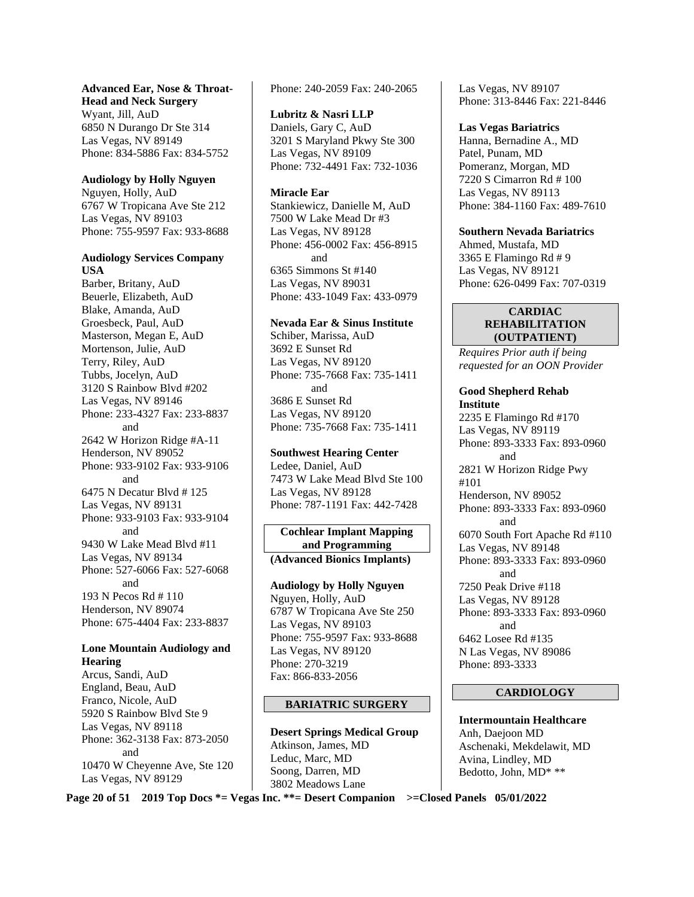**Advanced Ear, Nose & Throat-Head and Neck Surgery**
Wyant, Jill, AuD
6850 N Durango Dr Ste 314
Las Vegas, NV 89149
Phone: 834-5886 Fax: 834-5752

**Audiology by Holly Nguyen**
Nguyen, Holly, AuD
6767 W Tropicana Ave Ste 212
Las Vegas, NV 89103
Phone: 755-9597 Fax: 933-8688

**Audiology Services Company USA**
Barber, Britany, AuD
Beuerle, Elizabeth, AuD
Blake, Amanda, AuD
Groesbeck, Paul, AuD
Masterson, Megan E, AuD
Mortenson, Julie, AuD
Terry, Riley, AuD
Tubbs, Jocelyn, AuD
3120 S Rainbow Blvd #202
Las Vegas, NV 89146
Phone: 233-4327 Fax: 233-8837
and
2642 W Horizon Ridge #A-11
Henderson, NV 89052
Phone: 933-9102 Fax: 933-9106
and
6475 N Decatur Blvd # 125
Las Vegas, NV 89131
Phone: 933-9103 Fax: 933-9104
and
9430 W Lake Mead Blvd #11
Las Vegas, NV 89134
Phone: 527-6066 Fax: 527-6068
and
193 N Pecos Rd # 110
Henderson, NV 89074
Phone: 675-4404 Fax: 233-8837

**Lone Mountain Audiology and Hearing**
Arcus, Sandi, AuD
England, Beau, AuD
Franco, Nicole, AuD
5920 S Rainbow Blvd Ste 9
Las Vegas, NV 89118
Phone: 362-3138 Fax: 873-2050
and
10470 W Cheyenne Ave, Ste 120
Las Vegas, NV 89129
Phone: 240-2059 Fax: 240-2065

**Lubritz & Nasri LLP**
Daniels, Gary C, AuD
3201 S Maryland Pkwy Ste 300
Las Vegas, NV 89109
Phone: 732-4491 Fax: 732-1036

**Miracle Ear**
Stankiewicz, Danielle M, AuD
7500 W Lake Mead Dr #3
Las Vegas, NV 89128
Phone: 456-0002 Fax: 456-8915
and
6365 Simmons St #140
Las Vegas, NV 89031
Phone: 433-1049 Fax: 433-0979

**Nevada Ear & Sinus Institute**
Schiber, Marissa, AuD
3692 E Sunset Rd
Las Vegas, NV 89120
Phone: 735-7668 Fax: 735-1411
and
3686 E Sunset Rd
Las Vegas, NV 89120
Phone: 735-7668 Fax: 735-1411

**Southwest Hearing Center**
Ledee, Daniel, AuD
7473 W Lake Mead Blvd Ste 100
Las Vegas, NV 89128
Phone: 787-1191 Fax: 442-7428

## Cochlear Implant Mapping and Programming

**(Advanced Bionics Implants)**

**Audiology by Holly Nguyen**
Nguyen, Holly, AuD
6787 W Tropicana Ave Ste 250
Las Vegas, NV 89103
Phone: 755-9597 Fax: 933-8688
Las Vegas, NV 89120
Phone: 270-3219
Fax: 866-833-2056

## BARIATRIC SURGERY

**Desert Springs Medical Group**
Atkinson, James, MD
Leduc, Marc, MD
Soong, Darren, MD
3802 Meadows Lane
Las Vegas, NV 89107
Phone: 313-8446 Fax: 221-8446

**Las Vegas Bariatrics**
Hanna, Bernadine A., MD
Patel, Punam, MD
Pomeranz, Morgan, MD
7220 S Cimarron Rd # 100
Las Vegas, NV 89113
Phone: 384-1160 Fax: 489-7610

**Southern Nevada Bariatrics**
Ahmed, Mustafa, MD
3365 E Flamingo Rd # 9
Las Vegas, NV 89121
Phone: 626-0499 Fax: 707-0319

## CARDIAC REHABILITATION (OUTPATIENT)

*Requires Prior auth if being requested for an OON Provider*

**Good Shepherd Rehab Institute**
2235 E Flamingo Rd #170
Las Vegas, NV 89119
Phone: 893-3333 Fax: 893-0960
and
2821 W Horizon Ridge Pwy #101
Henderson, NV 89052
Phone: 893-3333 Fax: 893-0960
and
6070 South Fort Apache Rd #110
Las Vegas, NV 89148
Phone: 893-3333 Fax: 893-0960
and
7250 Peak Drive #118
Las Vegas, NV 89128
Phone: 893-3333 Fax: 893-0960
and
6462 Losee Rd #135
N Las Vegas, NV 89086
Phone: 893-3333

## CARDIOLOGY

**Intermountain Healthcare**
Anh, Daejoon MD
Aschenaki, Mekdelawit, MD
Avina, Lindley, MD
Bedotto, John, MD* **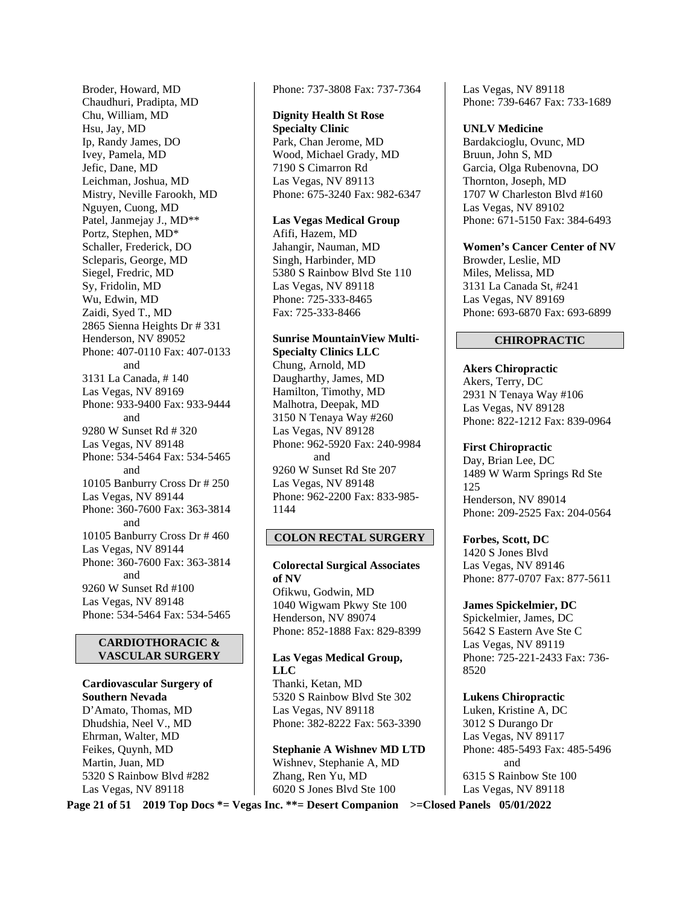Broder, Howard, MD
Chaudhuri, Pradipta, MD
Chu, William, MD
Hsu, Jay, MD
Ip, Randy James, DO
Ivey, Pamela, MD
Jefic, Dane, MD
Leichman, Joshua, MD
Mistry, Neville Farookh, MD
Nguyen, Cuong, MD
Patel, Janmejay J., MD**
Portz, Stephen, MD*
Schaller, Frederick, DO
Scleparis, George, MD
Siegel, Fredric, MD
Sy, Fridolin, MD
Wu, Edwin, MD
Zaidi, Syed T., MD
2865 Sienna Heights Dr # 331
Henderson, NV 89052
Phone: 407-0110 Fax: 407-0133
and
3131 La Canada, # 140
Las Vegas, NV 89169
Phone: 933-9400 Fax: 933-9444
and
9280 W Sunset Rd # 320
Las Vegas, NV 89148
Phone: 534-5464 Fax: 534-5465
and
10105 Banburry Cross Dr # 250
Las Vegas, NV 89144
Phone: 360-7600 Fax: 363-3814
and
10105 Banburry Cross Dr # 460
Las Vegas, NV 89144
Phone: 360-7600 Fax: 363-3814
and
9260 W Sunset Rd #100
Las Vegas, NV 89148
Phone: 534-5464 Fax: 534-5465

## CARDIOTHORACIC & VASCULAR SURGERY

**Cardiovascular Surgery of Southern Nevada**
D'Amato, Thomas, MD
Dhudshia, Neel V., MD
Ehrman, Walter, MD
Feikes, Quynh, MD
Martin, Juan, MD
5320 S Rainbow Blvd #282
Las Vegas, NV 89118
Phone: 737-3808 Fax: 737-7364

**Dignity Health St Rose Specialty Clinic**
Park, Chan Jerome, MD
Wood, Michael Grady, MD
7190 S Cimarron Rd
Las Vegas, NV 89113
Phone: 675-3240 Fax: 982-6347

**Las Vegas Medical Group**
Afifi, Hazem, MD
Jahangir, Nauman, MD
Singh, Harbinder, MD
5380 S Rainbow Blvd Ste 110
Las Vegas, NV 89118
Phone: 725-333-8465
Fax: 725-333-8466

**Sunrise MountainView Multi-Specialty Clinics LLC**
Chung, Arnold, MD
Daugharthy, James, MD
Hamilton, Timothy, MD
Malhotra, Deepak, MD
3150 N Tenaya Way #260
Las Vegas, NV 89128
Phone: 962-5920 Fax: 240-9984
and
9260 W Sunset Rd Ste 207
Las Vegas, NV 89148
Phone: 962-2200 Fax: 833-985-1144

## COLON RECTAL SURGERY

**Colorectal Surgical Associates of NV**
Ofikwu, Godwin, MD
1040 Wigwam Pkwy Ste 100
Henderson, NV 89074
Phone: 852-1888 Fax: 829-8399

**Las Vegas Medical Group, LLC**
Thanki, Ketan, MD
5320 S Rainbow Blvd Ste 302
Las Vegas, NV 89118
Phone: 382-8222 Fax: 563-3390

**Stephanie A Wishnev MD LTD**
Wishnev, Stephanie A, MD
Zhang, Ren Yu, MD
6020 S Jones Blvd Ste 100
Las Vegas, NV 89118
Phone: 739-6467 Fax: 733-1689

**UNLV Medicine**
Bardakcioglu, Ovunc, MD
Bruun, John S, MD
Garcia, Olga Rubenovna, DO
Thornton, Joseph, MD
1707 W Charleston Blvd #160
Las Vegas, NV 89102
Phone: 671-5150 Fax: 384-6493

**Women's Cancer Center of NV**
Browder, Leslie, MD
Miles, Melissa, MD
3131 La Canada St, #241
Las Vegas, NV 89169
Phone: 693-6870 Fax: 693-6899

## CHIROPRACTIC

**Akers Chiropractic**
Akers, Terry, DC
2931 N Tenaya Way #106
Las Vegas, NV 89128
Phone: 822-1212 Fax: 839-0964

**First Chiropractic**
Day, Brian Lee, DC
1489 W Warm Springs Rd Ste 125
Henderson, NV 89014
Phone: 209-2525 Fax: 204-0564

**Forbes, Scott, DC**
1420 S Jones Blvd
Las Vegas, NV 89146
Phone: 877-0707 Fax: 877-5611

**James Spickelmier, DC**
Spickelmier, James, DC
5642 S Eastern Ave Ste C
Las Vegas, NV 89119
Phone: 725-221-2433 Fax: 736-8520

**Lukens Chiropractic**
Luken, Kristine A, DC
3012 S Durango Dr
Las Vegas, NV 89117
Phone: 485-5493 Fax: 485-5496
and
6315 S Rainbow Ste 100
Las Vegas, NV 89118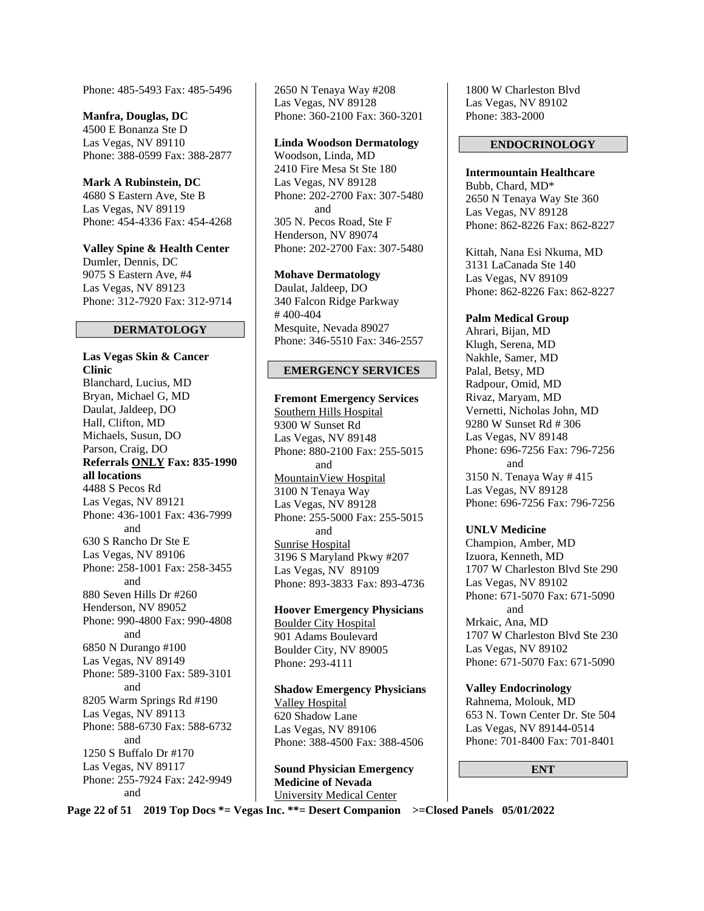Phone: 485-5493 Fax: 485-5496

**Manfra, Douglas, DC**
4500 E Bonanza Ste D
Las Vegas, NV 89110
Phone: 388-0599 Fax: 388-2877

**Mark A Rubinstein, DC**
4680 S Eastern Ave, Ste B
Las Vegas, NV 89119
Phone: 454-4336 Fax: 454-4268

**Valley Spine & Health Center**
Dumler, Dennis, DC
9075 S Eastern Ave, #4
Las Vegas, NV 89123
Phone: 312-7920 Fax: 312-9714

## DERMATOLOGY

**Las Vegas Skin & Cancer Clinic**
Blanchard, Lucius, MD
Bryan, Michael G, MD
Daulat, Jaldeep, DO
Hall, Clifton, MD
Michaels, Susun, DO
Parson, Craig, DO
**Referrals ONLY Fax: 835-1990 all locations**
4488 S Pecos Rd
Las Vegas, NV 89121
Phone: 436-1001 Fax: 436-7999
and
630 S Rancho Dr Ste E
Las Vegas, NV 89106
Phone: 258-1001 Fax: 258-3455
and
880 Seven Hills Dr #260
Henderson, NV 89052
Phone: 990-4800 Fax: 990-4808
and
6850 N Durango #100
Las Vegas, NV 89149
Phone: 589-3100 Fax: 589-3101
and
8205 Warm Springs Rd #190
Las Vegas, NV 89113
Phone: 588-6730 Fax: 588-6732
and
1250 S Buffalo Dr #170
Las Vegas, NV 89117
Phone: 255-7924 Fax: 242-9949
and
2650 N Tenaya Way #208
Las Vegas, NV 89128
Phone: 360-2100 Fax: 360-3201

**Linda Woodson Dermatology**
Woodson, Linda, MD
2410 Fire Mesa St Ste 180
Las Vegas, NV 89128
Phone: 202-2700 Fax: 307-5480
and
305 N. Pecos Road, Ste F
Henderson, NV 89074
Phone: 202-2700 Fax: 307-5480

**Mohave Dermatology**
Daulat, Jaldeep, DO
340 Falcon Ridge Parkway
# 400-404
Mesquite, Nevada 89027
Phone: 346-5510 Fax: 346-2557

## EMERGENCY SERVICES

**Fremont Emergency Services**
Southern Hills Hospital
9300 W Sunset Rd
Las Vegas, NV 89148
Phone: 880-2100 Fax: 255-5015
and
MountainView Hospital
3100 N Tenaya Way
Las Vegas, NV 89128
Phone: 255-5000 Fax: 255-5015
and
Sunrise Hospital
3196 S Maryland Pkwy #207
Las Vegas, NV 89109
Phone: 893-3833 Fax: 893-4736

**Hoover Emergency Physicians**
Boulder City Hospital
901 Adams Boulevard
Boulder City, NV 89005
Phone: 293-4111

**Shadow Emergency Physicians**
Valley Hospital
620 Shadow Lane
Las Vegas, NV 89106
Phone: 388-4500 Fax: 388-4506

**Sound Physician Emergency Medicine of Nevada**
University Medical Center
1800 W Charleston Blvd
Las Vegas, NV 89102
Phone: 383-2000

## ENDOCRINOLOGY

**Intermountain Healthcare**
Bubb, Chard, MD*
2650 N Tenaya Way Ste 360
Las Vegas, NV 89128
Phone: 862-8226 Fax: 862-8227

Kittah, Nana Esi Nkuma, MD
3131 LaCanada Ste 140
Las Vegas, NV 89109
Phone: 862-8226 Fax: 862-8227

**Palm Medical Group**
Ahrari, Bijan, MD
Klugh, Serena, MD
Nakhle, Samer, MD
Palal, Betsy, MD
Radpour, Omid, MD
Rivaz, Maryam, MD
Vernetti, Nicholas John, MD
9280 W Sunset Rd # 306
Las Vegas, NV 89148
Phone: 696-7256 Fax: 796-7256
and
3150 N. Tenaya Way # 415
Las Vegas, NV 89128
Phone: 696-7256 Fax: 796-7256

**UNLV Medicine**
Champion, Amber, MD
Izuora, Kenneth, MD
1707 W Charleston Blvd Ste 290
Las Vegas, NV 89102
Phone: 671-5070 Fax: 671-5090
and
Mrkaic, Ana, MD
1707 W Charleston Blvd Ste 230
Las Vegas, NV 89102
Phone: 671-5070 Fax: 671-5090

**Valley Endocrinology**
Rahnema, Molouk, MD
653 N. Town Center Dr. Ste 504
Las Vegas, NV 89144-0514
Phone: 701-8400 Fax: 701-8401

## ENT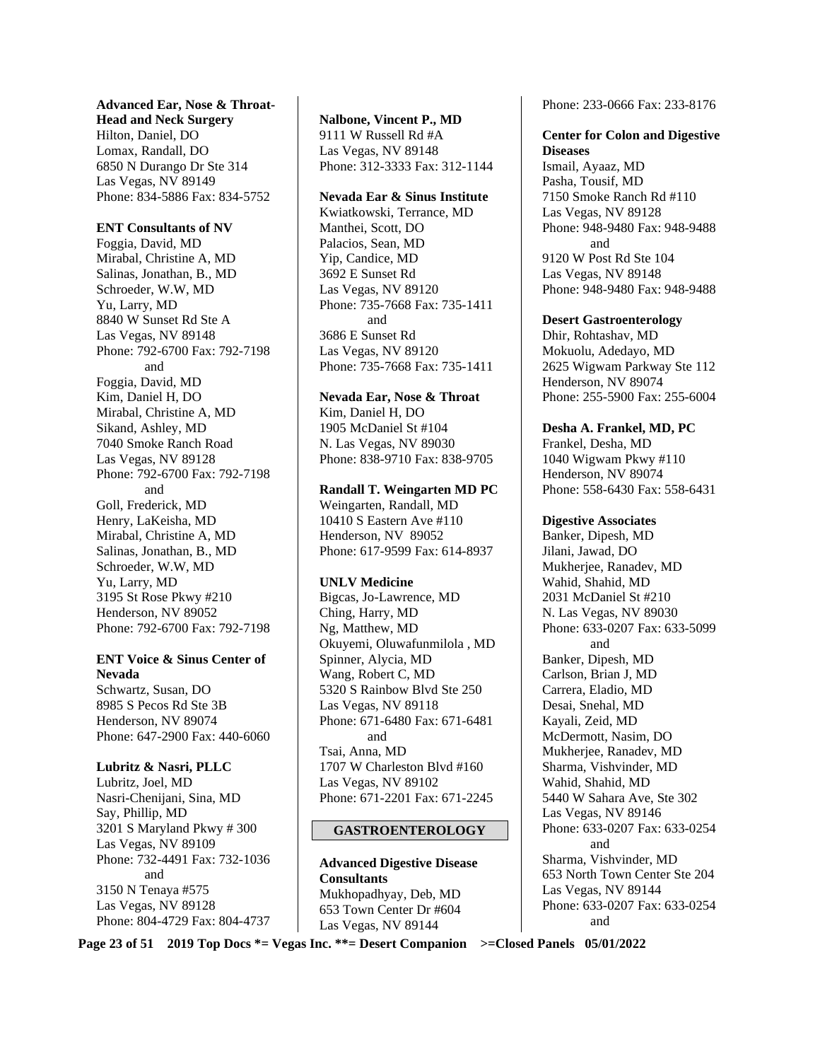**Advanced Ear, Nose & Throat-Head and Neck Surgery**
Hilton, Daniel, DO
Lomax, Randall, DO
6850 N Durango Dr Ste 314
Las Vegas, NV 89149
Phone: 834-5886 Fax: 834-5752

**ENT Consultants of NV**
Foggia, David, MD
Mirabal, Christine A, MD
Salinas, Jonathan, B., MD
Schroeder, W.W, MD
Yu, Larry, MD
8840 W Sunset Rd Ste A
Las Vegas, NV 89148
Phone: 792-6700 Fax: 792-7198
and
Foggia, David, MD
Kim, Daniel H, DO
Mirabal, Christine A, MD
Sikand, Ashley, MD
7040 Smoke Ranch Road
Las Vegas, NV 89128
Phone: 792-6700 Fax: 792-7198
and
Goll, Frederick, MD
Henry, LaKeisha, MD
Mirabal, Christine A, MD
Salinas, Jonathan, B., MD
Schroeder, W.W, MD
Yu, Larry, MD
3195 St Rose Pkwy #210
Henderson, NV 89052
Phone: 792-6700 Fax: 792-7198

**ENT Voice & Sinus Center of Nevada**
Schwartz, Susan, DO
8985 S Pecos Rd Ste 3B
Henderson, NV 89074
Phone: 647-2900 Fax: 440-6060

**Lubritz & Nasri, PLLC**
Lubritz, Joel, MD
Nasri-Chenijani, Sina, MD
Say, Phillip, MD
3201 S Maryland Pkwy # 300
Las Vegas, NV 89109
Phone: 732-4491 Fax: 732-1036
and
3150 N Tenaya #575
Las Vegas, NV 89128
Phone: 804-4729 Fax: 804-4737

**Nalbone, Vincent P., MD**
9111 W Russell Rd #A
Las Vegas, NV 89148
Phone: 312-3333 Fax: 312-1144

**Nevada Ear & Sinus Institute**
Kwiatkowski, Terrance, MD
Manthei, Scott, DO
Palacios, Sean, MD
Yip, Candice, MD
3692 E Sunset Rd
Las Vegas, NV 89120
Phone: 735-7668 Fax: 735-1411
and
3686 E Sunset Rd
Las Vegas, NV 89120
Phone: 735-7668 Fax: 735-1411

**Nevada Ear, Nose & Throat**
Kim, Daniel H, DO
1905 McDaniel St #104
N. Las Vegas, NV 89030
Phone: 838-9710 Fax: 838-9705

**Randall T. Weingarten MD PC**
Weingarten, Randall, MD
10410 S Eastern Ave #110
Henderson, NV 89052
Phone: 617-9599 Fax: 614-8937

**UNLV Medicine**
Bigcas, Jo-Lawrence, MD
Ching, Harry, MD
Ng, Matthew, MD
Okuyemi, Oluwafunmilola , MD
Spinner, Alycia, MD
Wang, Robert C, MD
5320 S Rainbow Blvd Ste 250
Las Vegas, NV 89118
Phone: 671-6480 Fax: 671-6481
and
Tsai, Anna, MD
1707 W Charleston Blvd #160
Las Vegas, NV 89102
Phone: 671-2201 Fax: 671-2245

## GASTROENTEROLOGY

**Advanced Digestive Disease Consultants**
Mukhopadhyay, Deb, MD
653 Town Center Dr #604
Las Vegas, NV 89144
Phone: 233-0666 Fax: 233-8176

**Center for Colon and Digestive Diseases**
Ismail, Ayaaz, MD
Pasha, Tousif, MD
7150 Smoke Ranch Rd #110
Las Vegas, NV 89128
Phone: 948-9480 Fax: 948-9488
and
9120 W Post Rd Ste 104
Las Vegas, NV 89148
Phone: 948-9480 Fax: 948-9488

**Desert Gastroenterology**
Dhir, Rohtashav, MD
Mokuolu, Adedayo, MD
2625 Wigwam Parkway Ste 112
Henderson, NV 89074
Phone: 255-5900 Fax: 255-6004

**Desha A. Frankel, MD, PC**
Frankel, Desha, MD
1040 Wigwam Pkwy #110
Henderson, NV 89074
Phone: 558-6430 Fax: 558-6431

**Digestive Associates**
Banker, Dipesh, MD
Jilani, Jawad, DO
Mukherjee, Ranadev, MD
Wahid, Shahid, MD
2031 McDaniel St #210
N. Las Vegas, NV 89030
Phone: 633-0207 Fax: 633-5099
and
Banker, Dipesh, MD
Carlson, Brian J, MD
Carrera, Eladio, MD
Desai, Snehal, MD
Kayali, Zeid, MD
McDermott, Nasim, DO
Mukherjee, Ranadev, MD
Sharma, Vishvinder, MD
Wahid, Shahid, MD
5440 W Sahara Ave, Ste 302
Las Vegas, NV 89146
Phone: 633-0207 Fax: 633-0254
and
Sharma, Vishvinder, MD
653 North Town Center Ste 204
Las Vegas, NV 89144
Phone: 633-0207 Fax: 633-0254
and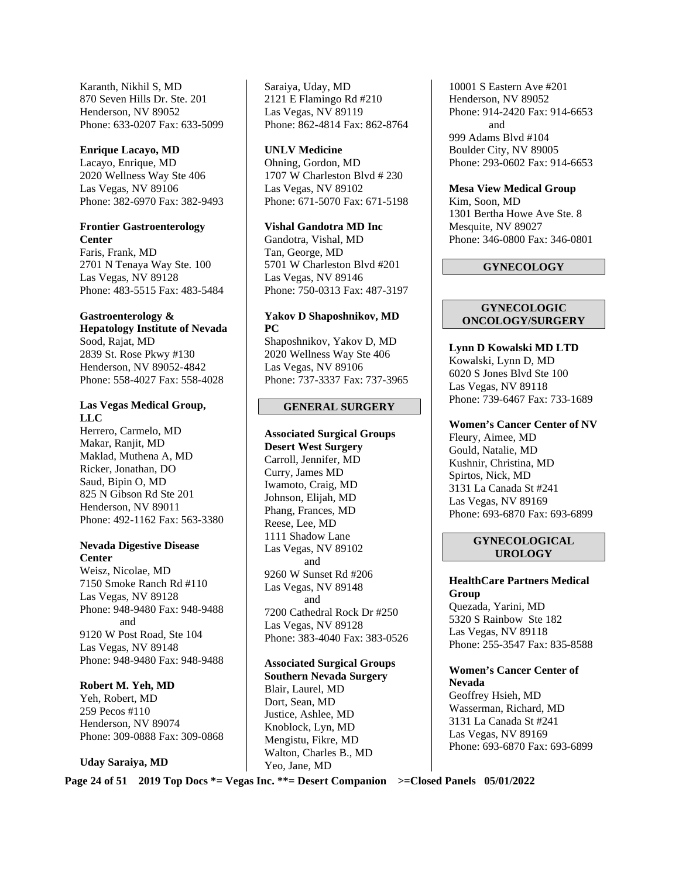Karanth, Nikhil S, MD
870 Seven Hills Dr. Ste. 201
Henderson, NV 89052
Phone: 633-0207 Fax: 633-5099

**Enrique Lacayo, MD**
Lacayo, Enrique, MD
2020 Wellness Way Ste 406
Las Vegas, NV 89106
Phone: 382-6970 Fax: 382-9493

**Frontier Gastroenterology Center**
Faris, Frank, MD
2701 N Tenaya Way Ste. 100
Las Vegas, NV 89128
Phone: 483-5515 Fax: 483-5484

**Gastroenterology & Hepatology Institute of Nevada**
Sood, Rajat, MD
2839 St. Rose Pkwy #130
Henderson, NV 89052-4842
Phone: 558-4027 Fax: 558-4028

**Las Vegas Medical Group, LLC**
Herrero, Carmelo, MD
Makar, Ranjit, MD
Maklad, Muthena A, MD
Ricker, Jonathan, DO
Saud, Bipin O, MD
825 N Gibson Rd Ste 201
Henderson, NV 89011
Phone: 492-1162 Fax: 563-3380

**Nevada Digestive Disease Center**
Weisz, Nicolae, MD
7150 Smoke Ranch Rd #110
Las Vegas, NV 89128
Phone: 948-9480 Fax: 948-9488
and
9120 W Post Road, Ste 104
Las Vegas, NV 89148
Phone: 948-9480 Fax: 948-9488

**Robert M. Yeh, MD**
Yeh, Robert, MD
259 Pecos #110
Henderson, NV 89074
Phone: 309-0888 Fax: 309-0868

**Uday Saraiya, MD**
Saraiya, Uday, MD
2121 E Flamingo Rd #210
Las Vegas, NV 89119
Phone: 862-4814 Fax: 862-8764

**UNLV Medicine**
Ohning, Gordon, MD
1707 W Charleston Blvd # 230
Las Vegas, NV 89102
Phone: 671-5070 Fax: 671-5198

**Vishal Gandotra MD Inc**
Gandotra, Vishal, MD
Tan, George, MD
5701 W Charleston Blvd #201
Las Vegas, NV 89146
Phone: 750-0313 Fax: 487-3197

**Yakov D Shaposhnikov, MD PC**
Shaposhnikov, Yakov D, MD
2020 Wellness Way Ste 406
Las Vegas, NV 89106
Phone: 737-3337 Fax: 737-3965

## GENERAL SURGERY

**Associated Surgical Groups Desert West Surgery**
Carroll, Jennifer, MD
Curry, James MD
Iwamoto, Craig, MD
Johnson, Elijah, MD
Phang, Frances, MD
Reese, Lee, MD
1111 Shadow Lane
Las Vegas, NV 89102
and
9260 W Sunset Rd #206
Las Vegas, NV 89148
and
7200 Cathedral Rock Dr #250
Las Vegas, NV 89128
Phone: 383-4040 Fax: 383-0526

**Associated Surgical Groups Southern Nevada Surgery**
Blair, Laurel, MD
Dort, Sean, MD
Justice, Ashlee, MD
Knoblock, Lyn, MD
Mengistu, Fikre, MD
Walton, Charles B., MD
Yeo, Jane, MD
10001 S Eastern Ave #201
Henderson, NV 89052
Phone: 914-2420 Fax: 914-6653
and
999 Adams Blvd #104
Boulder City, NV 89005
Phone: 293-0602 Fax: 914-6653

**Mesa View Medical Group**
Kim, Soon, MD
1301 Bertha Howe Ave Ste. 8
Mesquite, NV 89027
Phone: 346-0800 Fax: 346-0801

## GYNECOLOGY

## GYNECOLOGIC ONCOLOGY/SURGERY

**Lynn D Kowalski MD LTD**
Kowalski, Lynn D, MD
6020 S Jones Blvd Ste 100
Las Vegas, NV 89118
Phone: 739-6467 Fax: 733-1689

**Women's Cancer Center of NV**
Fleury, Aimee, MD
Gould, Natalie, MD
Kushnir, Christina, MD
Spirtos, Nick, MD
3131 La Canada St #241
Las Vegas, NV 89169
Phone: 693-6870 Fax: 693-6899

## GYNECOLOGICAL UROLOGY

**HealthCare Partners Medical Group**
Quezada, Yarini, MD
5320 S Rainbow Ste 182
Las Vegas, NV 89118
Phone: 255-3547 Fax: 835-8588

**Women's Cancer Center of Nevada**
Geoffrey Hsieh, MD
Wasserman, Richard, MD
3131 La Canada St #241
Las Vegas, NV 89169
Phone: 693-6870 Fax: 693-6899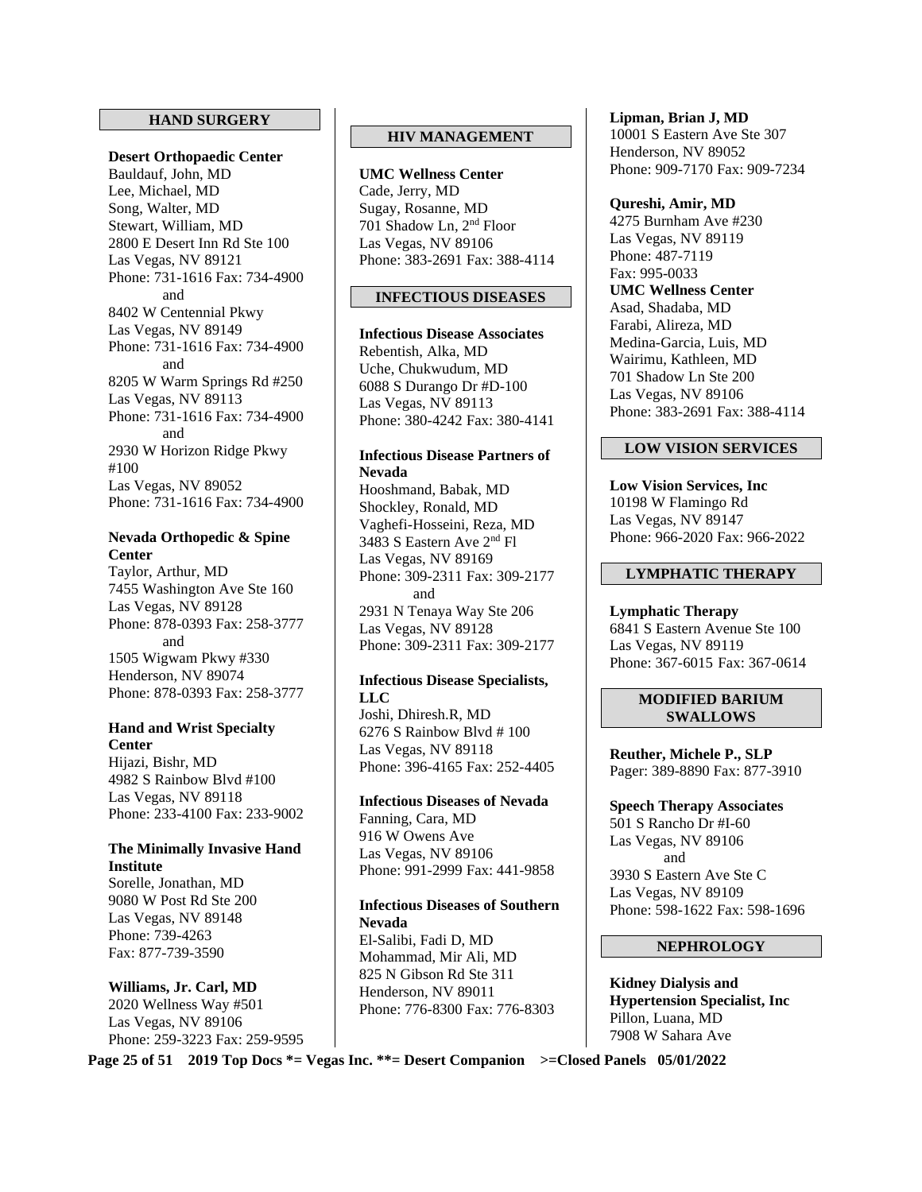## HAND SURGERY

**Desert Orthopaedic Center**
Bauldauf, John, MD
Lee, Michael, MD
Song, Walter, MD
Stewart, William, MD
2800 E Desert Inn Rd Ste 100
Las Vegas, NV 89121
Phone: 731-1616 Fax: 734-4900
and
8402 W Centennial Pkwy
Las Vegas, NV 89149
Phone: 731-1616 Fax: 734-4900
and
8205 W Warm Springs Rd #250
Las Vegas, NV 89113
Phone: 731-1616 Fax: 734-4900
and
2930 W Horizon Ridge Pkwy #100
Las Vegas, NV 89052
Phone: 731-1616 Fax: 734-4900

**Nevada Orthopedic & Spine Center**
Taylor, Arthur, MD
7455 Washington Ave Ste 160
Las Vegas, NV 89128
Phone: 878-0393 Fax: 258-3777
and
1505 Wigwam Pkwy #330
Henderson, NV 89074
Phone: 878-0393 Fax: 258-3777

**Hand and Wrist Specialty Center**
Hijazi, Bishr, MD
4982 S Rainbow Blvd #100
Las Vegas, NV 89118
Phone: 233-4100 Fax: 233-9002

**The Minimally Invasive Hand Institute**
Sorelle, Jonathan, MD
9080 W Post Rd Ste 200
Las Vegas, NV 89148
Phone: 739-4263
Fax: 877-739-3590

**Williams, Jr. Carl, MD**
2020 Wellness Way #501
Las Vegas, NV 89106
Phone: 259-3223 Fax: 259-9595

## HIV MANAGEMENT

**UMC Wellness Center**
Cade, Jerry, MD
Sugay, Rosanne, MD
701 Shadow Ln, 2nd Floor
Las Vegas, NV 89106
Phone: 383-2691 Fax: 388-4114

## INFECTIOUS DISEASES

**Infectious Disease Associates**
Rebentish, Alka, MD
Uche, Chukwudum, MD
6088 S Durango Dr #D-100
Las Vegas, NV 89113
Phone: 380-4242 Fax: 380-4141

**Infectious Disease Partners of Nevada**
Hooshmand, Babak, MD
Shockley, Ronald, MD
Vaghefi-Hosseini, Reza, MD
3483 S Eastern Ave 2nd Fl
Las Vegas, NV 89169
Phone: 309-2311 Fax: 309-2177
and
2931 N Tenaya Way Ste 206
Las Vegas, NV 89128
Phone: 309-2311 Fax: 309-2177

**Infectious Disease Specialists, LLC**
Joshi, Dhiresh.R, MD
6276 S Rainbow Blvd # 100
Las Vegas, NV 89118
Phone: 396-4165 Fax: 252-4405

**Infectious Diseases of Nevada**
Fanning, Cara, MD
916 W Owens Ave
Las Vegas, NV 89106
Phone: 991-2999 Fax: 441-9858

**Infectious Diseases of Southern Nevada**
El-Salibi, Fadi D, MD
Mohammad, Mir Ali, MD
825 N Gibson Rd Ste 311
Henderson, NV 89011
Phone: 776-8300 Fax: 776-8303

**Lipman, Brian J, MD**
10001 S Eastern Ave Ste 307
Henderson, NV 89052
Phone: 909-7170 Fax: 909-7234

**Qureshi, Amir, MD**
4275 Burnham Ave #230
Las Vegas, NV 89119
Phone: 487-7119
Fax: 995-0033

**UMC Wellness Center**
Asad, Shadaba, MD
Farabi, Alireza, MD
Medina-Garcia, Luis, MD
Wairimu, Kathleen, MD
701 Shadow Ln Ste 200
Las Vegas, NV 89106
Phone: 383-2691 Fax: 388-4114

## LOW VISION SERVICES

**Low Vision Services, Inc**
10198 W Flamingo Rd
Las Vegas, NV 89147
Phone: 966-2020 Fax: 966-2022

## LYMPHATIC THERAPY

**Lymphatic Therapy**
6841 S Eastern Avenue Ste 100
Las Vegas, NV 89119
Phone: 367-6015 Fax: 367-0614

## MODIFIED BARIUM SWALLOWS

**Reuther, Michele P., SLP**
Pager: 389-8890 Fax: 877-3910

**Speech Therapy Associates**
501 S Rancho Dr #I-60
Las Vegas, NV 89106
and
3930 S Eastern Ave Ste C
Las Vegas, NV 89109
Phone: 598-1622 Fax: 598-1696

## NEPHROLOGY

**Kidney Dialysis and Hypertension Specialist, Inc**
Pillon, Luana, MD
7908 W Sahara Ave

2019 Top Docs *= Vegas Inc. **= Desert Companion >=Closed Panels 05/01/2022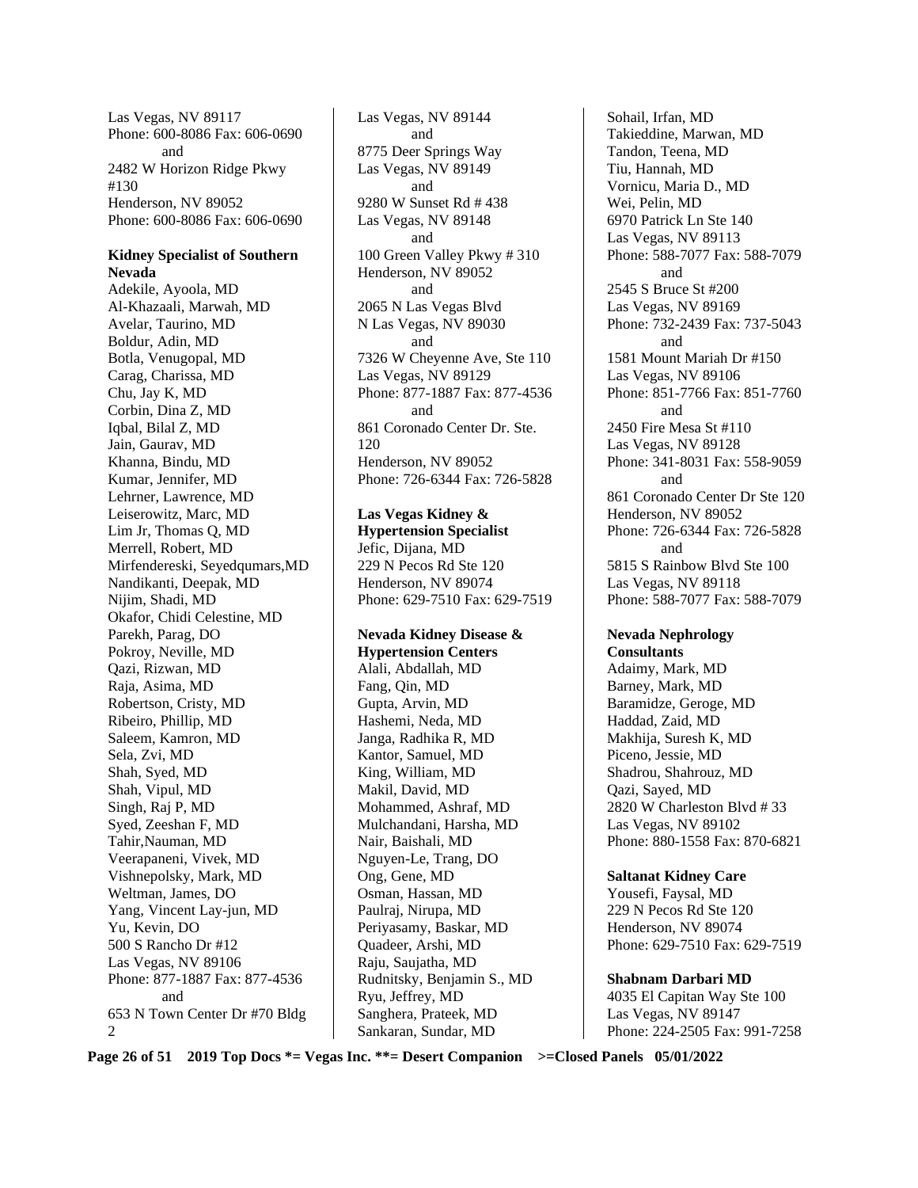Las Vegas, NV 89117
Phone: 600-8086 Fax: 606-0690
and
2482 W Horizon Ridge Pkwy #130
Henderson, NV 89052
Phone: 600-8086 Fax: 606-0690

**Kidney Specialist of Southern Nevada**

Adekile, Ayoola, MD
Al-Khazaali, Marwah, MD
Avelar, Taurino, MD
Boldur, Adin, MD
Botla, Venugopal, MD
Carag, Charissa, MD
Chu, Jay K, MD
Corbin, Dina Z, MD
Iqbal, Bilal Z, MD
Jain, Gaurav, MD
Khanna, Bindu, MD
Kumar, Jennifer, MD
Lehrner, Lawrence, MD
Leiserowitz, Marc, MD
Lim Jr, Thomas Q, MD
Merrell, Robert, MD
Mirfendereski, Seyedqumars,MD
Nandikanti, Deepak, MD
Nijim, Shadi, MD
Okafor, Chidi Celestine, MD
Parekh, Parag, DO
Pokroy, Neville, MD
Qazi, Rizwan, MD
Raja, Asima, MD
Robertson, Cristy, MD
Ribeiro, Phillip, MD
Saleem, Kamron, MD
Sela, Zvi, MD
Shah, Syed, MD
Shah, Vipul, MD
Singh, Raj P, MD
Syed, Zeeshan F, MD
Tahir,Nauman, MD
Veerapaneni, Vivek, MD
Vishnepolsky, Mark, MD
Weltman, James, DO
Yang, Vincent Lay-jun, MD
Yu, Kevin, DO
500 S Rancho Dr #12
Las Vegas, NV 89106
Phone: 877-1887 Fax: 877-4536
and
653 N Town Center Dr #70 Bldg 2
Las Vegas, NV 89144
and
8775 Deer Springs Way
Las Vegas, NV 89149
and
9280 W Sunset Rd # 438
Las Vegas, NV 89148
and
100 Green Valley Pkwy # 310
Henderson, NV 89052
and
2065 N Las Vegas Blvd
N Las Vegas, NV 89030
and
7326 W Cheyenne Ave, Ste 110
Las Vegas, NV 89129
Phone: 877-1887 Fax: 877-4536
and
861 Coronado Center Dr. Ste. 120
Henderson, NV 89052
Phone: 726-6344 Fax: 726-5828

**Las Vegas Kidney & Hypertension Specialist**

Jefic, Dijana, MD
229 N Pecos Rd Ste 120
Henderson, NV 89074
Phone: 629-7510 Fax: 629-7519

**Nevada Kidney Disease & Hypertension Centers**

Alali, Abdallah, MD
Fang, Qin, MD
Gupta, Arvin, MD
Hashemi, Neda, MD
Janga, Radhika R, MD
Kantor, Samuel, MD
King, William, MD
Makil, David, MD
Mohammed, Ashraf, MD
Mulchandani, Harsha, MD
Nair, Baishali, MD
Nguyen-Le, Trang, DO
Ong, Gene, MD
Osman, Hassan, MD
Paulraj, Nirupa, MD
Periyasamy, Baskar, MD
Quadeer, Arshi, MD
Raju, Saujatha, MD
Rudnitsky, Benjamin S., MD
Ryu, Jeffrey, MD
Sanghera, Prateek, MD
Sankaran, Sundar, MD
Sohail, Irfan, MD
Takieddine, Marwan, MD
Tandon, Teena, MD
Tiu, Hannah, MD
Vornicu, Maria D., MD
Wei, Pelin, MD
6970 Patrick Ln Ste 140
Las Vegas, NV 89113
Phone: 588-7077 Fax: 588-7079
and
2545 S Bruce St #200
Las Vegas, NV 89169
Phone: 732-2439 Fax: 737-5043
and
1581 Mount Mariah Dr #150
Las Vegas, NV 89106
Phone: 851-7766 Fax: 851-7760
and
2450 Fire Mesa St #110
Las Vegas, NV 89128
Phone: 341-8031 Fax: 558-9059
and
861 Coronado Center Dr Ste 120
Henderson, NV 89052
Phone: 726-6344 Fax: 726-5828
and
5815 S Rainbow Blvd Ste 100
Las Vegas, NV 89118
Phone: 588-7077 Fax: 588-7079

**Nevada Nephrology Consultants**

Adaimy, Mark, MD
Barney, Mark, MD
Baramidze, Geroge, MD
Haddad, Zaid, MD
Makhija, Suresh K, MD
Piceno, Jessie, MD
Shadrou, Shahrouz, MD
Qazi, Sayed, MD
2820 W Charleston Blvd # 33
Las Vegas, NV 89102
Phone: 880-1558 Fax: 870-6821

**Saltanat Kidney Care**

Yousefi, Faysal, MD
229 N Pecos Rd Ste 120
Henderson, NV 89074
Phone: 629-7510 Fax: 629-7519

**Shabnam Darbari MD**

4035 El Capitan Way Ste 100
Las Vegas, NV 89147
Phone: 224-2505 Fax: 991-7258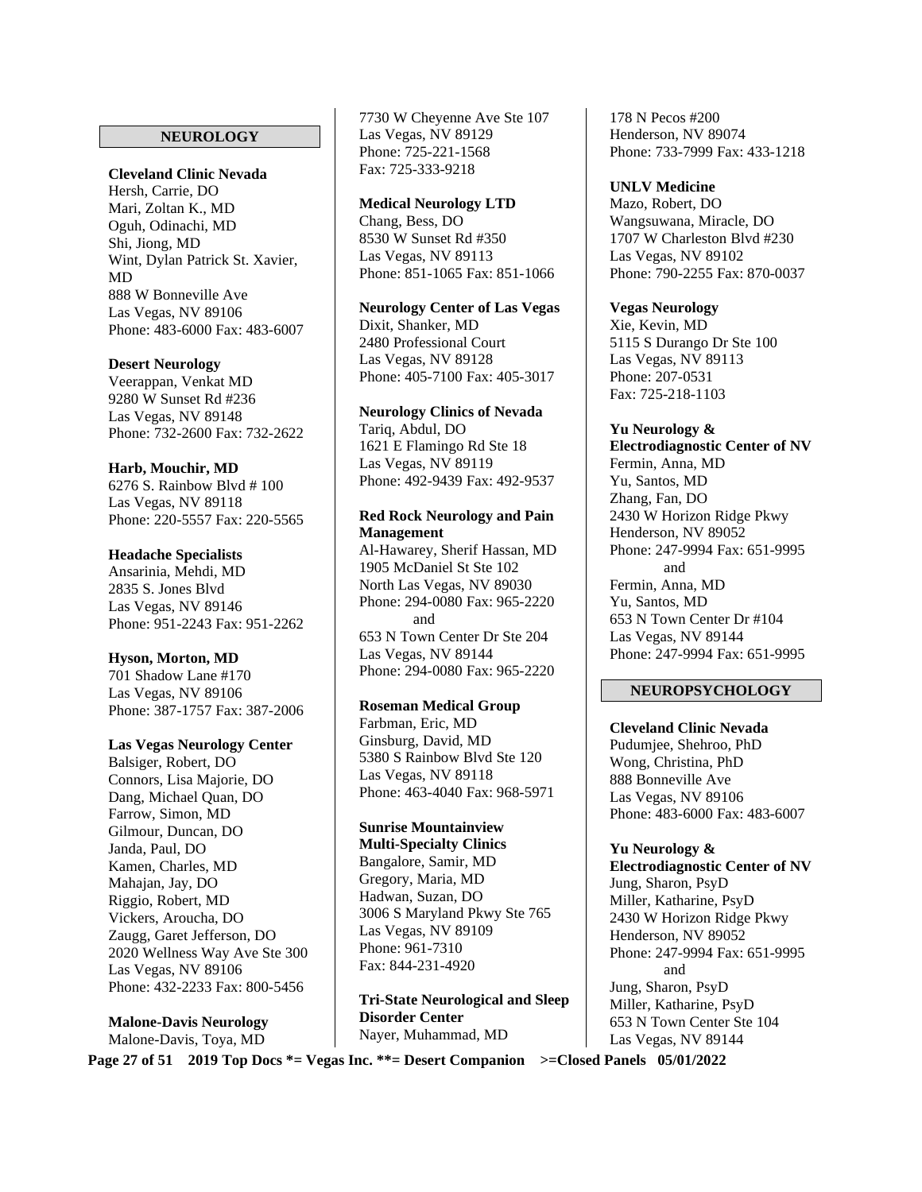## NEUROLOGY

**Cleveland Clinic Nevada**
Hersh, Carrie, DO
Mari, Zoltan K., MD
Oguh, Odinachi, MD
Shi, Jiong, MD
Wint, Dylan Patrick St. Xavier, MD
888 W Bonneville Ave
Las Vegas, NV 89106
Phone: 483-6000 Fax: 483-6007

**Desert Neurology**
Veerappan, Venkat MD
9280 W Sunset Rd #236
Las Vegas, NV 89148
Phone: 732-2600 Fax: 732-2622

**Harb, Mouchir, MD**
6276 S. Rainbow Blvd # 100
Las Vegas, NV 89118
Phone: 220-5557 Fax: 220-5565

**Headache Specialists**
Ansarinia, Mehdi, MD
2835 S. Jones Blvd
Las Vegas, NV 89146
Phone: 951-2243 Fax: 951-2262

**Hyson, Morton, MD**
701 Shadow Lane #170
Las Vegas, NV 89106
Phone: 387-1757 Fax: 387-2006

**Las Vegas Neurology Center**
Balsiger, Robert, DO
Connors, Lisa Majorie, DO
Dang, Michael Quan, DO
Farrow, Simon, MD
Gilmour, Duncan, DO
Janda, Paul, DO
Kamen, Charles, MD
Mahajan, Jay, DO
Riggio, Robert, MD
Vickers, Aroucha, DO
Zaugg, Garet Jefferson, DO
2020 Wellness Way Ave Ste 300
Las Vegas, NV 89106
Phone: 432-2233 Fax: 800-5456

**Malone-Davis Neurology**
Malone-Davis, Toya, MD
7730 W Cheyenne Ave Ste 107
Las Vegas, NV 89129
Phone: 725-221-1568
Fax: 725-333-9218

**Medical Neurology LTD**
Chang, Bess, DO
8530 W Sunset Rd #350
Las Vegas, NV 89113
Phone: 851-1065 Fax: 851-1066

**Neurology Center of Las Vegas**
Dixit, Shanker, MD
2480 Professional Court
Las Vegas, NV 89128
Phone: 405-7100 Fax: 405-3017

**Neurology Clinics of Nevada**
Tariq, Abdul, DO
1621 E Flamingo Rd Ste 18
Las Vegas, NV 89119
Phone: 492-9439 Fax: 492-9537

**Red Rock Neurology and Pain Management**
Al-Hawarey, Sherif Hassan, MD
1905 McDaniel St Ste 102
North Las Vegas, NV 89030
Phone: 294-0080 Fax: 965-2220
and
653 N Town Center Dr Ste 204
Las Vegas, NV 89144
Phone: 294-0080 Fax: 965-2220

**Roseman Medical Group**
Farbman, Eric, MD
Ginsburg, David, MD
5380 S Rainbow Blvd Ste 120
Las Vegas, NV 89118
Phone: 463-4040 Fax: 968-5971

**Sunrise Mountainview Multi-Specialty Clinics**
Bangalore, Samir, MD
Gregory, Maria, MD
Hadwan, Suzan, DO
3006 S Maryland Pkwy Ste 765
Las Vegas, NV 89109
Phone: 961-7310
Fax: 844-231-4920

**Tri-State Neurological and Sleep Disorder Center**
Nayer, Muhammad, MD
178 N Pecos #200
Henderson, NV 89074
Phone: 733-7999 Fax: 433-1218

**UNLV Medicine**
Mazo, Robert, DO
Wangsuwana, Miracle, DO
1707 W Charleston Blvd #230
Las Vegas, NV 89102
Phone: 790-2255 Fax: 870-0037

**Vegas Neurology**
Xie, Kevin, MD
5115 S Durango Dr Ste 100
Las Vegas, NV 89113
Phone: 207-0531
Fax: 725-218-1103

**Yu Neurology & Electrodiagnostic Center of NV**
Fermin, Anna, MD
Yu, Santos, MD
Zhang, Fan, DO
2430 W Horizon Ridge Pkwy
Henderson, NV 89052
Phone: 247-9994 Fax: 651-9995
and
Fermin, Anna, MD
Yu, Santos, MD
653 N Town Center Dr #104
Las Vegas, NV 89144
Phone: 247-9994 Fax: 651-9995

## NEUROPSYCHOLOGY

**Cleveland Clinic Nevada**
Pudumjee, Shehroo, PhD
Wong, Christina, PhD
888 Bonneville Ave
Las Vegas, NV 89106
Phone: 483-6000 Fax: 483-6007

**Yu Neurology & Electrodiagnostic Center of NV**
Jung, Sharon, PsyD
Miller, Katharine, PsyD
2430 W Horizon Ridge Pkwy
Henderson, NV 89052
Phone: 247-9994 Fax: 651-9995
and
Jung, Sharon, PsyD
Miller, Katharine, PsyD
653 N Town Center Ste 104
Las Vegas, NV 89144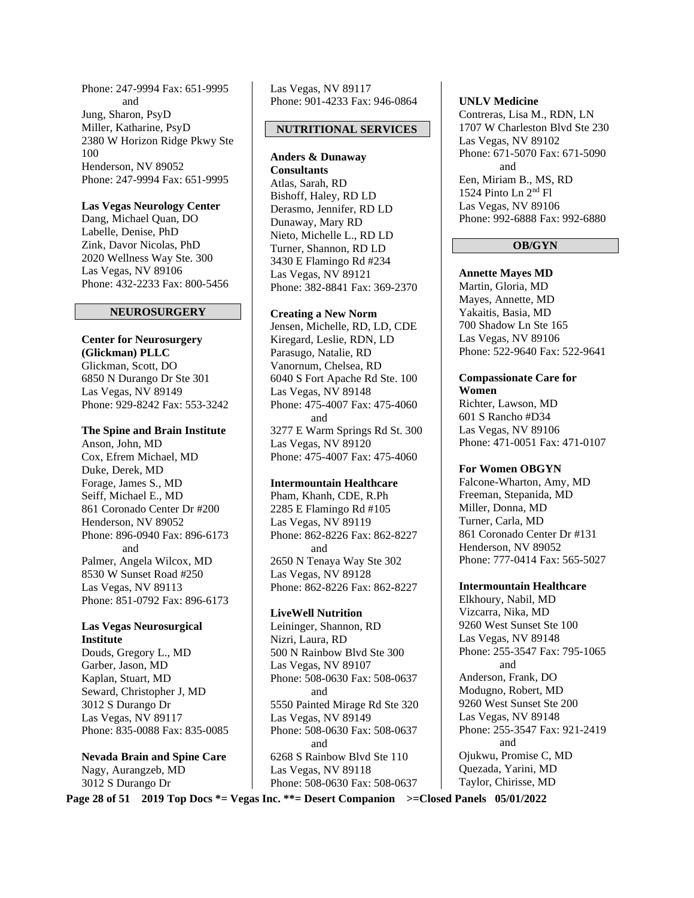Phone: 247-9994 Fax: 651-9995
and
Jung, Sharon, PsyD
Miller, Katharine, PsyD
2380 W Horizon Ridge Pkwy Ste 100
Henderson, NV 89052
Phone: 247-9994 Fax: 651-9995

**Las Vegas Neurology Center**
Dang, Michael Quan, DO
Labelle, Denise, PhD
Zink, Davor Nicolas, PhD
2020 Wellness Way Ste. 300
Las Vegas, NV 89106
Phone: 432-2233 Fax: 800-5456

## NEUROSURGERY

**Center for Neurosurgery (Glickman) PLLC**
Glickman, Scott, DO
6850 N Durango Dr Ste 301
Las Vegas, NV 89149
Phone: 929-8242 Fax: 553-3242

**The Spine and Brain Institute**
Anson, John, MD
Cox, Efrem Michael, MD
Duke, Derek, MD
Forage, James S., MD
Seiff, Michael E., MD
861 Coronado Center Dr #200
Henderson, NV 89052
Phone: 896-0940 Fax: 896-6173
and
Palmer, Angela Wilcox, MD
8530 W Sunset Road #250
Las Vegas, NV 89113
Phone: 851-0792 Fax: 896-6173

**Las Vegas Neurosurgical Institute**
Douds, Gregory L., MD
Garber, Jason, MD
Kaplan, Stuart, MD
Seward, Christopher J, MD
3012 S Durango Dr
Las Vegas, NV 89117
Phone: 835-0088 Fax: 835-0085

**Nevada Brain and Spine Care**
Nagy, Aurangzeb, MD
3012 S Durango Dr
Las Vegas, NV 89117
Phone: 901-4233 Fax: 946-0864

## NUTRITIONAL SERVICES

**Anders & Dunaway Consultants**
Atlas, Sarah, RD
Bishoff, Haley, RD LD
Derasmo, Jennifer, RD LD
Dunaway, Mary RD
Nieto, Michelle L., RD LD
Turner, Shannon, RD LD
3430 E Flamingo Rd #234
Las Vegas, NV 89121
Phone: 382-8841 Fax: 369-2370

**Creating a New Norm**
Jensen, Michelle, RD, LD, CDE
Kiregard, Leslie, RDN, LD
Parasugo, Natalie, RD
Vanornum, Chelsea, RD
6040 S Fort Apache Rd Ste. 100
Las Vegas, NV 89148
Phone: 475-4007 Fax: 475-4060
and
3277 E Warm Springs Rd St. 300
Las Vegas, NV 89120
Phone: 475-4007 Fax: 475-4060

**Intermountain Healthcare**
Pham, Khanh, CDE, R.Ph
2285 E Flamingo Rd #105
Las Vegas, NV 89119
Phone: 862-8226 Fax: 862-8227
and
2650 N Tenaya Way Ste 302
Las Vegas, NV 89128
Phone: 862-8226 Fax: 862-8227

**LiveWell Nutrition**
Leininger, Shannon, RD
Nizri, Laura, RD
500 N Rainbow Blvd Ste 300
Las Vegas, NV 89107
Phone: 508-0630 Fax: 508-0637
and
5550 Painted Mirage Rd Ste 320
Las Vegas, NV 89149
Phone: 508-0630 Fax: 508-0637
and
6268 S Rainbow Blvd Ste 110
Las Vegas, NV 89118
Phone: 508-0630 Fax: 508-0637

**UNLV Medicine**
Contreras, Lisa M., RDN, LN
1707 W Charleston Blvd Ste 230
Las Vegas, NV 89102
Phone: 671-5070 Fax: 671-5090
and
Een, Miriam B., MS, RD
1524 Pinto Ln 2nd Fl
Las Vegas, NV 89106
Phone: 992-6888 Fax: 992-6880

## OB/GYN

**Annette Mayes MD**
Martin, Gloria, MD
Mayes, Annette, MD
Yakaitis, Basia, MD
700 Shadow Ln Ste 165
Las Vegas, NV 89106
Phone: 522-9640 Fax: 522-9641

**Compassionate Care for Women**
Richter, Lawson, MD
601 S Rancho #D34
Las Vegas, NV 89106
Phone: 471-0051 Fax: 471-0107

**For Women OBGYN**
Falcone-Wharton, Amy, MD
Freeman, Stepanida, MD
Miller, Donna, MD
Turner, Carla, MD
861 Coronado Center Dr #131
Henderson, NV 89052
Phone: 777-0414 Fax: 565-5027

**Intermountain Healthcare**
Elkhoury, Nabil, MD
Vizcarra, Nika, MD
9260 West Sunset Ste 100
Las Vegas, NV 89148
Phone: 255-3547 Fax: 795-1065
and
Anderson, Frank, DO
Modugno, Robert, MD
9260 West Sunset Ste 200
Las Vegas, NV 89148
Phone: 255-3547 Fax: 921-2419
and
Ojukwu, Promise C, MD
Quezada, Yarini, MD
Taylor, Chirisse, MD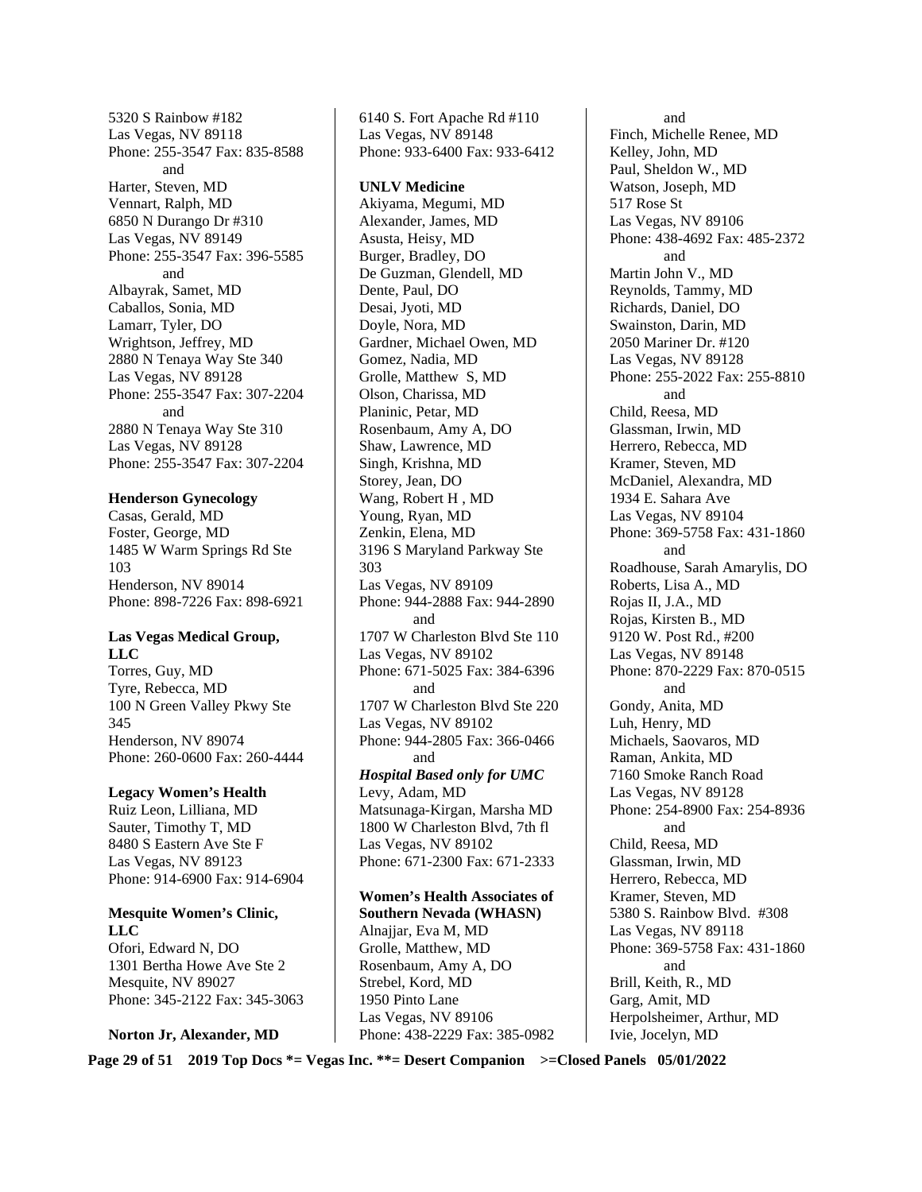5320 S Rainbow #182
Las Vegas, NV 89118
Phone: 255-3547 Fax: 835-8588
and
Harter, Steven, MD
Vennart, Ralph, MD
6850 N Durango Dr #310
Las Vegas, NV 89149
Phone: 255-3547 Fax: 396-5585
and
Albayrak, Samet, MD
Caballos, Sonia, MD
Lamarr, Tyler, DO
Wrightson, Jeffrey, MD
2880 N Tenaya Way Ste 340
Las Vegas, NV 89128
Phone: 255-3547 Fax: 307-2204
and
2880 N Tenaya Way Ste 310
Las Vegas, NV 89128
Phone: 255-3547 Fax: 307-2204

**Henderson Gynecology**
Casas, Gerald, MD
Foster, George, MD
1485 W Warm Springs Rd Ste 103
Henderson, NV 89014
Phone: 898-7226 Fax: 898-6921

**Las Vegas Medical Group, LLC**
Torres, Guy, MD
Tyre, Rebecca, MD
100 N Green Valley Pkwy Ste 345
Henderson, NV 89074
Phone: 260-0600 Fax: 260-4444

**Legacy Women's Health**
Ruiz Leon, Lilliana, MD
Sauter, Timothy T, MD
8480 S Eastern Ave Ste F
Las Vegas, NV 89123
Phone: 914-6900 Fax: 914-6904

**Mesquite Women's Clinic, LLC**
Ofori, Edward N, DO
1301 Bertha Howe Ave Ste 2
Mesquite, NV 89027
Phone: 345-2122 Fax: 345-3063

**Norton Jr, Alexander, MD**
6140 S. Fort Apache Rd #110
Las Vegas, NV 89148
Phone: 933-6400 Fax: 933-6412

**UNLV Medicine**
Akiyama, Megumi, MD
Alexander, James, MD
Asusta, Heisy, MD
Burger, Bradley, DO
De Guzman, Glendell, MD
Dente, Paul, DO
Desai, Jyoti, MD
Doyle, Nora, MD
Gardner, Michael Owen, MD
Gomez, Nadia, MD
Grolle, Matthew S, MD
Olson, Charissa, MD
Planinic, Petar, MD
Rosenbaum, Amy A, DO
Shaw, Lawrence, MD
Singh, Krishna, MD
Storey, Jean, DO
Wang, Robert H , MD
Young, Ryan, MD
Zenkin, Elena, MD
3196 S Maryland Parkway Ste 303
Las Vegas, NV 89109
Phone: 944-2888 Fax: 944-2890
and
1707 W Charleston Blvd Ste 110
Las Vegas, NV 89102
Phone: 671-5025 Fax: 384-6396
and
1707 W Charleston Blvd Ste 220
Las Vegas, NV 89102
Phone: 944-2805 Fax: 366-0466
and
***Hospital Based only for UMC***
Levy, Adam, MD
Matsunaga-Kirgan, Marsha MD
1800 W Charleston Blvd, 7th fl
Las Vegas, NV 89102
Phone: 671-2300 Fax: 671-2333

**Women's Health Associates of Southern Nevada (WHASN)**
Alnajjar, Eva M, MD
Grolle, Matthew, MD
Rosenbaum, Amy A, DO
Strebel, Kord, MD
1950 Pinto Lane
Las Vegas, NV 89106
Phone: 438-2229 Fax: 385-0982
and
Finch, Michelle Renee, MD
Kelley, John, MD
Paul, Sheldon W., MD
Watson, Joseph, MD
517 Rose St
Las Vegas, NV 89106
Phone: 438-4692 Fax: 485-2372
and
Martin John V., MD
Reynolds, Tammy, MD
Richards, Daniel, DO
Swainston, Darin, MD
2050 Mariner Dr. #120
Las Vegas, NV 89128
Phone: 255-2022 Fax: 255-8810
and
Child, Reesa, MD
Glassman, Irwin, MD
Herrero, Rebecca, MD
Kramer, Steven, MD
McDaniel, Alexandra, MD
1934 E. Sahara Ave
Las Vegas, NV 89104
Phone: 369-5758 Fax: 431-1860
and
Roadhouse, Sarah Amarylis, DO
Roberts, Lisa A., MD
Rojas II, J.A., MD
Rojas, Kirsten B., MD
9120 W. Post Rd., #200
Las Vegas, NV 89148
Phone: 870-2229 Fax: 870-0515
and
Gondy, Anita, MD
Luh, Henry, MD
Michaels, Saovaros, MD
Raman, Ankita, MD
7160 Smoke Ranch Road
Las Vegas, NV 89128
Phone: 254-8900 Fax: 254-8936
and
Child, Reesa, MD
Glassman, Irwin, MD
Herrero, Rebecca, MD
Kramer, Steven, MD
5380 S. Rainbow Blvd. #308
Las Vegas, NV 89118
Phone: 369-5758 Fax: 431-1860
and
Brill, Keith, R., MD
Garg, Amit, MD
Herpolsheimer, Arthur, MD
Ivie, Jocelyn, MD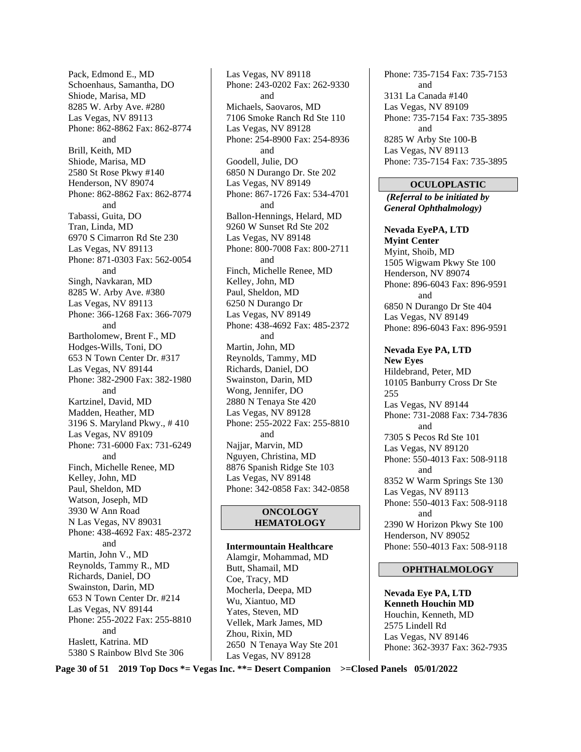Pack, Edmond E., MD
Schoenhaus, Samantha, DO
Shiode, Marisa, MD
8285 W. Arby Ave. #280
Las Vegas, NV 89113
Phone: 862-8862 Fax: 862-8774

and

Brill, Keith, MD
Shiode, Marisa, MD
2580 St Rose Pkwy #140
Henderson, NV 89074
Phone: 862-8862 Fax: 862-8774

and

Tabassi, Guita, DO
Tran, Linda, MD
6970 S Cimarron Rd Ste 230
Las Vegas, NV 89113
Phone: 871-0303 Fax: 562-0054

and

Singh, Navkaran, MD
8285 W. Arby Ave. #380
Las Vegas, NV 89113
Phone: 366-1268 Fax: 366-7079

and

Bartholomew, Brent F., MD
Hodges-Wills, Toni, DO
653 N Town Center Dr. #317
Las Vegas, NV 89144
Phone: 382-2900 Fax: 382-1980

and

Kartzinel, David, MD
Madden, Heather, MD
3196 S. Maryland Pkwy., # 410
Las Vegas, NV 89109
Phone: 731-6000 Fax: 731-6249

and

Finch, Michelle Renee, MD
Kelley, John, MD
Paul, Sheldon, MD
Watson, Joseph, MD
3930 W Ann Road
N Las Vegas, NV 89031
Phone: 438-4692 Fax: 485-2372

and

Martin, John V., MD
Reynolds, Tammy R., MD
Richards, Daniel, DO
Swainston, Darin, MD
653 N Town Center Dr. #214
Las Vegas, NV 89144
Phone: 255-2022 Fax: 255-8810

and

Haslett, Katrina. MD
5380 S Rainbow Blvd Ste 306
Las Vegas, NV 89118
Phone: 243-0202 Fax: 262-9330

and

Michaels, Saovaros, MD
7106 Smoke Ranch Rd Ste 110
Las Vegas, NV 89128
Phone: 254-8900 Fax: 254-8936

and

Goodell, Julie, DO
6850 N Durango Dr. Ste 202
Las Vegas, NV 89149
Phone: 867-1726 Fax: 534-4701

and

Ballon-Hennings, Helard, MD
9260 W Sunset Rd Ste 202
Las Vegas, NV 89148
Phone: 800-7008 Fax: 800-2711

and

Finch, Michelle Renee, MD
Kelley, John, MD
Paul, Sheldon, MD
6250 N Durango Dr
Las Vegas, NV 89149
Phone: 438-4692 Fax: 485-2372

and

Martin, John, MD
Reynolds, Tammy, MD
Richards, Daniel, DO
Swainston, Darin, MD
Wong, Jennifer, DO
2880 N Tenaya Ste 420
Las Vegas, NV 89128
Phone: 255-2022 Fax: 255-8810

and

Najjar, Marvin, MD
Nguyen, Christina, MD
8876 Spanish Ridge Ste 103
Las Vegas, NV 89148
Phone: 342-0858 Fax: 342-0858

## ONCOLOGY HEMATOLOGY

**Intermountain Healthcare**
Alamgir, Mohammad, MD
Butt, Shamail, MD
Coe, Tracy, MD
Mocherla, Deepa, MD
Wu, Xiantuo, MD
Yates, Steven, MD
Vellek, Mark James, MD
Zhou, Rixin, MD
2650 N Tenaya Way Ste 201
Las Vegas, NV 89128
Phone: 735-7154 Fax: 735-7153

and

3131 La Canada #140
Las Vegas, NV 89109
Phone: 735-7154 Fax: 735-3895

and

8285 W Arby Ste 100-B
Las Vegas, NV 89113
Phone: 735-7154 Fax: 735-3895

## OCULOPLASTIC

*(Referral to be initiated by General Ophthalmology)*

**Nevada EyePA, LTD**
**Myint Center**
Myint, Shoib, MD
1505 Wigwam Pkwy Ste 100
Henderson, NV 89074
Phone: 896-6043 Fax: 896-9591

and

6850 N Durango Dr Ste 404
Las Vegas, NV 89149
Phone: 896-6043 Fax: 896-9591

**Nevada Eye PA, LTD**
**New Eyes**
Hildebrand, Peter, MD
10105 Banburry Cross Dr Ste 255
Las Vegas, NV 89144
Phone: 731-2088 Fax: 734-7836

and

7305 S Pecos Rd Ste 101
Las Vegas, NV 89120
Phone: 550-4013 Fax: 508-9118

and

8352 W Warm Springs Ste 130
Las Vegas, NV 89113
Phone: 550-4013 Fax: 508-9118

and

2390 W Horizon Pkwy Ste 100
Henderson, NV 89052
Phone: 550-4013 Fax: 508-9118

## OPHTHALMOLOGY

**Nevada Eye PA, LTD**
**Kenneth Houchin MD**
Houchin, Kenneth, MD
2575 Lindell Rd
Las Vegas, NV 89146
Phone: 362-3937 Fax: 362-7935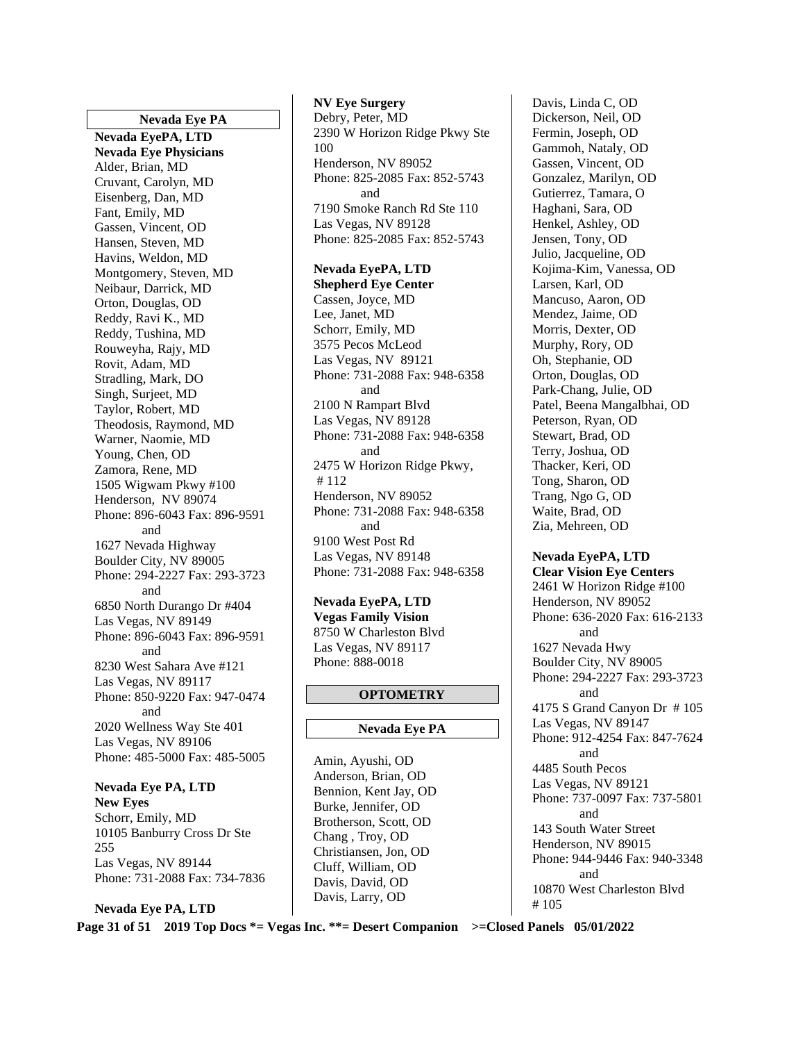## Nevada Eye PA

**Nevada EyePA, LTD**
**Nevada Eye Physicians**

Alder, Brian, MD
Cruvant, Carolyn, MD
Eisenberg, Dan, MD
Fant, Emily, MD
Gassen, Vincent, OD
Hansen, Steven, MD
Havins, Weldon, MD
Montgomery, Steven, MD
Neibaur, Darrick, MD
Orton, Douglas, OD
Reddy, Ravi K., MD
Reddy, Tushina, MD
Rouweyha, Rajy, MD
Rovit, Adam, MD
Stradling, Mark, DO
Singh, Surjeet, MD
Taylor, Robert, MD
Theodosis, Raymond, MD
Warner, Naomie, MD
Young, Chen, OD
Zamora, Rene, MD
1505 Wigwam Pkwy #100
Henderson, NV 89074
Phone: 896-6043 Fax: 896-9591
and
1627 Nevada Highway
Boulder City, NV 89005
Phone: 294-2227 Fax: 293-3723
and
6850 North Durango Dr #404
Las Vegas, NV 89149
Phone: 896-6043 Fax: 896-9591
and
8230 West Sahara Ave #121
Las Vegas, NV 89117
Phone: 850-9220 Fax: 947-0474
and
2020 Wellness Way Ste 401
Las Vegas, NV 89106
Phone: 485-5000 Fax: 485-5005

**Nevada Eye PA, LTD**
**New Eyes**

Schorr, Emily, MD
10105 Banburry Cross Dr Ste 255
Las Vegas, NV 89144
Phone: 731-2088 Fax: 734-7836

**Nevada Eye PA, LTD**
**NV Eye Surgery**

Debry, Peter, MD
2390 W Horizon Ridge Pkwy Ste 100
Henderson, NV 89052
Phone: 825-2085 Fax: 852-5743
and
7190 Smoke Ranch Rd Ste 110
Las Vegas, NV 89128
Phone: 825-2085 Fax: 852-5743

**Nevada EyePA, LTD**
**Shepherd Eye Center**

Cassen, Joyce, MD
Lee, Janet, MD
Schorr, Emily, MD
3575 Pecos McLeod
Las Vegas, NV 89121
Phone: 731-2088 Fax: 948-6358
and
2100 N Rampart Blvd
Las Vegas, NV 89128
Phone: 731-2088 Fax: 948-6358
and
2475 W Horizon Ridge Pkwy, # 112
Henderson, NV 89052
Phone: 731-2088 Fax: 948-6358
and
9100 West Post Rd
Las Vegas, NV 89148
Phone: 731-2088 Fax: 948-6358

**Nevada EyePA, LTD**
**Vegas Family Vision**

8750 W Charleston Blvd
Las Vegas, NV 89117
Phone: 888-0018

# OPTOMETRY

## Nevada Eye PA

Amin, Ayushi, OD
Anderson, Brian, OD
Bennion, Kent Jay, OD
Burke, Jennifer, OD
Brotherson, Scott, OD
Chang , Troy, OD
Christiansen, Jon, OD
Cluff, William, OD
Davis, David, OD
Davis, Larry, OD
Davis, Linda C, OD
Dickerson, Neil, OD
Fermin, Joseph, OD
Gammoh, Nataly, OD
Gassen, Vincent, OD
Gonzalez, Marilyn, OD
Gutierrez, Tamara, O
Haghani, Sara, OD
Henkel, Ashley, OD
Jensen, Tony, OD
Julio, Jacqueline, OD
Kojima-Kim, Vanessa, OD
Larsen, Karl, OD
Mancuso, Aaron, OD
Mendez, Jaime, OD
Morris, Dexter, OD
Murphy, Rory, OD
Oh, Stephanie, OD
Orton, Douglas, OD
Park-Chang, Julie, OD
Patel, Beena Mangalbhai, OD
Peterson, Ryan, OD
Stewart, Brad, OD
Terry, Joshua, OD
Thacker, Keri, OD
Tong, Sharon, OD
Trang, Ngo G, OD
Waite, Brad, OD
Zia, Mehreen, OD

**Nevada EyePA, LTD**
**Clear Vision Eye Centers**

2461 W Horizon Ridge #100
Henderson, NV 89052
Phone: 636-2020 Fax: 616-2133
and
1627 Nevada Hwy
Boulder City, NV 89005
Phone: 294-2227 Fax: 293-3723
and
4175 S Grand Canyon Dr # 105
Las Vegas, NV 89147
Phone: 912-4254 Fax: 847-7624
and
4485 South Pecos
Las Vegas, NV 89121
Phone: 737-0097 Fax: 737-5801
and
143 South Water Street
Henderson, NV 89015
Phone: 944-9446 Fax: 940-3348
and
10870 West Charleston Blvd # 105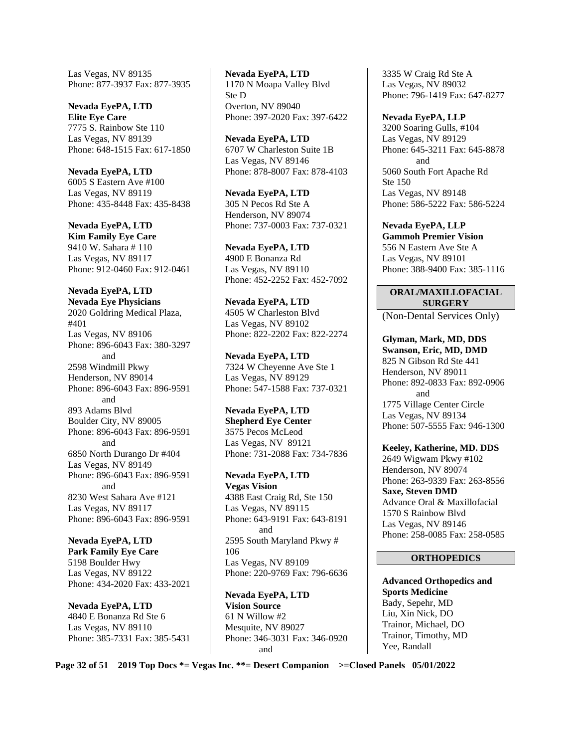Las Vegas, NV 89135
Phone: 877-3937 Fax: 877-3935

**Nevada EyePA, LTD**
**Elite Eye Care**
7775 S. Rainbow Ste 110
Las Vegas, NV 89139
Phone: 648-1515 Fax: 617-1850

**Nevada EyePA, LTD**
6005 S Eastern Ave #100
Las Vegas, NV 89119
Phone: 435-8448 Fax: 435-8438

**Nevada EyePA, LTD**
**Kim Family Eye Care**
9410 W. Sahara # 110
Las Vegas, NV 89117
Phone: 912-0460 Fax: 912-0461

**Nevada EyePA, LTD**
**Nevada Eye Physicians**
2020 Goldring Medical Plaza, #401
Las Vegas, NV 89106
Phone: 896-6043 Fax: 380-3297
and
2598 Windmill Pkwy
Henderson, NV 89014
Phone: 896-6043 Fax: 896-9591
and
893 Adams Blvd
Boulder City, NV 89005
Phone: 896-6043 Fax: 896-9591
and
6850 North Durango Dr #404
Las Vegas, NV 89149
Phone: 896-6043 Fax: 896-9591
and
8230 West Sahara Ave #121
Las Vegas, NV 89117
Phone: 896-6043 Fax: 896-9591

**Nevada EyePA, LTD**
**Park Family Eye Care**
5198 Boulder Hwy
Las Vegas, NV 89122
Phone: 434-2020 Fax: 433-2021

**Nevada EyePA, LTD**
4840 E Bonanza Rd Ste 6
Las Vegas, NV 89110
Phone: 385-7331 Fax: 385-5431

**Nevada EyePA, LTD**
1170 N Moapa Valley Blvd Ste D
Overton, NV 89040
Phone: 397-2020 Fax: 397-6422

**Nevada EyePA, LTD**
6707 W Charleston Suite 1B
Las Vegas, NV 89146
Phone: 878-8007 Fax: 878-4103

**Nevada EyePA, LTD**
305 N Pecos Rd Ste A
Henderson, NV 89074
Phone: 737-0003 Fax: 737-0321

**Nevada EyePA, LTD**
4900 E Bonanza Rd
Las Vegas, NV 89110
Phone: 452-2252 Fax: 452-7092

**Nevada EyePA, LTD**
4505 W Charleston Blvd
Las Vegas, NV 89102
Phone: 822-2202 Fax: 822-2274

**Nevada EyePA, LTD**
7324 W Cheyenne Ave Ste 1
Las Vegas, NV 89129
Phone: 547-1588 Fax: 737-0321

**Nevada EyePA, LTD**
**Shepherd Eye Center**
3575 Pecos McLeod
Las Vegas, NV 89121
Phone: 731-2088 Fax: 734-7836

**Nevada EyePA, LTD**
**Vegas Vision**
4388 East Craig Rd, Ste 150
Las Vegas, NV 89115
Phone: 643-9191 Fax: 643-8191
and
2595 South Maryland Pkwy # 106
Las Vegas, NV 89109
Phone: 220-9769 Fax: 796-6636

**Nevada EyePA, LTD**
**Vision Source**
61 N Willow #2
Mesquite, NV 89027
Phone: 346-3031 Fax: 346-0920
and
3335 W Craig Rd Ste A
Las Vegas, NV 89032
Phone: 796-1419 Fax: 647-8277

**Nevada EyePA, LLP**
3200 Soaring Gulls, #104
Las Vegas, NV 89129
Phone: 645-3211 Fax: 645-8878
and
5060 South Fort Apache Rd Ste 150
Las Vegas, NV 89148
Phone: 586-5222 Fax: 586-5224

**Nevada EyePA, LLP**
**Gammoh Premier Vision**
556 N Eastern Ave Ste A
Las Vegas, NV 89101
Phone: 388-9400 Fax: 385-1116

## ORAL/MAXILLOFACIAL SURGERY

(Non-Dental Services Only)

**Glyman, Mark, MD, DDS**
**Swanson, Eric, MD, DMD**
825 N Gibson Rd Ste 441
Henderson, NV 89011
Phone: 892-0833 Fax: 892-0906
and
1775 Village Center Circle
Las Vegas, NV 89134
Phone: 507-5555 Fax: 946-1300

**Keeley, Katherine, MD. DDS**
2649 Wigwam Pkwy #102
Henderson, NV 89074
Phone: 263-9339 Fax: 263-8556
**Saxe, Steven DMD**
Advance Oral & Maxillofacial
1570 S Rainbow Blvd
Las Vegas, NV 89146
Phone: 258-0085 Fax: 258-0585

## ORTHOPEDICS

**Advanced Orthopedics and Sports Medicine**
Bady, Sepehr, MD
Liu, Xin Nick, DO
Trainor, Michael, DO
Trainor, Timothy, MD
Yee, Randall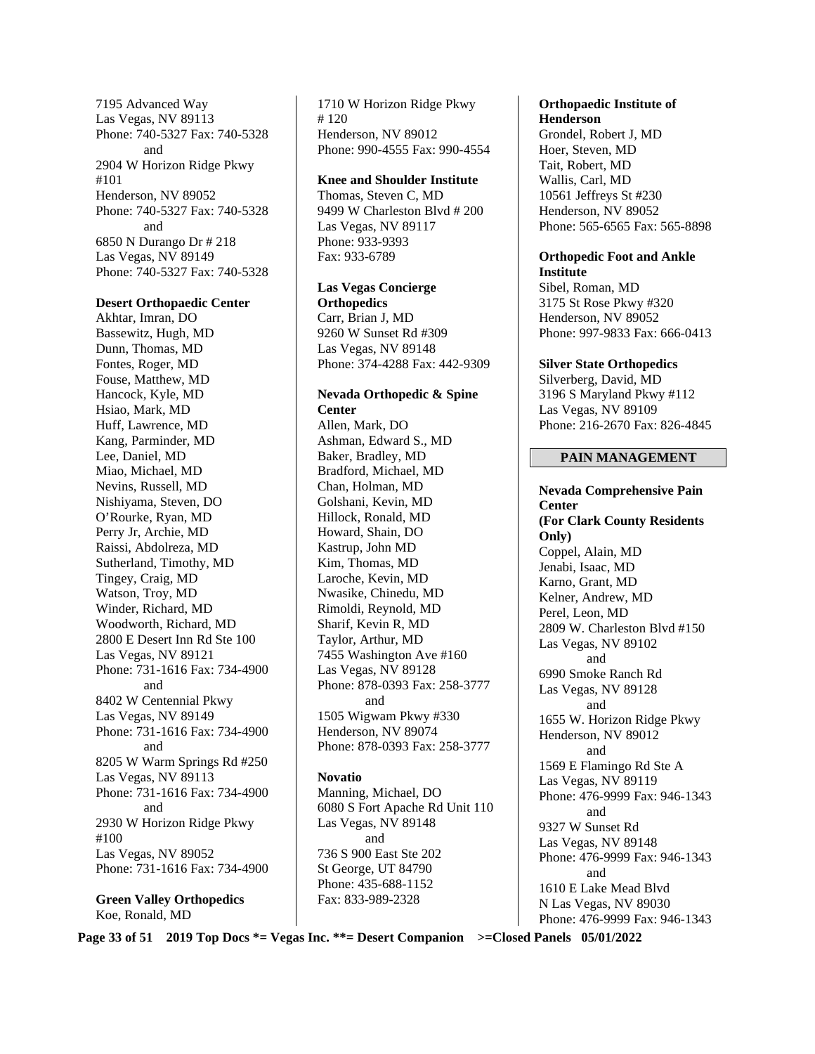7195 Advanced Way
Las Vegas, NV 89113
Phone: 740-5327 Fax: 740-5328
and
2904 W Horizon Ridge Pkwy #101
Henderson, NV 89052
Phone: 740-5327 Fax: 740-5328
and
6850 N Durango Dr # 218
Las Vegas, NV 89149
Phone: 740-5327 Fax: 740-5328

**Desert Orthopaedic Center**
Akhtar, Imran, DO
Bassewitz, Hugh, MD
Dunn, Thomas, MD
Fontes, Roger, MD
Fouse, Matthew, MD
Hancock, Kyle, MD
Hsiao, Mark, MD
Huff, Lawrence, MD
Kang, Parminder, MD
Lee, Daniel, MD
Miao, Michael, MD
Nevins, Russell, MD
Nishiyama, Steven, DO
O'Rourke, Ryan, MD
Perry Jr, Archie, MD
Raissi, Abdolreza, MD
Sutherland, Timothy, MD
Tingey, Craig, MD
Watson, Troy, MD
Winder, Richard, MD
Woodworth, Richard, MD
2800 E Desert Inn Rd Ste 100
Las Vegas, NV 89121
Phone: 731-1616 Fax: 734-4900
and
8402 W Centennial Pkwy
Las Vegas, NV 89149
Phone: 731-1616 Fax: 734-4900
and
8205 W Warm Springs Rd #250
Las Vegas, NV 89113
Phone: 731-1616 Fax: 734-4900
and
2930 W Horizon Ridge Pkwy #100
Las Vegas, NV 89052
Phone: 731-1616 Fax: 734-4900

**Green Valley Orthopedics**
Koe, Ronald, MD
1710 W Horizon Ridge Pkwy # 120
Henderson, NV 89012
Phone: 990-4555 Fax: 990-4554

**Knee and Shoulder Institute**
Thomas, Steven C, MD
9499 W Charleston Blvd # 200
Las Vegas, NV 89117
Phone: 933-9393
Fax: 933-6789

**Las Vegas Concierge Orthopedics**
Carr, Brian J, MD
9260 W Sunset Rd #309
Las Vegas, NV 89148
Phone: 374-4288 Fax: 442-9309

**Nevada Orthopedic & Spine Center**
Allen, Mark, DO
Ashman, Edward S., MD
Baker, Bradley, MD
Bradford, Michael, MD
Chan, Holman, MD
Golshani, Kevin, MD
Hillock, Ronald, MD
Howard, Shain, DO
Kastrup, John MD
Kim, Thomas, MD
Laroche, Kevin, MD
Nwasike, Chinedu, MD
Rimoldi, Reynold, MD
Sharif, Kevin R, MD
Taylor, Arthur, MD
7455 Washington Ave #160
Las Vegas, NV 89128
Phone: 878-0393 Fax: 258-3777
and
1505 Wigwam Pkwy #330
Henderson, NV 89074
Phone: 878-0393 Fax: 258-3777

**Novatio**
Manning, Michael, DO
6080 S Fort Apache Rd Unit 110
Las Vegas, NV 89148
and
736 S 900 East Ste 202
St George, UT 84790
Phone: 435-688-1152
Fax: 833-989-2328

**Orthopaedic Institute of Henderson**
Grondel, Robert J, MD
Hoer, Steven, MD
Tait, Robert, MD
Wallis, Carl, MD
10561 Jeffreys St #230
Henderson, NV 89052
Phone: 565-6565 Fax: 565-8898

**Orthopedic Foot and Ankle Institute**
Sibel, Roman, MD
3175 St Rose Pkwy #320
Henderson, NV 89052
Phone: 997-9833 Fax: 666-0413

**Silver State Orthopedics**
Silverberg, David, MD
3196 S Maryland Pkwy #112
Las Vegas, NV 89109
Phone: 216-2670 Fax: 826-4845

## PAIN MANAGEMENT

**Nevada Comprehensive Pain Center**
**(For Clark County Residents Only)**
Coppel, Alain, MD
Jenabi, Isaac, MD
Karno, Grant, MD
Kelner, Andrew, MD
Perel, Leon, MD
2809 W. Charleston Blvd #150
Las Vegas, NV 89102
and
6990 Smoke Ranch Rd
Las Vegas, NV 89128
and
1655 W. Horizon Ridge Pkwy
Henderson, NV 89012
and
1569 E Flamingo Rd Ste A
Las Vegas, NV 89119
Phone: 476-9999 Fax: 946-1343
and
9327 W Sunset Rd
Las Vegas, NV 89148
Phone: 476-9999 Fax: 946-1343
and
1610 E Lake Mead Blvd
N Las Vegas, NV 89030
Phone: 476-9999 Fax: 946-1343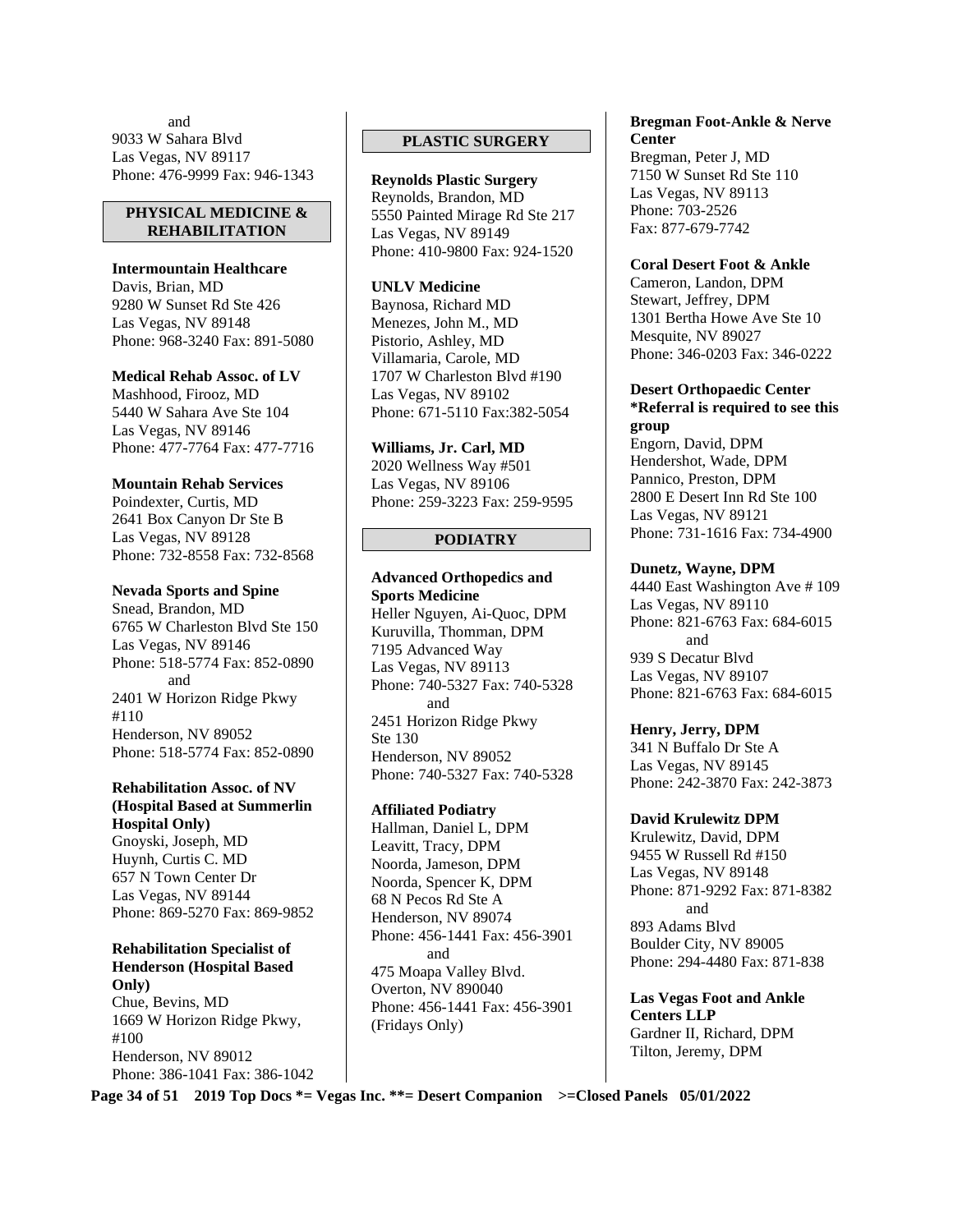and
9033 W Sahara Blvd
Las Vegas, NV 89117
Phone: 476-9999 Fax: 946-1343

## PHYSICAL MEDICINE & REHABILITATION

**Intermountain Healthcare**
Davis, Brian, MD
9280 W Sunset Rd Ste 426
Las Vegas, NV 89148
Phone: 968-3240 Fax: 891-5080

**Medical Rehab Assoc. of LV**
Mashhood, Firooz, MD
5440 W Sahara Ave Ste 104
Las Vegas, NV 89146
Phone: 477-7764 Fax: 477-7716

**Mountain Rehab Services**
Poindexter, Curtis, MD
2641 Box Canyon Dr Ste B
Las Vegas, NV 89128
Phone: 732-8558 Fax: 732-8568

**Nevada Sports and Spine**
Snead, Brandon, MD
6765 W Charleston Blvd Ste 150
Las Vegas, NV 89146
Phone: 518-5774 Fax: 852-0890
and
2401 W Horizon Ridge Pkwy #110
Henderson, NV 89052
Phone: 518-5774 Fax: 852-0890

**Rehabilitation Assoc. of NV (Hospital Based at Summerlin Hospital Only)**
Gnoyski, Joseph, MD
Huynh, Curtis C. MD
657 N Town Center Dr
Las Vegas, NV 89144
Phone: 869-5270 Fax: 869-9852

**Rehabilitation Specialist of Henderson (Hospital Based Only)**
Chue, Bevins, MD
1669 W Horizon Ridge Pkwy, #100
Henderson, NV 89012
Phone: 386-1041 Fax: 386-1042

## PLASTIC SURGERY

**Reynolds Plastic Surgery**
Reynolds, Brandon, MD
5550 Painted Mirage Rd Ste 217
Las Vegas, NV 89149
Phone: 410-9800 Fax: 924-1520

**UNLV Medicine**
Baynosa, Richard MD
Menezes, John M., MD
Pistorio, Ashley, MD
Villamaria, Carole, MD
1707 W Charleston Blvd #190
Las Vegas, NV 89102
Phone: 671-5110 Fax:382-5054

**Williams, Jr. Carl, MD**
2020 Wellness Way #501
Las Vegas, NV 89106
Phone: 259-3223 Fax: 259-9595

## PODIATRY

**Advanced Orthopedics and Sports Medicine**
Heller Nguyen, Ai-Quoc, DPM
Kuruvilla, Thomman, DPM
7195 Advanced Way
Las Vegas, NV 89113
Phone: 740-5327 Fax: 740-5328
and
2451 Horizon Ridge Pkwy Ste 130
Henderson, NV 89052
Phone: 740-5327 Fax: 740-5328

**Affiliated Podiatry**
Hallman, Daniel L, DPM
Leavitt, Tracy, DPM
Noorda, Jameson, DPM
Noorda, Spencer K, DPM
68 N Pecos Rd Ste A
Henderson, NV 89074
Phone: 456-1441 Fax: 456-3901
and
475 Moapa Valley Blvd.
Overton, NV 890040
Phone: 456-1441 Fax: 456-3901
(Fridays Only)

**Bregman Foot-Ankle & Nerve Center**
Bregman, Peter J, MD
7150 W Sunset Rd Ste 110
Las Vegas, NV 89113
Phone: 703-2526
Fax: 877-679-7742

**Coral Desert Foot & Ankle**
Cameron, Landon, DPM
Stewart, Jeffrey, DPM
1301 Bertha Howe Ave Ste 10
Mesquite, NV 89027
Phone: 346-0203 Fax: 346-0222

**Desert Orthopaedic Center**
**\*Referral is required to see this group**
Engorn, David, DPM
Hendershot, Wade, DPM
Pannico, Preston, DPM
2800 E Desert Inn Rd Ste 100
Las Vegas, NV 89121
Phone: 731-1616 Fax: 734-4900

**Dunetz, Wayne, DPM**
4440 East Washington Ave # 109
Las Vegas, NV 89110
Phone: 821-6763 Fax: 684-6015
and
939 S Decatur Blvd
Las Vegas, NV 89107
Phone: 821-6763 Fax: 684-6015

**Henry, Jerry, DPM**
341 N Buffalo Dr Ste A
Las Vegas, NV 89145
Phone: 242-3870 Fax: 242-3873

**David Krulewitz DPM**
Krulewitz, David, DPM
9455 W Russell Rd #150
Las Vegas, NV 89148
Phone: 871-9292 Fax: 871-8382
and
893 Adams Blvd
Boulder City, NV 89005
Phone: 294-4480 Fax: 871-838

**Las Vegas Foot and Ankle Centers LLP**
Gardner II, Richard, DPM
Tilton, Jeremy, DPM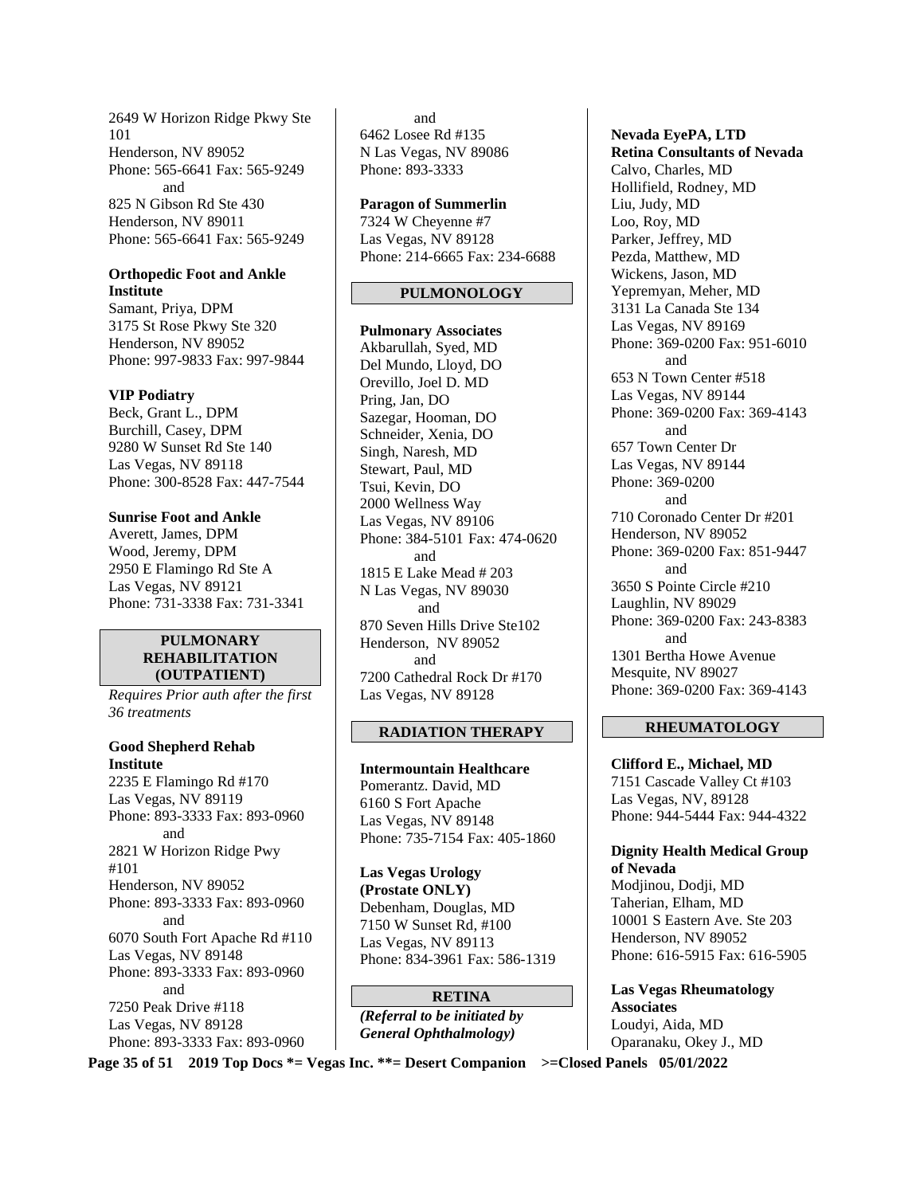2649 W Horizon Ridge Pkwy Ste 101
Henderson, NV 89052
Phone: 565-6641 Fax: 565-9249
and
825 N Gibson Rd Ste 430
Henderson, NV 89011
Phone: 565-6641 Fax: 565-9249

**Orthopedic Foot and Ankle Institute**
Samant, Priya, DPM
3175 St Rose Pkwy Ste 320
Henderson, NV 89052
Phone: 997-9833 Fax: 997-9844

**VIP Podiatry**
Beck, Grant L., DPM
Burchill, Casey, DPM
9280 W Sunset Rd Ste 140
Las Vegas, NV 89118
Phone: 300-8528 Fax: 447-7544

**Sunrise Foot and Ankle**
Averett, James, DPM
Wood, Jeremy, DPM
2950 E Flamingo Rd Ste A
Las Vegas, NV 89121
Phone: 731-3338 Fax: 731-3341

## PULMONARY REHABILITATION (OUTPATIENT)

*Requires Prior auth after the first 36 treatments*

**Good Shepherd Rehab Institute**
2235 E Flamingo Rd #170
Las Vegas, NV 89119
Phone: 893-3333 Fax: 893-0960
and
2821 W Horizon Ridge Pwy #101
Henderson, NV 89052
Phone: 893-3333 Fax: 893-0960
and
6070 South Fort Apache Rd #110
Las Vegas, NV 89148
Phone: 893-3333 Fax: 893-0960
and
7250 Peak Drive #118
Las Vegas, NV 89128
Phone: 893-3333 Fax: 893-0960
and
6462 Losee Rd #135
N Las Vegas, NV 89086
Phone: 893-3333

**Paragon of Summerlin**
7324 W Cheyenne #7
Las Vegas, NV 89128
Phone: 214-6665 Fax: 234-6688

## PULMONOLOGY

**Pulmonary Associates**
Akbarullah, Syed, MD
Del Mundo, Lloyd, DO
Orevillo, Joel D. MD
Pring, Jan, DO
Sazegar, Hooman, DO
Schneider, Xenia, DO
Singh, Naresh, MD
Stewart, Paul, MD
Tsui, Kevin, DO
2000 Wellness Way
Las Vegas, NV 89106
Phone: 384-5101 Fax: 474-0620
and
1815 E Lake Mead # 203
N Las Vegas, NV 89030
and
870 Seven Hills Drive Ste102
Henderson, NV 89052
and
7200 Cathedral Rock Dr #170
Las Vegas, NV 89128

## RADIATION THERAPY

**Intermountain Healthcare**
Pomerantz. David, MD
6160 S Fort Apache
Las Vegas, NV 89148
Phone: 735-7154 Fax: 405-1860

**Las Vegas Urology (Prostate ONLY)**
Debenham, Douglas, MD
7150 W Sunset Rd, #100
Las Vegas, NV 89113
Phone: 834-3961 Fax: 586-1319

## RETINA

***(Referral to be initiated by General Ophthalmology)***

**Nevada EyePA, LTD**
**Retina Consultants of Nevada**
Calvo, Charles, MD
Hollifield, Rodney, MD
Liu, Judy, MD
Loo, Roy, MD
Parker, Jeffrey, MD
Pezda, Matthew, MD
Wickens, Jason, MD
Yepremyan, Meher, MD
3131 La Canada Ste 134
Las Vegas, NV 89169
Phone: 369-0200 Fax: 951-6010
and
653 N Town Center #518
Las Vegas, NV 89144
Phone: 369-0200 Fax: 369-4143
and
657 Town Center Dr
Las Vegas, NV 89144
Phone: 369-0200
and
710 Coronado Center Dr #201
Henderson, NV 89052
Phone: 369-0200 Fax: 851-9447
and
3650 S Pointe Circle #210
Laughlin, NV 89029
Phone: 369-0200 Fax: 243-8383
and
1301 Bertha Howe Avenue
Mesquite, NV 89027
Phone: 369-0200 Fax: 369-4143

## RHEUMATOLOGY

**Clifford E., Michael, MD**
7151 Cascade Valley Ct #103
Las Vegas, NV, 89128
Phone: 944-5444 Fax: 944-4322

**Dignity Health Medical Group of Nevada**
Modjinou, Dodji, MD
Taherian, Elham, MD
10001 S Eastern Ave. Ste 203
Henderson, NV 89052
Phone: 616-5915 Fax: 616-5905

**Las Vegas Rheumatology Associates**
Loudyi, Aida, MD
Oparanaku, Okey J., MD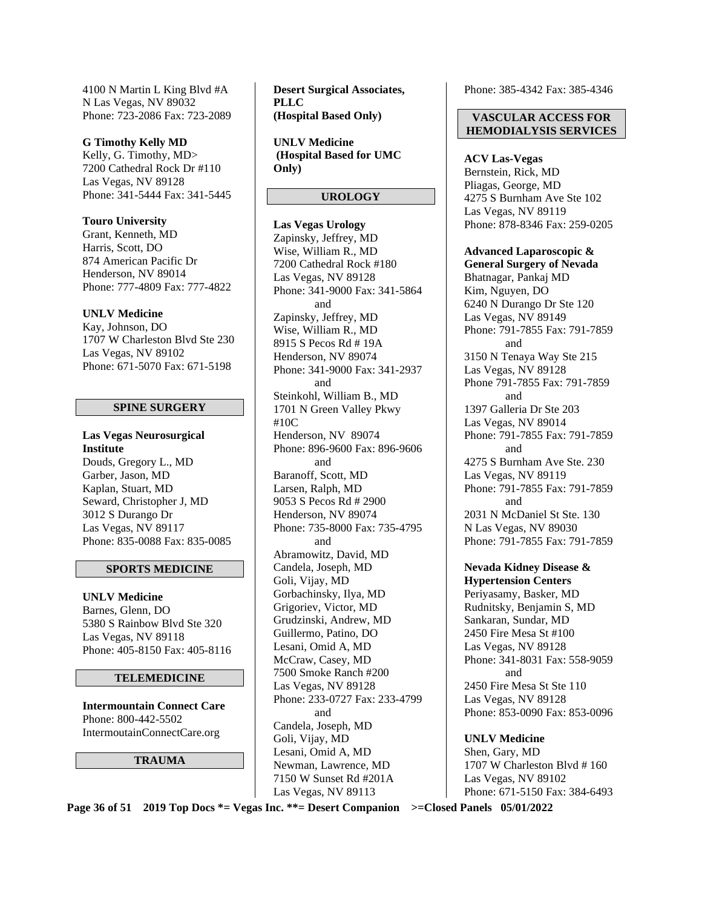4100 N Martin L King Blvd #A
N Las Vegas, NV 89032
Phone: 723-2086 Fax: 723-2089

**G Timothy Kelly MD**
Kelly, G. Timothy, MD>
7200 Cathedral Rock Dr #110
Las Vegas, NV 89128
Phone: 341-5444 Fax: 341-5445

**Touro University**
Grant, Kenneth, MD
Harris, Scott, DO
874 American Pacific Dr
Henderson, NV 89014
Phone: 777-4809 Fax: 777-4822

**UNLV Medicine**
Kay, Johnson, DO
1707 W Charleston Blvd Ste 230
Las Vegas, NV 89102
Phone: 671-5070 Fax: 671-5198

## SPINE SURGERY

**Las Vegas Neurosurgical Institute**
Douds, Gregory L., MD
Garber, Jason, MD
Kaplan, Stuart, MD
Seward, Christopher J, MD
3012 S Durango Dr
Las Vegas, NV 89117
Phone: 835-0088 Fax: 835-0085

## SPORTS MEDICINE

**UNLV Medicine**
Barnes, Glenn, DO
5380 S Rainbow Blvd Ste 320
Las Vegas, NV 89118
Phone: 405-8150 Fax: 405-8116

## TELEMEDICINE

**Intermountain Connect Care**
Phone: 800-442-5502
IntermoutainConnectCare.org

## TRAUMA

**Desert Surgical Associates, PLLC (Hospital Based Only)**

**UNLV Medicine (Hospital Based for UMC Only)**

## UROLOGY

**Las Vegas Urology**
Zapinsky, Jeffrey, MD
Wise, William R., MD
7200 Cathedral Rock #180
Las Vegas, NV 89128
Phone: 341-9000 Fax: 341-5864
and
Zapinsky, Jeffrey, MD
Wise, William R., MD
8915 S Pecos Rd # 19A
Henderson, NV 89074
Phone: 341-9000 Fax: 341-2937
and
Steinkohl, William B., MD
1701 N Green Valley Pkwy #10C
Henderson, NV 89074
Phone: 896-9600 Fax: 896-9606
and
Baranoff, Scott, MD
Larsen, Ralph, MD
9053 S Pecos Rd # 2900
Henderson, NV 89074
Phone: 735-8000 Fax: 735-4795
and
Abramowitz, David, MD
Candela, Joseph, MD
Goli, Vijay, MD
Gorbachinsky, Ilya, MD
Grigoriev, Victor, MD
Grudzinski, Andrew, MD
Guillermo, Patino, DO
Lesani, Omid A, MD
McCraw, Casey, MD
7500 Smoke Ranch #200
Las Vegas, NV 89128
Phone: 233-0727 Fax: 233-4799
and
Candela, Joseph, MD
Goli, Vijay, MD
Lesani, Omid A, MD
Newman, Lawrence, MD
7150 W Sunset Rd #201A
Las Vegas, NV 89113
Phone: 385-4342 Fax: 385-4346

## VASCULAR ACCESS FOR HEMODIALYSIS SERVICES

**ACV Las-Vegas**
Bernstein, Rick, MD
Pliagas, George, MD
4275 S Burnham Ave Ste 102
Las Vegas, NV 89119
Phone: 878-8346 Fax: 259-0205

**Advanced Laparoscopic & General Surgery of Nevada**
Bhatnagar, Pankaj MD
Kim, Nguyen, DO
6240 N Durango Dr Ste 120
Las Vegas, NV 89149
Phone: 791-7855 Fax: 791-7859
and
3150 N Tenaya Way Ste 215
Las Vegas, NV 89128
Phone 791-7855 Fax: 791-7859
and
1397 Galleria Dr Ste 203
Las Vegas, NV 89014
Phone: 791-7855 Fax: 791-7859
and
4275 S Burnham Ave Ste. 230
Las Vegas, NV 89119
Phone: 791-7855 Fax: 791-7859
and
2031 N McDaniel St Ste. 130
N Las Vegas, NV 89030
Phone: 791-7855 Fax: 791-7859

**Nevada Kidney Disease & Hypertension Centers**
Periyasamy, Basker, MD
Rudnitsky, Benjamin S, MD
Sankaran, Sundar, MD
2450 Fire Mesa St #100
Las Vegas, NV 89128
Phone: 341-8031 Fax: 558-9059
and
2450 Fire Mesa St Ste 110
Las Vegas, NV 89128
Phone: 853-0090 Fax: 853-0096

**UNLV Medicine**
Shen, Gary, MD
1707 W Charleston Blvd # 160
Las Vegas, NV 89102
Phone: 671-5150 Fax: 384-6493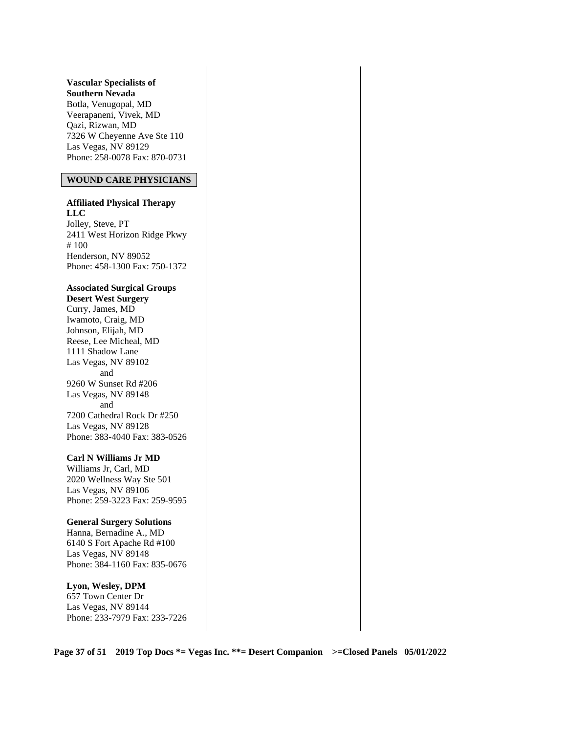**Vascular Specialists of Southern Nevada**
Botla, Venugopal, MD
Veerapaneni, Vivek, MD
Qazi, Rizwan, MD
7326 W Cheyenne Ave Ste 110
Las Vegas, NV 89129
Phone: 258-0078 Fax: 870-0731

## WOUND CARE PHYSICIANS

**Affiliated Physical Therapy LLC**
Jolley, Steve, PT
2411 West Horizon Ridge Pkwy # 100
Henderson, NV 89052
Phone: 458-1300 Fax: 750-1372

**Associated Surgical Groups Desert West Surgery**
Curry, James, MD
Iwamoto, Craig, MD
Johnson, Elijah, MD
Reese, Lee Micheal, MD
1111 Shadow Lane
Las Vegas, NV 89102
and
9260 W Sunset Rd #206
Las Vegas, NV 89148
and
7200 Cathedral Rock Dr #250
Las Vegas, NV 89128
Phone: 383-4040 Fax: 383-0526

**Carl N Williams Jr MD**
Williams Jr, Carl, MD
2020 Wellness Way Ste 501
Las Vegas, NV 89106
Phone: 259-3223 Fax: 259-9595

**General Surgery Solutions**
Hanna, Bernadine A., MD
6140 S Fort Apache Rd #100
Las Vegas, NV 89148
Phone: 384-1160 Fax: 835-0676

**Lyon, Wesley, DPM**
657 Town Center Dr
Las Vegas, NV 89144
Phone: 233-7979 Fax: 233-7226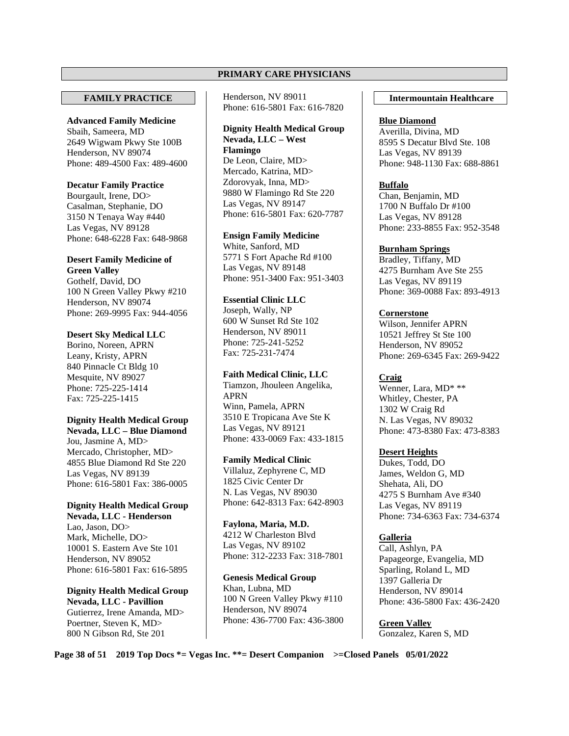## PRIMARY CARE PHYSICIANS

### FAMILY PRACTICE

**Advanced Family Medicine**
Sbaih, Sameera, MD
2649 Wigwam Pkwy Ste 100B
Henderson, NV 89074
Phone: 489-4500 Fax: 489-4600

**Decatur Family Practice**
Bourgault, Irene, DO>
Casalman, Stephanie, DO
3150 N Tenaya Way #440
Las Vegas, NV 89128
Phone: 648-6228 Fax: 648-9868

**Desert Family Medicine of Green Valley**
Gothelf, David, DO
100 N Green Valley Pkwy #210
Henderson, NV 89074
Phone: 269-9995 Fax: 944-4056

**Desert Sky Medical LLC**
Borino, Noreen, APRN
Leany, Kristy, APRN
840 Pinnacle Ct Bldg 10
Mesquite, NV 89027
Phone: 725-225-1414
Fax: 725-225-1415

**Dignity Health Medical Group Nevada, LLC – Blue Diamond**
Jou, Jasmine A, MD>
Mercado, Christopher, MD>
4855 Blue Diamond Rd Ste 220
Las Vegas, NV 89139
Phone: 616-5801 Fax: 386-0005

**Dignity Health Medical Group Nevada, LLC - Henderson**
Lao, Jason, DO>
Mark, Michelle, DO>
10001 S. Eastern Ave Ste 101
Henderson, NV 89052
Phone: 616-5801 Fax: 616-5895

**Dignity Health Medical Group Nevada, LLC - Pavillion**
Gutierrez, Irene Amanda, MD>
Poertner, Steven K, MD>
800 N Gibson Rd, Ste 201
Henderson, NV 89011
Phone: 616-5801 Fax: 616-7820

**Dignity Health Medical Group Nevada, LLC – West Flamingo**
De Leon, Claire, MD>
Mercado, Katrina, MD>
Zdorovyak, Inna, MD>
9880 W Flamingo Rd Ste 220
Las Vegas, NV 89147
Phone: 616-5801 Fax: 620-7787

**Ensign Family Medicine**
White, Sanford, MD
5771 S Fort Apache Rd #100
Las Vegas, NV 89148
Phone: 951-3400 Fax: 951-3403

**Essential Clinic LLC**
Joseph, Wally, NP
600 W Sunset Rd Ste 102
Henderson, NV 89011
Phone: 725-241-5252
Fax: 725-231-7474

**Faith Medical Clinic, LLC**
Tiamzon, Jhouleen Angelika, APRN
Winn, Pamela, APRN
3510 E Tropicana Ave Ste K
Las Vegas, NV 89121
Phone: 433-0069 Fax: 433-1815

**Family Medical Clinic**
Villaluz, Zephyrene C, MD
1825 Civic Center Dr
N. Las Vegas, NV 89030
Phone: 642-8313 Fax: 642-8903

**Faylona, Maria, M.D.**
4212 W Charleston Blvd
Las Vegas, NV 89102
Phone: 312-2233 Fax: 318-7801

**Genesis Medical Group**
Khan, Lubna, MD
100 N Green Valley Pkwy #110
Henderson, NV 89074
Phone: 436-7700 Fax: 436-3800

### Intermountain Healthcare

**Blue Diamond**
Averilla, Divina, MD
8595 S Decatur Blvd Ste. 108
Las Vegas, NV 89139
Phone: 948-1130 Fax: 688-8861

**Buffalo**
Chan, Benjamin, MD
1700 N Buffalo Dr #100
Las Vegas, NV 89128
Phone: 233-8855 Fax: 952-3548

**Burnham Springs**
Bradley, Tiffany, MD
4275 Burnham Ave Ste 255
Las Vegas, NV 89119
Phone: 369-0088 Fax: 893-4913

**Cornerstone**
Wilson, Jennifer APRN
10521 Jeffrey St Ste 100
Henderson, NV 89052
Phone: 269-6345 Fax: 269-9422

**Craig**
Wenner, Lara, MD* **
Whitley, Chester, PA
1302 W Craig Rd
N. Las Vegas, NV 89032
Phone: 473-8380 Fax: 473-8383

**Desert Heights**
Dukes, Todd, DO
James, Weldon G, MD
Shehata, Ali, DO
4275 S Burnham Ave #340
Las Vegas, NV 89119
Phone: 734-6363 Fax: 734-6374

**Galleria**
Call, Ashlyn, PA
Papageorge, Evangelia, MD
Sparling, Roland L, MD
1397 Galleria Dr
Henderson, NV 89014
Phone: 436-5800 Fax: 436-2420

**Green Valley**
Gonzalez, Karen S, MD

2019 Top Docs *= Vegas Inc. **= Desert Companion >=Closed Panels 05/01/2022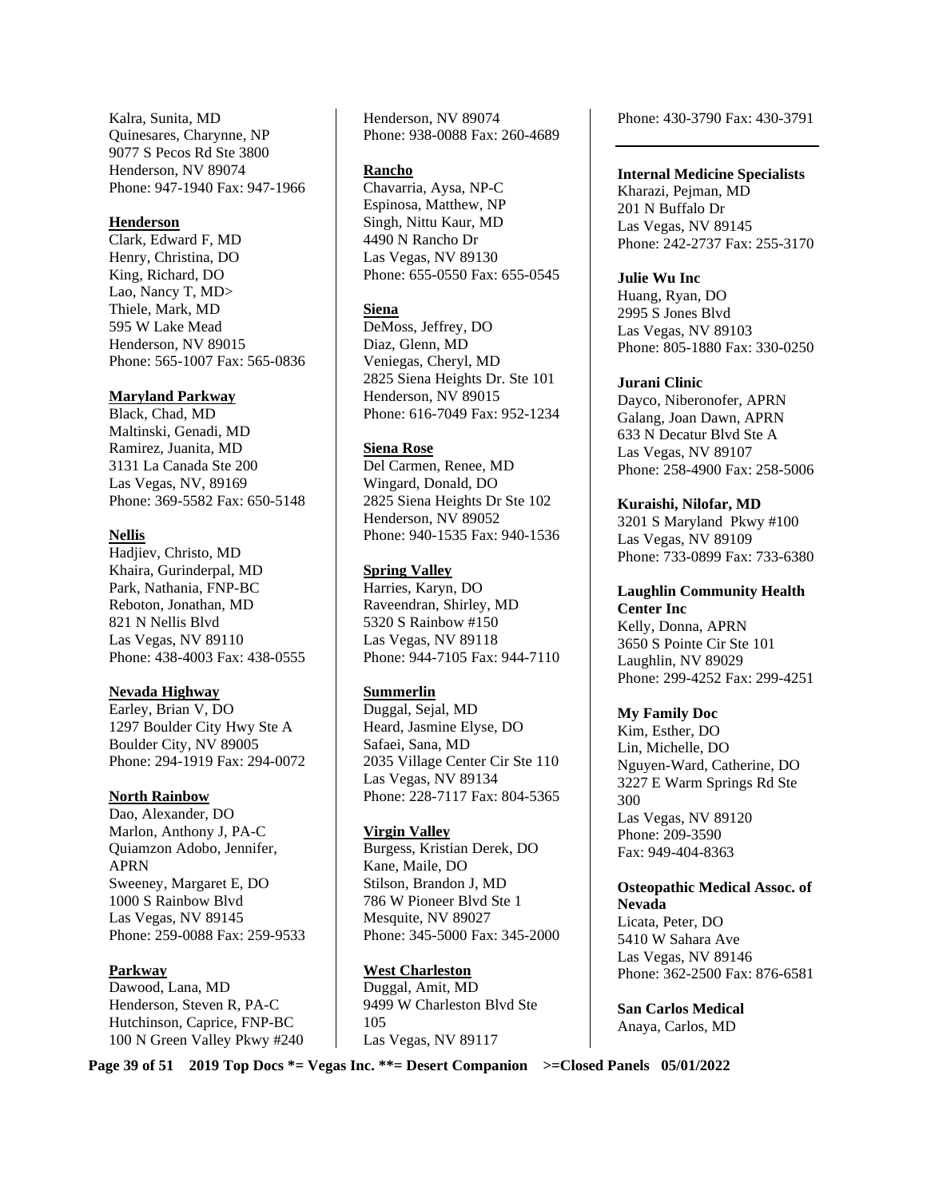Kalra, Sunita, MD
Quinesares, Charynne, NP
9077 S Pecos Rd Ste 3800
Henderson, NV 89074
Phone: 947-1940 Fax: 947-1966

**Henderson**

Clark, Edward F, MD
Henry, Christina, DO
King, Richard, DO
Lao, Nancy T, MD>
Thiele, Mark, MD
595 W Lake Mead
Henderson, NV 89015
Phone: 565-1007 Fax: 565-0836

**Maryland Parkway**

Black, Chad, MD
Maltinski, Genadi, MD
Ramirez, Juanita, MD
3131 La Canada Ste 200
Las Vegas, NV, 89169
Phone: 369-5582 Fax: 650-5148

**Nellis**

Hadjiev, Christo, MD
Khaira, Gurinderpal, MD
Park, Nathania, FNP-BC
Reboton, Jonathan, MD
821 N Nellis Blvd
Las Vegas, NV 89110
Phone: 438-4003 Fax: 438-0555

**Nevada Highway**

Earley, Brian V, DO
1297 Boulder City Hwy Ste A
Boulder City, NV 89005
Phone: 294-1919 Fax: 294-0072

**North Rainbow**

Dao, Alexander, DO
Marlon, Anthony J, PA-C
Quiamzon Adobo, Jennifer, APRN
Sweeney, Margaret E, DO
1000 S Rainbow Blvd
Las Vegas, NV 89145
Phone: 259-0088 Fax: 259-9533

**Parkway**

Dawood, Lana, MD
Henderson, Steven R, PA-C
Hutchinson, Caprice, FNP-BC
100 N Green Valley Pkwy #240
Henderson, NV 89074
Phone: 938-0088 Fax: 260-4689

**Rancho**

Chavarria, Aysa, NP-C
Espinosa, Matthew, NP
Singh, Nittu Kaur, MD
4490 N Rancho Dr
Las Vegas, NV 89130
Phone: 655-0550 Fax: 655-0545

**Siena**

DeMoss, Jeffrey, DO
Diaz, Glenn, MD
Veniegas, Cheryl, MD
2825 Siena Heights Dr. Ste 101
Henderson, NV 89015
Phone: 616-7049 Fax: 952-1234

**Siena Rose**

Del Carmen, Renee, MD
Wingard, Donald, DO
2825 Siena Heights Dr Ste 102
Henderson, NV 89052
Phone: 940-1535 Fax: 940-1536

**Spring Valley**

Harries, Karyn, DO
Raveendran, Shirley, MD
5320 S Rainbow #150
Las Vegas, NV 89118
Phone: 944-7105 Fax: 944-7110

**Summerlin**

Duggal, Sejal, MD
Heard, Jasmine Elyse, DO
Safaei, Sana, MD
2035 Village Center Cir Ste 110
Las Vegas, NV 89134
Phone: 228-7117 Fax: 804-5365

**Virgin Valley**

Burgess, Kristian Derek, DO
Kane, Maile, DO
Stilson, Brandon J, MD
786 W Pioneer Blvd Ste 1
Mesquite, NV 89027
Phone: 345-5000 Fax: 345-2000

**West Charleston**

Duggal, Amit, MD
9499 W Charleston Blvd Ste 105
Las Vegas, NV 89117
Phone: 430-3790 Fax: 430-3791

---

**Internal Medicine Specialists**
Kharazi, Pejman, MD
201 N Buffalo Dr
Las Vegas, NV 89145
Phone: 242-2737 Fax: 255-3170

**Julie Wu Inc**
Huang, Ryan, DO
2995 S Jones Blvd
Las Vegas, NV 89103
Phone: 805-1880 Fax: 330-0250

**Jurani Clinic**
Dayco, Niberonofer, APRN
Galang, Joan Dawn, APRN
633 N Decatur Blvd Ste A
Las Vegas, NV 89107
Phone: 258-4900 Fax: 258-5006

**Kuraishi, Nilofar, MD**
3201 S Maryland Pkwy #100
Las Vegas, NV 89109
Phone: 733-0899 Fax: 733-6380

**Laughlin Community Health Center Inc**
Kelly, Donna, APRN
3650 S Pointe Cir Ste 101
Laughlin, NV 89029
Phone: 299-4252 Fax: 299-4251

**My Family Doc**
Kim, Esther, DO
Lin, Michelle, DO
Nguyen-Ward, Catherine, DO
3227 E Warm Springs Rd Ste 300
Las Vegas, NV 89120
Phone: 209-3590
Fax: 949-404-8363

**Osteopathic Medical Assoc. of Nevada**
Licata, Peter, DO
5410 W Sahara Ave
Las Vegas, NV 89146
Phone: 362-2500 Fax: 876-6581

**San Carlos Medical**
Anaya, Carlos, MD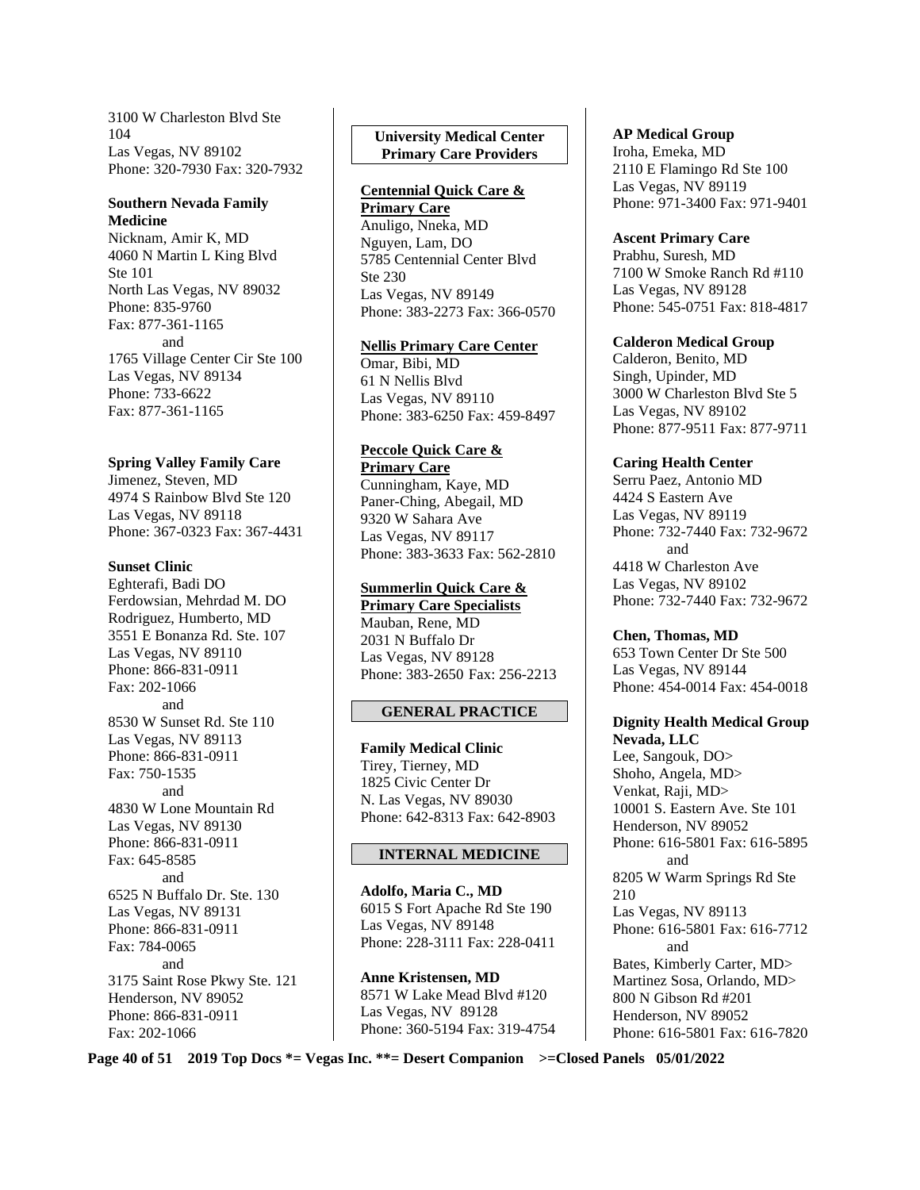3100 W Charleston Blvd Ste 104
Las Vegas, NV 89102
Phone: 320-7930 Fax: 320-7932

**Southern Nevada Family Medicine**
Nicknam, Amir K, MD
4060 N Martin L King Blvd Ste 101
North Las Vegas, NV 89032
Phone: 835-9760
Fax: 877-361-1165
and
1765 Village Center Cir Ste 100
Las Vegas, NV 89134
Phone: 733-6622
Fax: 877-361-1165

**Spring Valley Family Care**
Jimenez, Steven, MD
4974 S Rainbow Blvd Ste 120
Las Vegas, NV 89118
Phone: 367-0323 Fax: 367-4431

**Sunset Clinic**
Eghterafi, Badi DO
Ferdowsian, Mehrdad M. DO
Rodriguez, Humberto, MD
3551 E Bonanza Rd. Ste. 107
Las Vegas, NV 89110
Phone: 866-831-0911
Fax: 202-1066
and
8530 W Sunset Rd. Ste 110
Las Vegas, NV 89113
Phone: 866-831-0911
Fax: 750-1535
and
4830 W Lone Mountain Rd
Las Vegas, NV 89130
Phone: 866-831-0911
Fax: 645-8585
and
6525 N Buffalo Dr. Ste. 130
Las Vegas, NV 89131
Phone: 866-831-0911
Fax: 784-0065
and
3175 Saint Rose Pkwy Ste. 121
Henderson, NV 89052
Phone: 866-831-0911
Fax: 202-1066

## University Medical Center Primary Care Providers

**Centennial Quick Care & Primary Care**
Anuligo, Nneka, MD
Nguyen, Lam, DO
5785 Centennial Center Blvd Ste 230
Las Vegas, NV 89149
Phone: 383-2273 Fax: 366-0570

**Nellis Primary Care Center**
Omar, Bibi, MD
61 N Nellis Blvd
Las Vegas, NV 89110
Phone: 383-6250 Fax: 459-8497

**Peccole Quick Care & Primary Care**
Cunningham, Kaye, MD
Paner-Ching, Abegail, MD
9320 W Sahara Ave
Las Vegas, NV 89117
Phone: 383-3633 Fax: 562-2810

**Summerlin Quick Care & Primary Care Specialists**
Mauban, Rene, MD
2031 N Buffalo Dr
Las Vegas, NV 89128
Phone: 383-2650 Fax: 256-2213

## GENERAL PRACTICE

**Family Medical Clinic**
Tirey, Tierney, MD
1825 Civic Center Dr
N. Las Vegas, NV 89030
Phone: 642-8313 Fax: 642-8903

## INTERNAL MEDICINE

**Adolfo, Maria C., MD**
6015 S Fort Apache Rd Ste 190
Las Vegas, NV 89148
Phone: 228-3111 Fax: 228-0411

**Anne Kristensen, MD**
8571 W Lake Mead Blvd #120
Las Vegas, NV 89128
Phone: 360-5194 Fax: 319-4754

**AP Medical Group**
Iroha, Emeka, MD
2110 E Flamingo Rd Ste 100
Las Vegas, NV 89119
Phone: 971-3400 Fax: 971-9401

**Ascent Primary Care**
Prabhu, Suresh, MD
7100 W Smoke Ranch Rd #110
Las Vegas, NV 89128
Phone: 545-0751 Fax: 818-4817

**Calderon Medical Group**
Calderon, Benito, MD
Singh, Upinder, MD
3000 W Charleston Blvd Ste 5
Las Vegas, NV 89102
Phone: 877-9511 Fax: 877-9711

**Caring Health Center**
Serru Paez, Antonio MD
4424 S Eastern Ave
Las Vegas, NV 89119
Phone: 732-7440 Fax: 732-9672
and
4418 W Charleston Ave
Las Vegas, NV 89102
Phone: 732-7440 Fax: 732-9672

**Chen, Thomas, MD**
653 Town Center Dr Ste 500
Las Vegas, NV 89144
Phone: 454-0014 Fax: 454-0018

**Dignity Health Medical Group Nevada, LLC**
Lee, Sangouk, DO>
Shoho, Angela, MD>
Venkat, Raji, MD>
10001 S. Eastern Ave. Ste 101
Henderson, NV 89052
Phone: 616-5801 Fax: 616-5895
and
8205 W Warm Springs Rd Ste 210
Las Vegas, NV 89113
Phone: 616-5801 Fax: 616-7712
and
Bates, Kimberly Carter, MD>
Martinez Sosa, Orlando, MD>
800 N Gibson Rd #201
Henderson, NV 89052
Phone: 616-5801 Fax: 616-7820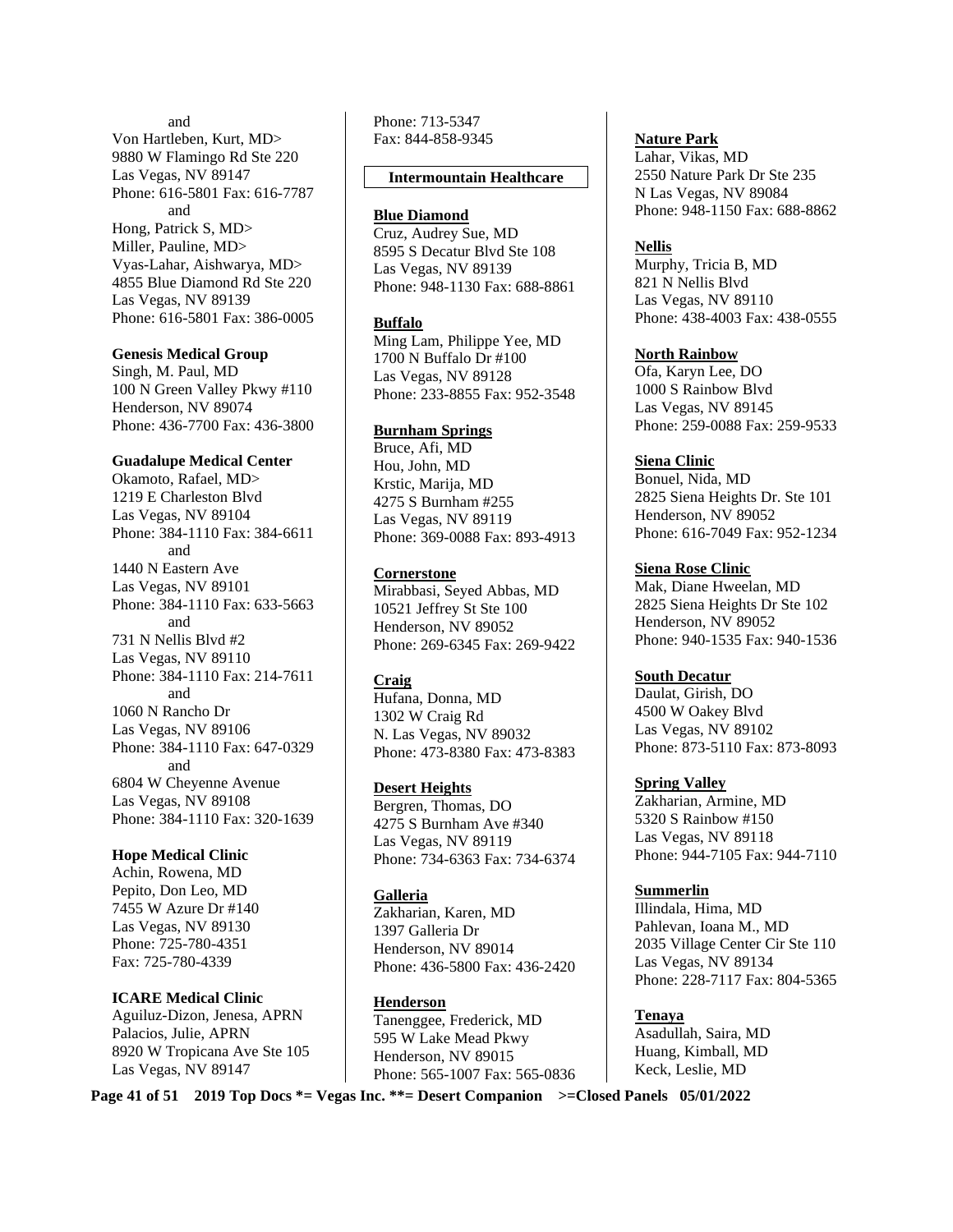and

Von Hartleben, Kurt, MD>
9880 W Flamingo Rd Ste 220
Las Vegas, NV 89147
Phone: 616-5801 Fax: 616-7787

and

Hong, Patrick S, MD>
Miller, Pauline, MD>
Vyas-Lahar, Aishwarya, MD>
4855 Blue Diamond Rd Ste 220
Las Vegas, NV 89139
Phone: 616-5801 Fax: 386-0005

**Genesis Medical Group**

Singh, M. Paul, MD
100 N Green Valley Pkwy #110
Henderson, NV 89074
Phone: 436-7700 Fax: 436-3800

**Guadalupe Medical Center**

Okamoto, Rafael, MD>
1219 E Charleston Blvd
Las Vegas, NV 89104
Phone: 384-1110 Fax: 384-6611

and

1440 N Eastern Ave
Las Vegas, NV 89101
Phone: 384-1110 Fax: 633-5663

and

731 N Nellis Blvd #2
Las Vegas, NV 89110
Phone: 384-1110 Fax: 214-7611

and

1060 N Rancho Dr
Las Vegas, NV 89106
Phone: 384-1110 Fax: 647-0329

and

6804 W Cheyenne Avenue
Las Vegas, NV 89108
Phone: 384-1110 Fax: 320-1639

**Hope Medical Clinic**

Achin, Rowena, MD
Pepito, Don Leo, MD
7455 W Azure Dr #140
Las Vegas, NV 89130
Phone: 725-780-4351
Fax: 725-780-4339

**ICARE Medical Clinic**

Aguiluz-Dizon, Jenesa, APRN
Palacios, Julie, APRN
8920 W Tropicana Ave Ste 105
Las Vegas, NV 89147
Phone: 713-5347
Fax: 844-858-9345

**Intermountain Healthcare**

**Blue Diamond**

Cruz, Audrey Sue, MD
8595 S Decatur Blvd Ste 108
Las Vegas, NV 89139
Phone: 948-1130 Fax: 688-8861

**Buffalo**

Ming Lam, Philippe Yee, MD
1700 N Buffalo Dr #100
Las Vegas, NV 89128
Phone: 233-8855 Fax: 952-3548

**Burnham Springs**

Bruce, Afi, MD
Hou, John, MD
Krstic, Marija, MD
4275 S Burnham #255
Las Vegas, NV 89119
Phone: 369-0088 Fax: 893-4913

**Cornerstone**

Mirabbasi, Seyed Abbas, MD
10521 Jeffrey St Ste 100
Henderson, NV 89052
Phone: 269-6345 Fax: 269-9422

**Craig**

Hufana, Donna, MD
1302 W Craig Rd
N. Las Vegas, NV 89032
Phone: 473-8380 Fax: 473-8383

**Desert Heights**

Bergren, Thomas, DO
4275 S Burnham Ave #340
Las Vegas, NV 89119
Phone: 734-6363 Fax: 734-6374

**Galleria**

Zakharian, Karen, MD
1397 Galleria Dr
Henderson, NV 89014
Phone: 436-5800 Fax: 436-2420

**Henderson**

Tanenggee, Frederick, MD
595 W Lake Mead Pkwy
Henderson, NV 89015
Phone: 565-1007 Fax: 565-0836

**Nature Park**

Lahar, Vikas, MD
2550 Nature Park Dr Ste 235
N Las Vegas, NV 89084
Phone: 948-1150 Fax: 688-8862

**Nellis**

Murphy, Tricia B, MD
821 N Nellis Blvd
Las Vegas, NV 89110
Phone: 438-4003 Fax: 438-0555

**North Rainbow**

Ofa, Karyn Lee, DO
1000 S Rainbow Blvd
Las Vegas, NV 89145
Phone: 259-0088 Fax: 259-9533

**Siena Clinic**

Bonuel, Nida, MD
2825 Siena Heights Dr. Ste 101
Henderson, NV 89052
Phone: 616-7049 Fax: 952-1234

**Siena Rose Clinic**

Mak, Diane Hweelan, MD
2825 Siena Heights Dr Ste 102
Henderson, NV 89052
Phone: 940-1535 Fax: 940-1536

**South Decatur**

Daulat, Girish, DO
4500 W Oakey Blvd
Las Vegas, NV 89102
Phone: 873-5110 Fax: 873-8093

**Spring Valley**

Zakharian, Armine, MD
5320 S Rainbow #150
Las Vegas, NV 89118
Phone: 944-7105 Fax: 944-7110

**Summerlin**

Illindala, Hima, MD
Pahlevan, Ioana M., MD
2035 Village Center Cir Ste 110
Las Vegas, NV 89134
Phone: 228-7117 Fax: 804-5365

**Tenaya**

Asadullah, Saira, MD
Huang, Kimball, MD
Keck, Leslie, MD

2019 Top Docs *= Vegas Inc. **= Desert Companion >=Closed Panels 05/01/2022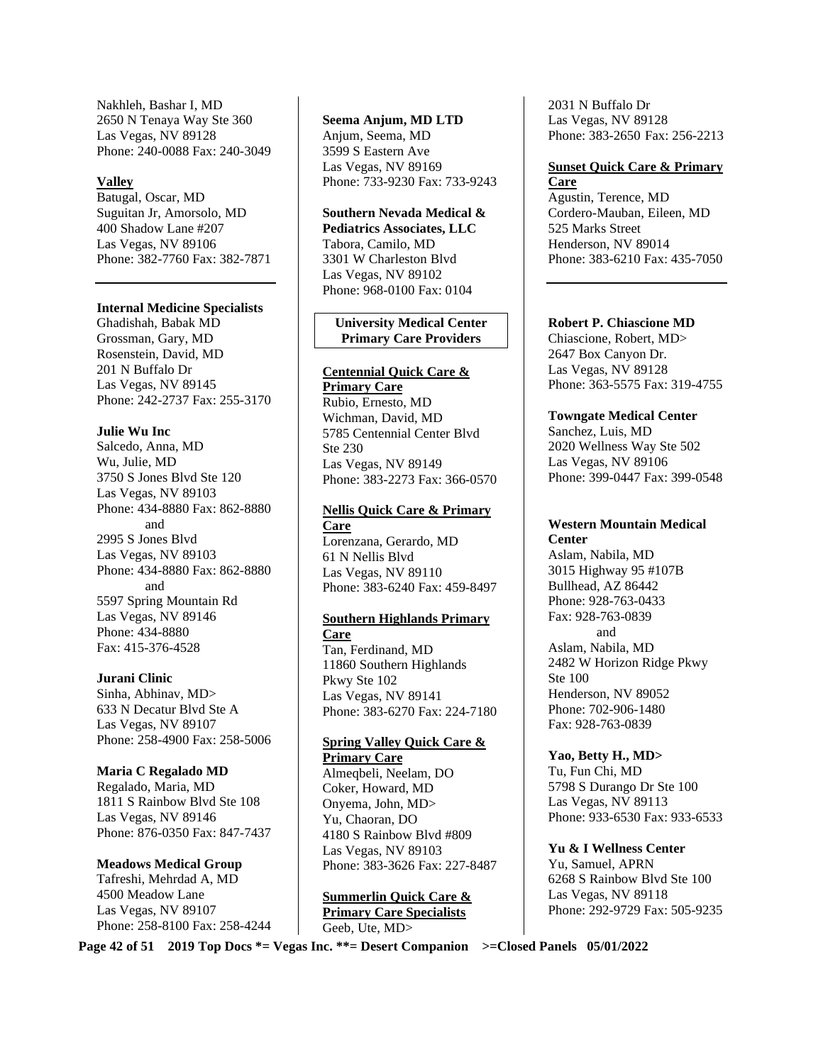Nakhleh, Bashar I, MD
2650 N Tenaya Way Ste 360
Las Vegas, NV 89128
Phone: 240-0088 Fax: 240-3049

**Valley**

Batugal, Oscar, MD
Suguitan Jr, Amorsolo, MD
400 Shadow Lane #207
Las Vegas, NV 89106
Phone: 382-7760 Fax: 382-7871

---

**Internal Medicine Specialists**

Ghadishah, Babak MD
Grossman, Gary, MD
Rosenstein, David, MD
201 N Buffalo Dr
Las Vegas, NV 89145
Phone: 242-2737 Fax: 255-3170

**Julie Wu Inc**

Salcedo, Anna, MD
Wu, Julie, MD
3750 S Jones Blvd Ste 120
Las Vegas, NV 89103
Phone: 434-8880 Fax: 862-8880
and
2995 S Jones Blvd
Las Vegas, NV 89103
Phone: 434-8880 Fax: 862-8880
and
5597 Spring Mountain Rd
Las Vegas, NV 89146
Phone: 434-8880
Fax: 415-376-4528

**Jurani Clinic**

Sinha, Abhinav, MD>
633 N Decatur Blvd Ste A
Las Vegas, NV 89107
Phone: 258-4900 Fax: 258-5006

**Maria C Regalado MD**

Regalado, Maria, MD
1811 S Rainbow Blvd Ste 108
Las Vegas, NV 89146
Phone: 876-0350 Fax: 847-7437

**Meadows Medical Group**

Tafreshi, Mehrdad A, MD
4500 Meadow Lane
Las Vegas, NV 89107
Phone: 258-8100 Fax: 258-4244

**Seema Anjum, MD LTD**

Anjum, Seema, MD
3599 S Eastern Ave
Las Vegas, NV 89169
Phone: 733-9230 Fax: 733-9243

**Southern Nevada Medical & Pediatrics Associates, LLC**

Tabora, Camilo, MD
3301 W Charleston Blvd
Las Vegas, NV 89102
Phone: 968-0100 Fax: 0104

## University Medical Center Primary Care Providers

**Centennial Quick Care & Primary Care**

Rubio, Ernesto, MD
Wichman, David, MD
5785 Centennial Center Blvd Ste 230
Las Vegas, NV 89149
Phone: 383-2273 Fax: 366-0570

**Nellis Quick Care & Primary Care**

Lorenzana, Gerardo, MD
61 N Nellis Blvd
Las Vegas, NV 89110
Phone: 383-6240 Fax: 459-8497

**Southern Highlands Primary Care**

Tan, Ferdinand, MD
11860 Southern Highlands Pkwy Ste 102
Las Vegas, NV 89141
Phone: 383-6270 Fax: 224-7180

**Spring Valley Quick Care & Primary Care**

Almeqbeli, Neelam, DO
Coker, Howard, MD
Onyema, John, MD>
Yu, Chaoran, DO
4180 S Rainbow Blvd #809
Las Vegas, NV 89103
Phone: 383-3626 Fax: 227-8487

**Summerlin Quick Care & Primary Care Specialists**

Geeb, Ute, MD>
2031 N Buffalo Dr
Las Vegas, NV 89128
Phone: 383-2650 Fax: 256-2213

**Sunset Quick Care & Primary Care**

Agustin, Terence, MD
Cordero-Mauban, Eileen, MD
525 Marks Street
Henderson, NV 89014
Phone: 383-6210 Fax: 435-7050

---

**Robert P. Chiascione MD**

Chiascione, Robert, MD>
2647 Box Canyon Dr.
Las Vegas, NV 89128
Phone: 363-5575 Fax: 319-4755

**Towngate Medical Center**

Sanchez, Luis, MD
2020 Wellness Way Ste 502
Las Vegas, NV 89106
Phone: 399-0447 Fax: 399-0548

**Western Mountain Medical Center**

Aslam, Nabila, MD
3015 Highway 95 #107B
Bullhead, AZ 86442
Phone: 928-763-0433
Fax: 928-763-0839
and
Aslam, Nabila, MD
2482 W Horizon Ridge Pkwy Ste 100
Henderson, NV 89052
Phone: 702-906-1480
Fax: 928-763-0839

**Yao, Betty H., MD>**

Tu, Fun Chi, MD
5798 S Durango Dr Ste 100
Las Vegas, NV 89113
Phone: 933-6530 Fax: 933-6533

**Yu & I Wellness Center**

Yu, Samuel, APRN
6268 S Rainbow Blvd Ste 100
Las Vegas, NV 89118
Phone: 292-9729 Fax: 505-9235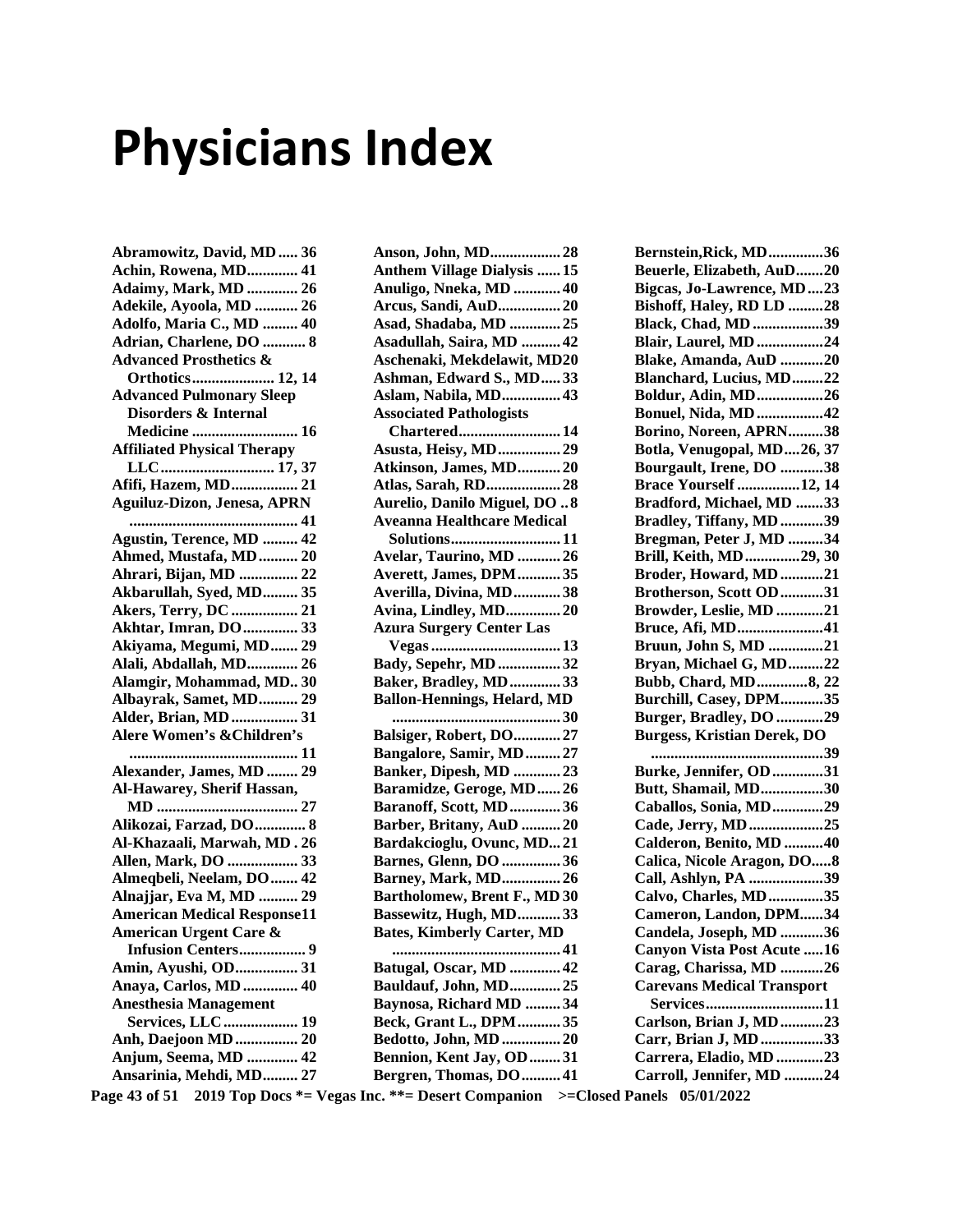# Physicians Index

**Abramowitz, David, MD ..... 36**
**Achin, Rowena, MD............. 41**
**Adaimy, Mark, MD ............. 26**
**Adekile, Ayoola, MD ........... 26**
**Adolfo, Maria C., MD ......... 40**
**Adrian, Charlene, DO ........... 8**
**Advanced Prosthetics & Orthotics..................... 12, 14**
**Advanced Pulmonary Sleep Disorders & Internal Medicine ........................... 16**
**Affiliated Physical Therapy LLC............................. 17, 37**
**Afifi, Hazem, MD................. 21**
**Aguiluz-Dizon, Jenesa, APRN ........................................... 41**
**Agustin, Terence, MD ......... 42**
**Ahmed, Mustafa, MD.......... 20**
**Ahrari, Bijan, MD ............... 22**
**Akbarullah, Syed, MD......... 35**
**Akers, Terry, DC ................. 21**
**Akhtar, Imran, DO.............. 33**
**Akiyama, Megumi, MD....... 29**
**Alali, Abdallah, MD............. 26**
**Alamgir, Mohammad, MD.. 30**
**Albayrak, Samet, MD.......... 29**
**Alder, Brian, MD ................. 31**
**Alere Women's &Children's ........................................... 11**
**Alexander, James, MD ........ 29**
**Al-Hawarey, Sherif Hassan, MD .................................... 27**
**Alikozai, Farzad, DO............. 8**
**Al-Khazaali, Marwah, MD . 26**
**Allen, Mark, DO .................. 33**
**Almeqbeli, Neelam, DO....... 42**
**Alnajjar, Eva M, MD .......... 29**
**American Medical Response11**
**American Urgent Care & Infusion Centers................. 9**
**Amin, Ayushi, OD................ 31**
**Anaya, Carlos, MD .............. 40**
**Anesthesia Management Services, LLC................... 19**
**Anh, Daejoon MD ................ 20**
**Anjum, Seema, MD ............. 42**
**Ansarinia, Mehdi, MD......... 27**
**Anson, John, MD.................. 28**
**Anthem Village Dialysis ...... 15**
**Anuligo, Nneka, MD ............ 40**
**Arcus, Sandi, AuD................ 20**
**Asad, Shadaba, MD ............. 25**
**Asadullah, Saira, MD .......... 42**
**Aschenaki, Mekdelawit, MD20**
**Ashman, Edward S., MD..... 33**
**Aslam, Nabila, MD............... 43**
**Associated Pathologists Chartered.......................... 14**
**Asusta, Heisy, MD................ 29**
**Atkinson, James, MD........... 20**
**Atlas, Sarah, RD................... 28**
**Aurelio, Danilo Miguel, DO .. 8**
**Aveanna Healthcare Medical Solutions............................ 11**
**Avelar, Taurino, MD ........... 26**
**Averett, James, DPM........... 35**
**Averilla, Divina, MD............ 38**
**Avina, Lindley, MD.............. 20**
**Azura Surgery Center Las Vegas................................. 13**
**Bady, Sepehr, MD ................ 32**
**Baker, Bradley, MD ............. 33**
**Ballon-Hennings, Helard, MD ........................................... 30**
**Balsiger, Robert, DO............ 27**
**Bangalore, Samir, MD......... 27**
**Banker, Dipesh, MD ............ 23**
**Baramidze, Geroge, MD...... 26**
**Baranoff, Scott, MD............. 36**
**Barber, Britany, AuD .......... 20**
**Bardakcioglu, Ovunc, MD... 21**
**Barnes, Glenn, DO ............... 36**
**Barney, Mark, MD............... 26**
**Bartholomew, Brent F., MD 30**
**Bassewitz, Hugh, MD........... 33**
**Bates, Kimberly Carter, MD ........................................... 41**
**Batugal, Oscar, MD ............. 42**
**Bauldauf, John, MD............. 25**
**Baynosa, Richard MD ......... 34**
**Beck, Grant L., DPM........... 35**
**Bedotto, John, MD ............... 20**
**Bennion, Kent Jay, OD........ 31**
**Bergren, Thomas, DO.......... 41**
**Bernstein,Rick, MD..............36**
**Beuerle, Elizabeth, AuD.......20**
**Bigcas, Jo-Lawrence, MD....23**
**Bishoff, Haley, RD LD .........28**
**Black, Chad, MD..................39**
**Blair, Laurel, MD .................24**
**Blake, Amanda, AuD ...........20**
**Blanchard, Lucius, MD........22**
**Boldur, Adin, MD.................26**
**Bonuel, Nida, MD .................42**
**Borino, Noreen, APRN.........38**
**Botla, Venugopal, MD....26, 37**
**Bourgault, Irene, DO ...........38**
**Brace Yourself ................12, 14**
**Bradford, Michael, MD .......33**
**Bradley, Tiffany, MD ...........39**
**Bregman, Peter J, MD .........34**
**Brill, Keith, MD..............29, 30**
**Broder, Howard, MD ...........21**
**Brotherson, Scott OD...........31**
**Browder, Leslie, MD ............21**
**Bruce, Afi, MD......................41**
**Bruun, John S, MD ..............21**
**Bryan, Michael G, MD.........22**
**Bubb, Chard, MD.............8, 22**
**Burchill, Casey, DPM...........35**
**Burger, Bradley, DO ............29**
**Burgess, Kristian Derek, DO ............................................39**
**Burke, Jennifer, OD.............31**
**Butt, Shamail, MD................30**
**Caballos, Sonia, MD.............29**
**Cade, Jerry, MD ...................25**
**Calderon, Benito, MD ..........40**
**Calica, Nicole Aragon, DO.....8**
**Call, Ashlyn, PA ...................39**
**Calvo, Charles, MD..............35**
**Cameron, Landon, DPM......34**
**Candela, Joseph, MD ...........36**
**Canyon Vista Post Acute .....16**
**Carag, Charissa, MD ...........26**
**Carevans Medical Transport Services..............................11**
**Carlson, Brian J, MD...........23**
**Carr, Brian J, MD ................33**
**Carrera, Eladio, MD ............23**
**Carroll, Jennifer, MD ..........24**

**2019 Top Docs *= Vegas Inc. **= Desert Companion >=Closed Panels 05/01/2022**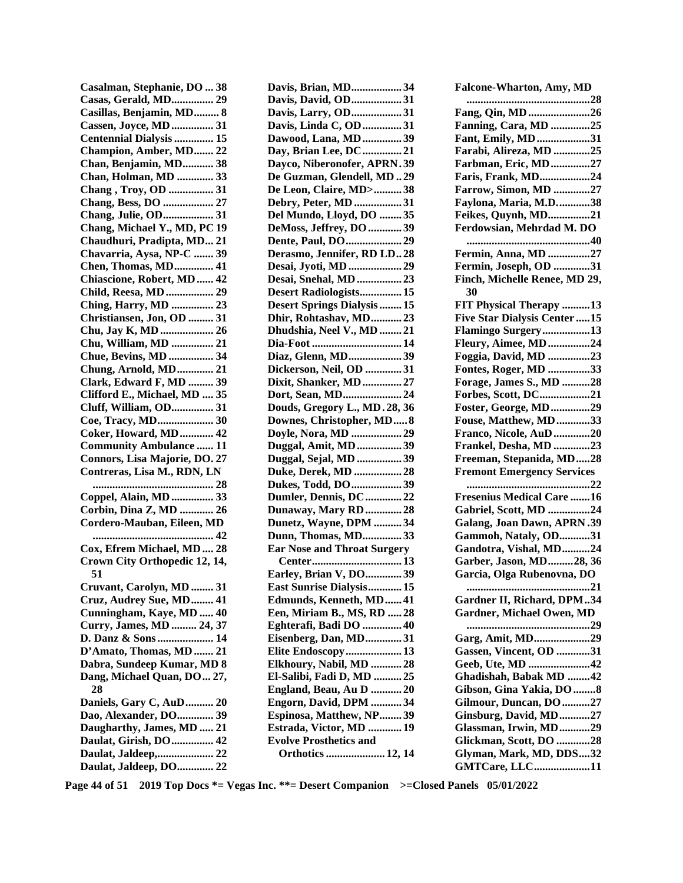**Casalman, Stephanie, DO ... 38**
**Casas, Gerald, MD............... 29**
**Casillas, Benjamin, MD......... 8**
**Cassen, Joyce, MD ............... 31**
**Centennial Dialysis .............. 15**
**Champion, Amber, MD....... 22**
**Chan, Benjamin, MD........... 38**
**Chan, Holman, MD ............. 33**
**Chang , Troy, OD ................ 31**
**Chang, Bess, DO .................. 27**
**Chang, Julie, OD.................. 31**
**Chang, Michael Y., MD, PC 19**
**Chaudhuri, Pradipta, MD... 21**
**Chavarria, Aysa, NP-C ....... 39**
**Chen, Thomas, MD.............. 41**
**Chiascione, Robert, MD ...... 42**
**Child, Reesa, MD ................. 29**
**Ching, Harry, MD ............... 23**
**Christiansen, Jon, OD ......... 31**
**Chu, Jay K, MD ................... 26**
**Chu, William, MD ............... 21**
**Chue, Bevins, MD ................ 34**
**Chung, Arnold, MD............. 21**
**Clark, Edward F, MD ......... 39**
**Clifford E., Michael, MD .... 35**
**Cluff, William, OD............... 31**
**Coe, Tracy, MD.................... 30**
**Coker, Howard, MD ............ 42**
**Community Ambulance ...... 11**
**Connors, Lisa Majorie, DO. 27**
**Contreras, Lisa M., RDN, LN ........................................... 28**
**Coppel, Alain, MD ............... 33**
**Corbin, Dina Z, MD ............ 26**
**Cordero-Mauban, Eileen, MD ........................................... 42**
**Cox, Efrem Michael, MD .... 28**
**Crown City Orthopedic 12, 14, 51**
**Cruvant, Carolyn, MD ........ 31**
**Cruz, Audrey Sue, MD........ 41**
**Cunningham, Kaye, MD ..... 40**
**Curry, James, MD ......... 24, 37**
**D. Danz & Sons .................... 14**
**D'Amato, Thomas, MD ....... 21**
**Dabra, Sundeep Kumar, MD 8**
**Dang, Michael Quan, DO... 27, 28**
**Daniels, Gary C, AuD.......... 20**
**Dao, Alexander, DO............. 39**
**Daugharthy, James, MD ..... 21**
**Daulat, Girish, DO............... 42**
**Daulat, Jaldeep,.................... 22**
**Daulat, Jaldeep, DO............. 22**
**Davis, Brian, MD.................. 34**
**Davis, David, OD.................. 31**
**Davis, Larry, OD.................. 31**
**Davis, Linda C, OD.............. 31**
**Dawood, Lana, MD .............. 39**
**Day, Brian Lee, DC .............. 21**
**Dayco, Niberonofer, APRN. 39**
**De Guzman, Glendell, MD .. 29**
**De Leon, Claire, MD>.......... 38**
**Debry, Peter, MD ................. 31**
**Del Mundo, Lloyd, DO ........ 35**
**DeMoss, Jeffrey, DO ............ 39**
**Dente, Paul, DO.................... 29**
**Derasmo, Jennifer, RD LD.. 28**
**Desai, Jyoti, MD .................. 29**
**Desai, Snehal, MD ................ 23**
**Desert Radiologists............... 15**
**Desert Springs Dialysis ........ 15**
**Dhir, Rohtashav, MD........... 23**
**Dhudshia, Neel V., MD ........ 21**
**Dia-Foot ................................ 14**
**Diaz, Glenn, MD................... 39**
**Dickerson, Neil, OD ............. 31**
**Dixit, Shanker, MD .............. 27**
**Dort, Sean, MD..................... 24**
**Douds, Gregory L., MD . 28, 36**
**Downes, Christopher, MD..... 8**
**Doyle, Nora, MD .................. 29**
**Duggal, Amit, MD ................ 39**
**Duggal, Sejal, MD ................ 39**
**Duke, Derek, MD ................. 28**
**Dukes, Todd, DO.................. 39**
**Dumler, Dennis, DC ............. 22**
**Dunaway, Mary RD ............. 28**
**Dunetz, Wayne, DPM .......... 34**
**Dunn, Thomas, MD.............. 33**
**Ear Nose and Throat Surgery Center................................. 13**
**Earley, Brian V, DO............. 39**
**East Sunrise Dialysis............ 15**
**Edmunds, Kenneth, MD...... 41**
**Een, Miriam B., MS, RD ..... 28**
**Eghterafi, Badi DO .............. 40**
**Eisenberg, Dan, MD............. 31**
**Elite Endoscopy .................... 13**
**Elkhoury, Nabil, MD ........... 28**
**El-Salibi, Fadi D, MD .......... 25**
**England, Beau, Au D ........... 20**
**Engorn, David, DPM ........... 34**
**Espinosa, Matthew, NP........ 39**
**Estrada, Victor, MD ............ 19**
**Evolve Prosthetics and Orthotics ..................... 12, 14**
**Falcone-Wharton, Amy, MD ............................................28**
**Fang, Qin, MD ......................26**
**Fanning, Cara, MD ..............25**
**Fant, Emily, MD...................31**
**Farabi, Alireza, MD .............25**
**Farbman, Eric, MD..............27**
**Faris, Frank, MD..................24**
**Farrow, Simon, MD .............27**
**Faylona, Maria, M.D............38**
**Feikes, Quynh, MD...............21**
**Ferdowsian, Mehrdad M. DO ............................................40**
**Fermin, Anna, MD ...............27**
**Fermin, Joseph, OD .............31**
**Finch, Michelle Renee, MD 29, 30**
**FIT Physical Therapy ..........13**
**Five Star Dialysis Center .....15**
**Flamingo Surgery.................13**
**Fleury, Aimee, MD ...............24**
**Foggia, David, MD ...............23**
**Fontes, Roger, MD ...............33**
**Forage, James S., MD ..........28**
**Forbes, Scott, DC..................21**
**Foster, George, MD ..............29**
**Fouse, Matthew, MD ............33**
**Franco, Nicole, AuD .............20**
**Frankel, Desha, MD .............23**
**Freeman, Stepanida, MD.....28**
**Fremont Emergency Services ............................................22**
**Fresenius Medical Care .......16**
**Gabriel, Scott, MD ...............24**
**Galang, Joan Dawn, APRN .39**
**Gammoh, Nataly, OD...........31**
**Gandotra, Vishal, MD..........24**
**Garber, Jason, MD.........28, 36**
**Garcia, Olga Rubenovna, DO ............................................21**
**Gardner II, Richard, DPM..34**
**Gardner, Michael Owen, MD ............................................29**
**Garg, Amit, MD....................29**
**Gassen, Vincent, OD ............31**
**Geeb, Ute, MD ......................42**
**Ghadishah, Babak MD .........42**
**Gibson, Gina Yakia, DO ........8**
**Gilmour, Duncan, DO..........27**
**Ginsburg, David, MD...........27**
**Glassman, Irwin, MD...........29**
**Glickman, Scott, DO ............28**
**Glyman, Mark, MD, DDS....32**
**GMTCare, LLC....................11**

**2019 Top Docs *= Vegas Inc. **= Desert Companion >=Closed Panels 05/01/2022**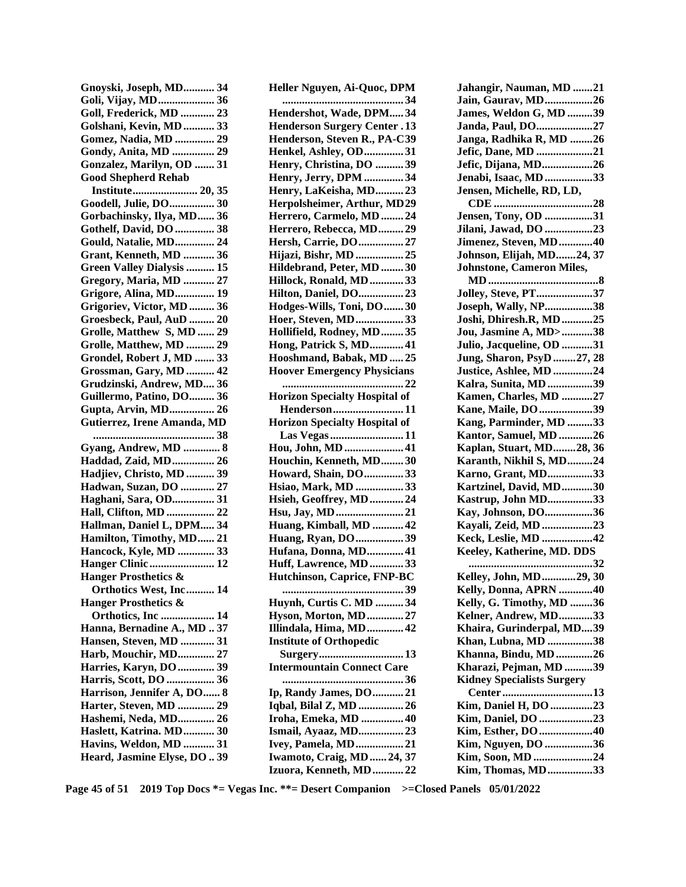**Gnoyski, Joseph, MD........... 34**
**Goli, Vijay, MD.................... 36**
**Goll, Frederick, MD ............ 23**
**Golshani, Kevin, MD ........... 33**
**Gomez, Nadia, MD .............. 29**
**Gondy, Anita, MD ............... 29**
**Gonzalez, Marilyn, OD ....... 31**
**Good Shepherd Rehab Institute....................... 20, 35**
**Goodell, Julie, DO................ 30**
**Gorbachinsky, Ilya, MD...... 36**
**Gothelf, David, DO .............. 38**
**Gould, Natalie, MD.............. 24**
**Grant, Kenneth, MD ........... 36**
**Green Valley Dialysis .......... 15**
**Gregory, Maria, MD ........... 27**
**Grigore, Alina, MD............. 19**
**Grigoriev, Victor, MD ......... 36**
**Groesbeck, Paul, AuD ......... 20**
**Grolle, Matthew S, MD ...... 29**
**Grolle, Matthew, MD .......... 29**
**Grondel, Robert J, MD ....... 33**
**Grossman, Gary, MD .......... 42**
**Grudzinski, Andrew, MD.... 36**
**Guillermo, Patino, DO......... 36**
**Gupta, Arvin, MD................ 26**
**Gutierrez, Irene Amanda, MD ........................................... 38**
**Gyang, Andrew, MD ............. 8**
**Haddad, Zaid, MD............... 26**
**Hadjiev, Christo, MD .......... 39**
**Hadwan, Suzan, DO ............ 27**
**Haghani, Sara, OD............... 31**
**Hall, Clifton, MD ................. 22**
**Hallman, Daniel L, DPM..... 34**
**Hamilton, Timothy, MD...... 21**
**Hancock, Kyle, MD ............. 33**
**Hanger Clinic....................... 12**
**Hanger Prosthetics & Orthotics West, Inc.......... 14**
**Hanger Prosthetics & Orthotics, Inc ................... 14**
**Hanna, Bernadine A., MD .. 37**
**Hansen, Steven, MD ............ 31**
**Harb, Mouchir, MD............. 27**
**Harries, Karyn, DO............. 39**
**Harris, Scott, DO ................. 36**
**Harrison, Jennifer A, DO...... 8**
**Harter, Steven, MD ............. 29**
**Hashemi, Neda, MD............. 26**
**Haslett, Katrina. MD........... 30**
**Havins, Weldon, MD ........... 31**
**Heard, Jasmine Elyse, DO .. 39**
**Heller Nguyen, Ai-Quoc, DPM ........................................... 34**
**Hendershot, Wade, DPM..... 34**
**Henderson Surgery Center . 13**
**Henderson, Steven R., PA-C 39**
**Henkel, Ashley, OD.............. 31**
**Henry, Christina, DO .......... 39**
**Henry, Jerry, DPM .............. 34**
**Henry, LaKeisha, MD.......... 23**
**Herpolsheimer, Arthur, MD 29**
**Herrero, Carmelo, MD ........ 24**
**Herrero, Rebecca, MD......... 29**
**Hersh, Carrie, DO................ 27**
**Hijazi, Bishr, MD ................. 25**
**Hildebrand, Peter, MD ........ 30**
**Hillock, Ronald, MD ............ 33**
**Hilton, Daniel, DO................ 23**
**Hodges-Wills, Toni, DO....... 30**
**Hoer, Steven, MD................. 33**
**Hollifield, Rodney, MD........ 35**
**Hong, Patrick S, MD............ 41**
**Hooshmand, Babak, MD ..... 25**
**Hoover Emergency Physicians ........................................... 22**
**Horizon Specialty Hospital of Henderson......................... 11**
**Horizon Specialty Hospital of Las Vegas.......................... 11**
**Hou, John, MD ..................... 41**
**Houchin, Kenneth, MD........ 30**
**Howard, Shain, DO.............. 33**
**Hsiao, Mark, MD ................. 33**
**Hsieh, Geoffrey, MD ............ 24**
**Hsu, Jay, MD........................ 21**
**Huang, Kimball, MD ........... 42**
**Huang, Ryan, DO................. 39**
**Hufana, Donna, MD............. 41**
**Huff, Lawrence, MD ............ 33**
**Hutchinson, Caprice, FNP-BC ........................................... 39**
**Huynh, Curtis C. MD .......... 34**
**Hyson, Morton, MD............. 27**
**Illindala, Hima, MD............. 42**
**Institute of Orthopedic Surgery............................. 13**
**Intermountain Connect Care ........................................... 36**
**Ip, Randy James, DO........... 21**
**Iqbal, Bilal Z, MD ................ 26**
**Iroha, Emeka, MD ............... 40**
**Ismail, Ayaaz, MD................ 23**
**Ivey, Pamela, MD................. 21**
**Iwamoto, Craig, MD ...... 24, 37**
**Izuora, Kenneth, MD ........... 22**
**Jahangir, Nauman, MD .......21**
**Jain, Gaurav, MD.................26**
**James, Weldon G, MD .........39**
**Janda, Paul, DO....................27**
**Janga, Radhika R, MD ........26**
**Jefic, Dane, MD ....................21**
**Jefic, Dijana, MD..................26**
**Jenabi, Isaac, MD .................33**
**Jensen, Michelle, RD, LD, CDE ...................................28**
**Jensen, Tony, OD .................31**
**Jilani, Jawad, DO .................23**
**Jimenez, Steven, MD............40**
**Johnson, Elijah, MD.......24, 37**
**Johnstone, Cameron Miles, MD .......................................8**
**Jolley, Steve, PT....................37**
**Joseph, Wally, NP.................38**
**Joshi, Dhiresh.R, MD ...........25**
**Jou, Jasmine A, MD> ...........38**
**Julio, Jacqueline, OD ...........31**
**Jung, Sharon, PsyD ........27, 28**
**Justice, Ashlee, MD ..............24**
**Kalra, Sunita, MD ................39**
**Kamen, Charles, MD ...........27**
**Kane, Maile, DO ...................39**
**Kang, Parminder, MD .........33**
**Kantor, Samuel, MD ............26**
**Kaplan, Stuart, MD........28, 36**
**Karanth, Nikhil S, MD.........24**
**Karno, Grant, MD................33**
**Kartzinel, David, MD...........30**
**Kastrup, John MD................33**
**Kay, Johnson, DO.................36**
**Kayali, Zeid, MD ..................23**
**Keck, Leslie, MD ..................42**
**Keeley, Katherine, MD. DDS ............................................32**
**Kelley, John, MD............29, 30**
**Kelly, Donna, APRN ............40**
**Kelly, G. Timothy, MD ........36**
**Kelner, Andrew, MD............33**
**Khaira, Gurinderpal, MD....39**
**Khan, Lubna, MD ................38**
**Khanna, Bindu, MD .............26**
**Kharazi, Pejman, MD ..........39**
**Kidney Specialists Surgery Center ................................13**
**Kim, Daniel H, DO ...............23**
**Kim, Daniel, DO ...................23**
**Kim, Esther, DO ...................40**
**Kim, Nguyen, DO .................36**
**Kim, Soon, MD .....................24**
**Kim, Thomas, MD................33**

**2019 Top Docs *= Vegas Inc. **= Desert Companion >=Closed Panels 05/01/2022**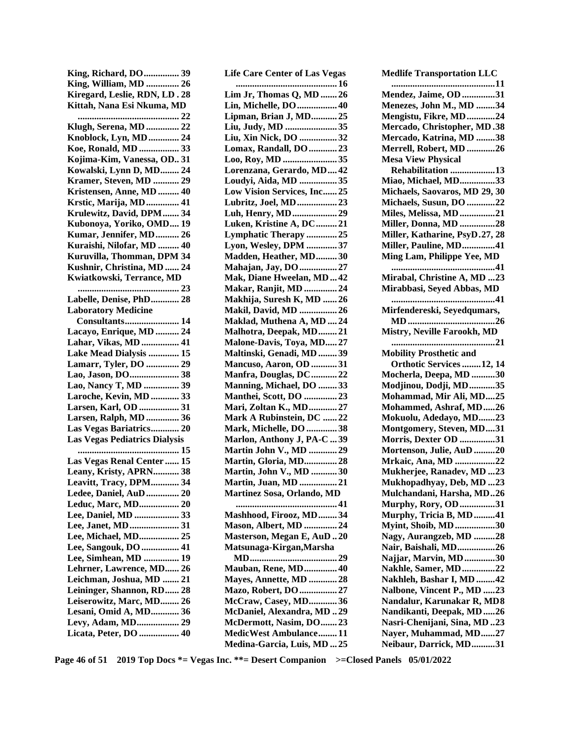**King, Richard, DO............... 39**
**King, William, MD .............. 26**
**Kiregard, Leslie, RDN, LD . 28**
**Kittah, Nana Esi Nkuma, MD ........................................... 22**
**Klugh, Serena, MD .............. 22**
**Knoblock, Lyn, MD............. 24**
**Koe, Ronald, MD ................. 33**
**Kojima-Kim, Vanessa, OD.. 31**
**Kowalski, Lynn D, MD........ 24**
**Kramer, Steven, MD ........... 29**
**Kristensen, Anne, MD ......... 40**
**Krstic, Marija, MD.............. 41**
**Krulewitz, David, DPM....... 34**
**Kubonoya, Yoriko, OMD.... 19**
**Kumar, Jennifer, MD.......... 26**
**Kuraishi, Nilofar, MD ......... 40**
**Kuruvilla, Thomman, DPM 34**
**Kushnir, Christina, MD ...... 24**
**Kwiatkowski, Terrance, MD ........................................... 23**
**Labelle, Denise, PhD............ 28**
**Laboratory Medicine Consultants....................... 14**
**Lacayo, Enrique, MD .......... 24**
**Lahar, Vikas, MD ................ 41**
**Lake Mead Dialysis ............. 15**
**Lamarr, Tyler, DO .............. 29**
**Lao, Jason, DO..................... 38**
**Lao, Nancy T, MD ............... 39**
**Laroche, Kevin, MD ............ 33**
**Larsen, Karl, OD ................. 31**
**Larsen, Ralph, MD .............. 36**
**Las Vegas Bariatrics............ 20**
**Las Vegas Pediatrics Dialysis ........................................... 15**
**Las Vegas Renal Center ...... 15**
**Leany, Kristy, APRN........... 38**
**Leavitt, Tracy, DPM............ 34**
**Ledee, Daniel, AuD.............. 20**
**Leduc, Marc, MD................. 20**
**Lee, Daniel, MD ................... 33**
**Lee, Janet, MD..................... 31**
**Lee, Michael, MD................. 25**
**Lee, Sangouk, DO ................ 41**
**Lee, Simhean, MD ............... 19**
**Lehrner, Lawrence, MD...... 26**
**Leichman, Joshua, MD ....... 21**
**Leininger, Shannon, RD...... 28**
**Leiserowitz, Marc, MD........ 26**
**Lesani, Omid A, MD............ 36**
**Levy, Adam, MD.................. 29**
**Licata, Peter, DO ................. 40**
**Life Care Center of Las Vegas ........................................... 16**
**Lim Jr, Thomas Q, MD ....... 26**
**Lin, Michelle, DO................. 40**
**Lipman, Brian J, MD........... 25**
**Liu, Judy, MD ...................... 35**
**Liu, Xin Nick, DO ................ 32**
**Lomax, Randall, DO............ 23**
**Loo, Roy, MD ....................... 35**
**Lorenzana, Gerardo, MD.... 42**
**Loudyi, Aida, MD ................ 35**
**Low Vision Services, Inc...... 25**
**Lubritz, Joel, MD................. 23**
**Luh, Henry, MD................... 29**
**Luken, Kristine A, DC......... 21**
**Lymphatic Therapy ............. 25**
**Lyon, Wesley, DPM ............. 37**
**Madden, Heather, MD......... 30**
**Mahajan, Jay, DO................ 27**
**Mak, Diane Hweelan, MD... 42**
**Makar, Ranjit, MD .............. 24**
**Makhija, Suresh K, MD ...... 26**
**Makil, David, MD ................ 26**
**Maklad, Muthena A, MD .... 24**
**Malhotra, Deepak, MD........ 21**
**Malone-Davis, Toya, MD..... 27**
**Maltinski, Genadi, MD ........ 39**
**Mancuso, Aaron, OD ........... 31**
**Manfra, Douglas, DC........... 22**
**Manning, Michael, DO ........ 33**
**Manthei, Scott, DO .............. 23**
**Mari, Zoltan K., MD............ 27**
**Mark A Rubinstein, DC ...... 22**
**Mark, Michelle, DO ............. 38**
**Marlon, Anthony J, PA-C ... 39**
**Martin John V., MD ............ 29**
**Martin, Gloria, MD.............. 28**
**Martin, John V., MD ........... 30**
**Martin, Juan, MD ................ 21**
**Martinez Sosa, Orlando, MD ........................................... 41**
**Mashhood, Firooz, MD........ 34**
**Mason, Albert, MD .............. 24**
**Masterson, Megan E, AuD .. 20**
**Matsunaga-Kirgan,Marsha MD....................................... 29**
**Mauban, Rene, MD.............. 40**
**Mayes, Annette, MD ............ 28**
**Mazo, Robert, DO................ 27**
**McCraw, Casey, MD............ 36**
**McDaniel, Alexandra, MD .. 29**
**McDermott, Nasim, DO....... 23**
**MedicWest Ambulance........ 11**
**Medina-Garcia, Luis, MD ... 25**
**Medlife Transportation LLC ............................................11**
**Mendez, Jaime, OD ..............31**
**Menezes, John M., MD ........34**
**Mengistu, Fikre, MD............24**
**Mercado, Christopher, MD .38**
**Mercado, Katrina, MD ........38**
**Merrell, Robert, MD ............26**
**Mesa View Physical Rehabilitation ...................13**
**Miao, Michael, MD...............33**
**Michaels, Saovaros, MD 29, 30**
**Michaels, Susun, DO ............22**
**Miles, Melissa, MD ...............21**
**Miller, Donna, MD ...............28**
**Miller, Katharine, PsyD.27, 28**
**Miller, Pauline, MD..............41**
**Ming Lam, Philippe Yee, MD ............................................41**
**Mirabal, Christine A, MD ...23**
**Mirabbasi, Seyed Abbas, MD ............................................41**
**Mirfendereski, Seyedqumars, MD.....................................26**
**Mistry, Neville Farookh, MD ............................................21**
**Mobility Prosthetic and Orthotic Services ........12, 14**
**Mocherla, Deepa, MD ..........30**
**Modjinou, Dodji, MD...........35**
**Mohammad, Mir Ali, MD....25**
**Mohammed, Ashraf, MD.....26**
**Mokuolu, Adedayo, MD.......23**
**Montgomery, Steven, MD....31**
**Morris, Dexter OD ...............31**
**Mortenson, Julie, AuD .........20**
**Mrkaic, Ana, MD .................22**
**Mukherjee, Ranadev, MD ...23**
**Mukhopadhyay, Deb, MD ...23**
**Mulchandani, Harsha, MD..26**
**Murphy, Rory, OD...............31**
**Murphy, Tricia B, MD .........41**
**Myint, Shoib, MD .................30**
**Nagy, Aurangzeb, MD .........28**
**Nair, Baishali, MD................26**
**Najjar, Marvin, MD.............30**
**Nakhle, Samer, MD..............22**
**Nakhleh, Bashar I, MD ........42**
**Nalbone, Vincent P., MD .....23**
**Nandalur, Karunakar R, MD8**
**Nandikanti, Deepak, MD.....26**
**Nasri-Chenijani, Sina, MD ..23**
**Nayer, Muhammad, MD......27**
**Neibaur, Darrick, MD..........31**

**2019 Top Docs *= Vegas Inc. **= Desert Companion >=Closed Panels 05/01/2022**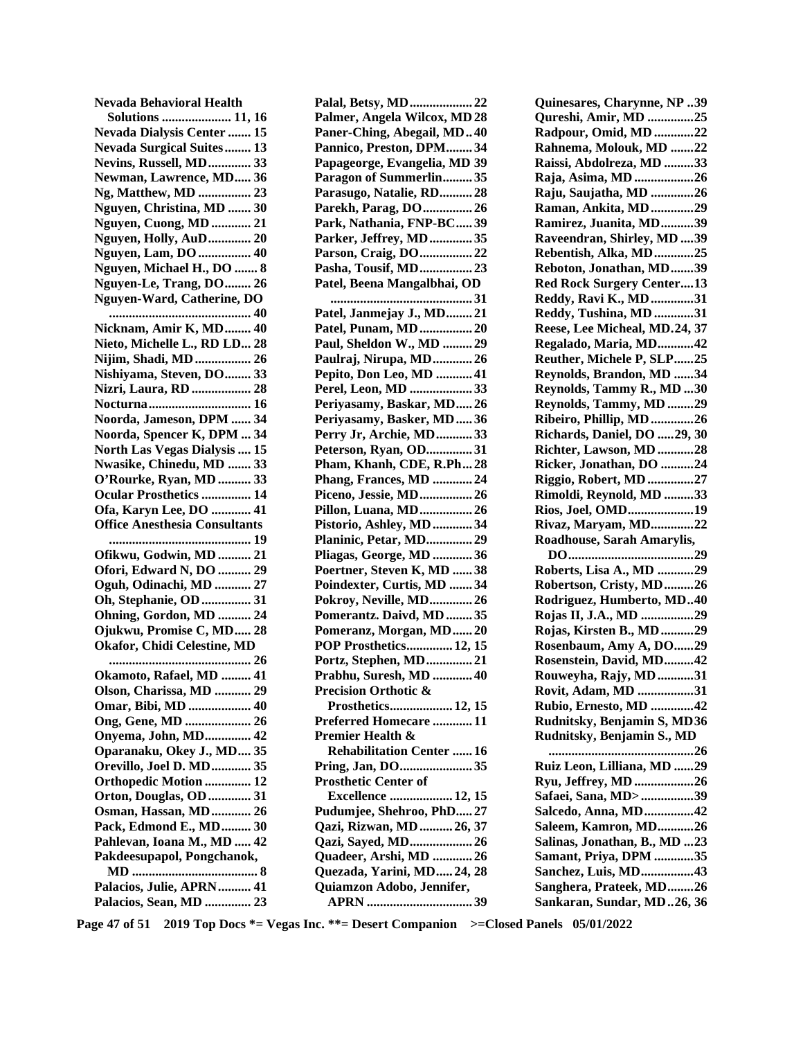**Nevada Behavioral Health Solutions ..................... 11, 16**
**Nevada Dialysis Center ....... 15**
**Nevada Surgical Suites........ 13**
**Nevins, Russell, MD............. 33**
**Newman, Lawrence, MD..... 36**
**Ng, Matthew, MD ................ 23**
**Nguyen, Christina, MD ....... 30**
**Nguyen, Cuong, MD ............ 21**
**Nguyen, Holly, AuD............. 20**
**Nguyen, Lam, DO ................ 40**
**Nguyen, Michael H., DO ....... 8**
**Nguyen-Le, Trang, DO........ 26**
**Nguyen-Ward, Catherine, DO ........................................... 40**
**Nicknam, Amir K, MD........ 40**
**Nieto, Michelle L., RD LD... 28**
**Nijim, Shadi, MD ................. 26**
**Nishiyama, Steven, DO........ 33**
**Nizri, Laura, RD .................. 28**
**Nocturna............................... 16**
**Noorda, Jameson, DPM ...... 34**
**Noorda, Spencer K, DPM ... 34**
**North Las Vegas Dialysis .... 15**
**Nwasike, Chinedu, MD ....... 33**
**O'Rourke, Ryan, MD .......... 33**
**Ocular Prosthetics ............... 14**
**Ofa, Karyn Lee, DO ............ 41**
**Office Anesthesia Consultants ........................................... 19**
**Ofikwu, Godwin, MD .......... 21**
**Ofori, Edward N, DO .......... 29**
**Oguh, Odinachi, MD ........... 27**
**Oh, Stephanie, OD ............... 31**
**Ohning, Gordon, MD .......... 24**
**Ojukwu, Promise C, MD..... 28**
**Okafor, Chidi Celestine, MD ........................................... 26**
**Okamoto, Rafael, MD ......... 41**
**Olson, Charissa, MD ........... 29**
**Omar, Bibi, MD ................... 40**
**Ong, Gene, MD .................... 26**
**Onyema, John, MD.............. 42**
**Oparanaku, Okey J., MD.... 35**
**Orevillo, Joel D. MD............ 35**
**Orthopedic Motion .............. 12**
**Orton, Douglas, OD............. 31**
**Osman, Hassan, MD............ 26**
**Pack, Edmond E., MD......... 30**
**Pahlevan, Ioana M., MD ..... 42**
**Pakdeesupapol, Pongchanok, MD ...................................... 8**
**Palacios, Julie, APRN.......... 41**
**Palacios, Sean, MD .............. 23**
**Palal, Betsy, MD................... 22**
**Palmer, Angela Wilcox, MD 28**
**Paner-Ching, Abegail, MD.. 40**
**Pannico, Preston, DPM........ 34**
**Papageorge, Evangelia, MD 39**
**Paragon of Summerlin......... 35**
**Parasugo, Natalie, RD.......... 28**
**Parekh, Parag, DO............... 26**
**Park, Nathania, FNP-BC..... 39**
**Parker, Jeffrey, MD ............. 35**
**Parson, Craig, DO................ 22**
**Pasha, Tousif, MD................ 23**
**Patel, Beena Mangalbhai, OD ........................................... 31**
**Patel, Janmejay J., MD........ 21**
**Patel, Punam, MD................ 20**
**Paul, Sheldon W., MD ......... 29**
**Paulraj, Nirupa, MD............ 26**
**Pepito, Don Leo, MD ........... 41**
**Perel, Leon, MD ................... 33**
**Periyasamy, Baskar, MD..... 26**
**Periyasamy, Basker, MD..... 36**
**Perry Jr, Archie, MD........... 33**
**Peterson, Ryan, OD.............. 31**
**Pham, Khanh, CDE, R.Ph... 28**
**Phang, Frances, MD ............ 24**
**Piceno, Jessie, MD................ 26**
**Pillon, Luana, MD................ 26**
**Pistorio, Ashley, MD............ 34**
**Planinic, Petar, MD.............. 29**
**Pliagas, George, MD ............ 36**
**Poertner, Steven K, MD ...... 38**
**Poindexter, Curtis, MD ....... 34**
**Pokroy, Neville, MD............. 26**
**Pomerantz. Daivd, MD ........ 35**
**Pomeranz, Morgan, MD...... 20**
**POP Prosthetics.............. 12, 15**
**Portz, Stephen, MD.............. 21**
**Prabhu, Suresh, MD ............ 40**
**Precision Orthotic & Prosthetics................... 12, 15**
**Preferred Homecare ............ 11**
**Premier Health & Rehabilitation Center ...... 16**
**Pring, Jan, DO...................... 35**
**Prosthetic Center of Excellence ................... 12, 15**
**Pudumjee, Shehroo, PhD..... 27**
**Qazi, Rizwan, MD .......... 26, 37**
**Qazi, Sayed, MD................... 26**
**Quadeer, Arshi, MD ............ 26**
**Quezada, Yarini, MD..... 24, 28**
**Quiamzon Adobo, Jennifer, APRN ................................ 39**
**Quinesares, Charynne, NP ..39**
**Qureshi, Amir, MD ..............25**
**Radpour, Omid, MD ............22**
**Rahnema, Molouk, MD .......22**
**Raissi, Abdolreza, MD .........33**
**Raja, Asima, MD ..................26**
**Raju, Saujatha, MD .............26**
**Raman, Ankita, MD .............29**
**Ramirez, Juanita, MD..........39**
**Raveendran, Shirley, MD ....39**
**Rebentish, Alka, MD............25**
**Reboton, Jonathan, MD.......39**
**Red Rock Surgery Center....13**
**Reddy, Ravi K., MD .............31**
**Reddy, Tushina, MD ............31**
**Reese, Lee Micheal, MD.24, 37**
**Regalado, Maria, MD...........42**
**Reuther, Michele P, SLP......25**
**Reynolds, Brandon, MD ......34**
**Reynolds, Tammy R., MD ...30**
**Reynolds, Tammy, MD ........29**
**Ribeiro, Phillip, MD .............26**
**Richards, Daniel, DO .....29, 30**
**Richter, Lawson, MD ...........28**
**Ricker, Jonathan, DO ..........24**
**Riggio, Robert, MD ..............27**
**Rimoldi, Reynold, MD .........33**
**Rios, Joel, OMD....................19**
**Rivaz, Maryam, MD.............22**
**Roadhouse, Sarah Amarylis, DO......................................29**
**Roberts, Lisa A., MD ...........29**
**Robertson, Cristy, MD.........26**
**Rodriguez, Humberto, MD..40**
**Rojas II, J.A., MD ................29**
**Rojas, Kirsten B., MD ..........29**
**Rosenbaum, Amy A, DO......29**
**Rosenstein, David, MD.........42**
**Rouweyha, Rajy, MD ...........31**
**Rovit, Adam, MD .................31**
**Rubio, Ernesto, MD .............42**
**Rudnitsky, Benjamin S, MD36**
**Rudnitsky, Benjamin S., MD ............................................26**
**Ruiz Leon, Lilliana, MD ......29**
**Ryu, Jeffrey, MD ..................26**
**Safaei, Sana, MD> ................39**
**Salcedo, Anna, MD...............42**
**Saleem, Kamron, MD...........26**
**Salinas, Jonathan, B., MD ...23**
**Samant, Priya, DPM ............35**
**Sanchez, Luis, MD................43**
**Sanghera, Prateek, MD........26**
**Sankaran, Sundar, MD..26, 36**

**2019 Top Docs *= Vegas Inc. **= Desert Companion >=Closed Panels 05/01/2022**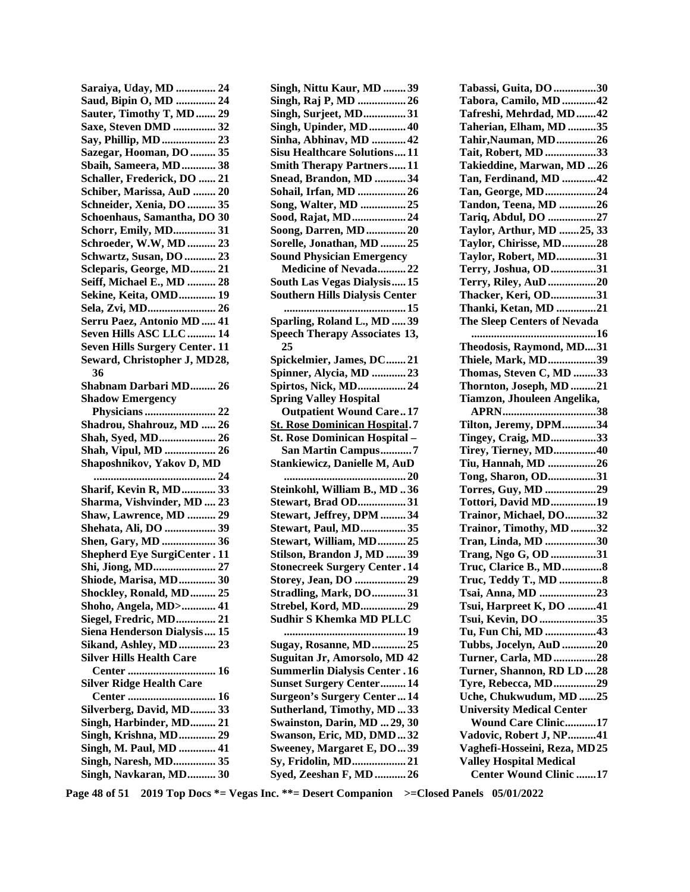Saraiya, Uday, MD .............. 24
Saud, Bipin O, MD .............. 24
Sauter, Timothy T, MD ....... 29
Saxe, Steven DMD ............... 32
Say, Phillip, MD ................... 23
Sazegar, Hooman, DO ......... 35
Sbaih, Sameera, MD ............ 38
Schaller, Frederick, DO ...... 21
Schiber, Marissa, AuD ........ 20
Schneider, Xenia, DO .......... 35
Schoenhaus, Samantha, DO 30
Schorr, Emily, MD............... 31
Schroeder, W.W, MD .......... 23
Schwartz, Susan, DO ........... 23
Scleparis, George, MD......... 21
Seiff, Michael E., MD .......... 28
Sekine, Keita, OMD............. 19
Sela, Zvi, MD........................ 26
Serru Paez, Antonio MD ..... 41
Seven Hills ASC LLC .......... 14
Seven Hills Surgery Center. 11
Seward, Christopher J, MD28, 36
Shabnam Darbari MD......... 26
Shadow Emergency Physicians ......................... 22
Shadrou, Shahrouz, MD ..... 26
Shah, Syed, MD.................... 26
Shah, Vipul, MD .................. 26
Shaposhnikov, Yakov D, MD ........................................... 24
Sharif, Kevin R, MD ............ 33
Sharma, Vishvinder, MD .... 23
Shaw, Lawrence, MD .......... 29
Shehata, Ali, DO .................. 39
Shen, Gary, MD ................... 36
Shepherd Eye SurgiCenter . 11
Shi, Jiong, MD...................... 27
Shiode, Marisa, MD ............. 30
Shockley, Ronald, MD......... 25
Shoho, Angela, MD>............ 41
Siegel, Fredric, MD.............. 21
Siena Henderson Dialysis.... 15
Sikand, Ashley, MD ............. 23
Silver Hills Health Care Center ............................... 16
Silver Ridge Health Care Center ............................... 16
Silverberg, David, MD......... 33
Singh, Harbinder, MD......... 21
Singh, Krishna, MD............. 29
Singh, M. Paul, MD ............. 41
Singh, Naresh, MD............... 35
Singh, Navkaran, MD.......... 30
Singh, Nittu Kaur, MD ........ 39
Singh, Raj P, MD ................. 26
Singh, Surjeet, MD............... 31
Singh, Upinder, MD............. 40
Sinha, Abhinav, MD ............ 42
Sisu Healthcare Solutions.... 11
Smith Therapy Partners...... 11
Snead, Brandon, MD ........... 34
Sohail, Irfan, MD ................. 26
Song, Walter, MD ................ 25
Sood, Rajat, MD................... 24
Soong, Darren, MD .............. 20
Sorelle, Jonathan, MD ......... 25
Sound Physician Emergency Medicine of Nevada.......... 22
South Las Vegas Dialysis..... 15
Southern Hills Dialysis Center ........................................... 15
Sparling, Roland L., MD ..... 39
Speech Therapy Associates 13, 25
Spickelmier, James, DC....... 21
Spinner, Alycia, MD ............ 23
Spirtos, Nick, MD................. 24
Spring Valley Hospital Outpatient Wound Care.. 17
St. Rose Dominican Hospital. 7
St. Rose Dominican Hospital – San Martin Campus........... 7
Stankiewicz, Danielle M, AuD ........................................... 20
Steinkohl, William B., MD .. 36
Stewart, Brad OD................. 31
Stewart, Jeffrey, DPM ......... 34
Stewart, Paul, MD................ 35
Stewart, William, MD.......... 25
Stilson, Brandon J, MD ....... 39
Stonecreek Surgery Center . 14
Storey, Jean, DO .................. 29
Stradling, Mark, DO............ 31
Strebel, Kord, MD................ 29
Sudhir S Khemka MD PLLC ........................................... 19
Sugay, Rosanne, MD............ 25
Suguitan Jr, Amorsolo, MD 42
Summerlin Dialysis Center . 16
Sunset Surgery Center......... 14
Surgeon's Surgery Center ... 14
Sutherland, Timothy, MD ... 33
Swainston, Darin, MD ... 29, 30
Swanson, Eric, MD, DMD ... 32
Sweeney, Margaret E, DO... 39
Sy, Fridolin, MD................... 21
Syed, Zeeshan F, MD ........... 26
Tabassi, Guita, DO...............30
Tabora, Camilo, MD............42
Tafreshi, Mehrdad, MD.......42
Taherian, Elham, MD ..........35
Tahir,Nauman, MD..............26
Tait, Robert, MD ..................33
Takieddine, Marwan, MD ...26
Tan, Ferdinand, MD ............42
Tan, George, MD..................24
Tandon, Teena, MD .............26
Tariq, Abdul, DO .................27
Taylor, Arthur, MD .......25, 33
Taylor, Chirisse, MD............28
Taylor, Robert, MD..............31
Terry, Joshua, OD................31
Terry, Riley, AuD .................20
Thacker, Keri, OD................31
Thanki, Ketan, MD .............21
The Sleep Centers of Nevada ............................................16
Theodosis, Raymond, MD....31
Thiele, Mark, MD.................39
Thomas, Steven C, MD ........33
Thornton, Joseph, MD .........21
Tiamzon, Jhouleen Angelika, APRN.................................38
Tilton, Jeremy, DPM............34
Tingey, Craig, MD................33
Tirey, Tierney, MD...............40
Tiu, Hannah, MD .................26
Tong, Sharon, OD.................31
Torres, Guy, MD ..................29
Tottori, David MD................19
Trainor, Michael, DO...........32
Trainor, Timothy, MD .........32
Tran, Linda, MD ..................30
Trang, Ngo G, OD ................31
Truc, Clarice B., MD..............8
Truc, Teddy T., MD ...............8
Tsai, Anna, MD ....................23
Tsui, Harpreet K, DO ..........41
Tsui, Kevin, DO ....................35
Tu, Fun Chi, MD ..................43
Tubbs, Jocelyn, AuD ............20
Turner, Carla, MD ...............28
Turner, Shannon, RD LD ....28
Tyre, Rebecca, MD...............29
Uche, Chukwudum, MD ......25
University Medical Center Wound Care Clinic...........17
Vadovic, Robert J, NP..........41
Vaghefi-Hosseini, Reza, MD25
Valley Hospital Medical Center Wound Clinic .......17

2019 Top Docs *= Vegas Inc. **= Desert Companion >=Closed Panels 05/01/2022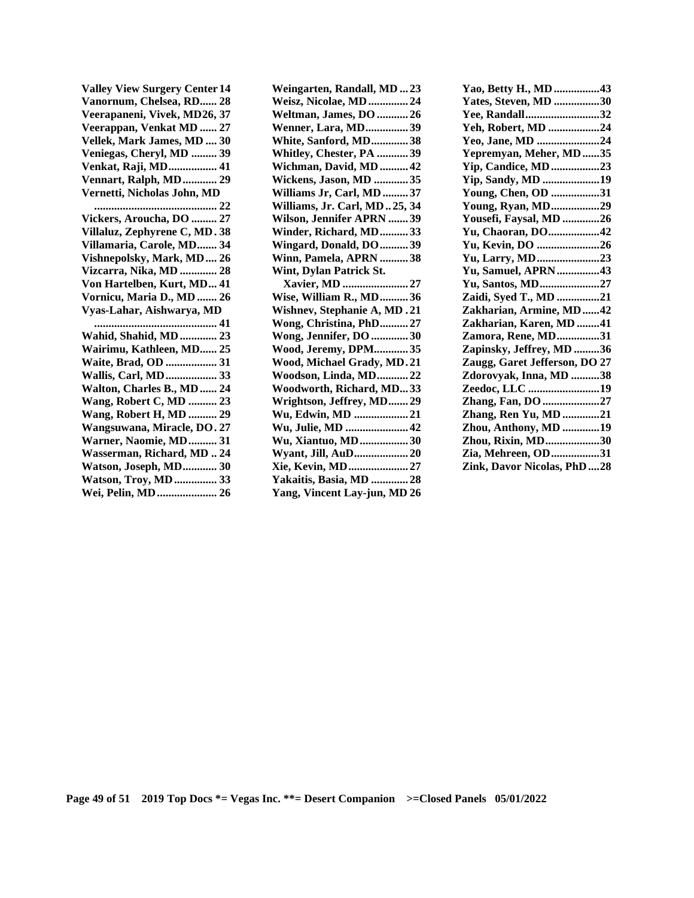**Valley View Surgery Center 14**
**Vanornum, Chelsea, RD...... 28**
**Veerapaneni, Vivek, MD26, 37**
**Veerappan, Venkat MD ...... 27**
**Vellek, Mark James, MD .... 30**
**Veniegas, Cheryl, MD ......... 39**
**Venkat, Raji, MD................. 41**
**Vennart, Ralph, MD............ 29**
**Vernetti, Nicholas John, MD ........................................... 22**
**Vickers, Aroucha, DO ......... 27**
**Villaluz, Zephyrene C, MD. 38**
**Villamaria, Carole, MD....... 34**
**Vishnepolsky, Mark, MD.... 26**
**Vizcarra, Nika, MD ............. 28**
**Von Hartelben, Kurt, MD... 41**
**Vornicu, Maria D., MD ....... 26**
**Vyas-Lahar, Aishwarya, MD ........................................... 41**
**Wahid, Shahid, MD............. 23**
**Wairimu, Kathleen, MD...... 25**
**Waite, Brad, OD .................. 31**
**Wallis, Carl, MD.................. 33**
**Walton, Charles B., MD...... 24**
**Wang, Robert C, MD .......... 23**
**Wang, Robert H, MD .......... 29**
**Wangsuwana, Miracle, DO. 27**
**Warner, Naomie, MD.......... 31**
**Wasserman, Richard, MD .. 24**
**Watson, Joseph, MD............ 30**
**Watson, Troy, MD............... 33**
**Wei, Pelin, MD..................... 26**
**Weingarten, Randall, MD... 23**
**Weisz, Nicolae, MD.............. 24**
**Weltman, James, DO........... 26**
**Wenner, Lara, MD............... 39**
**White, Sanford, MD............. 38**
**Whitley, Chester, PA ........... 39**
**Wichman, David, MD.......... 42**
**Wickens, Jason, MD ............ 35**
**Williams Jr, Carl, MD......... 37**
**Williams, Jr. Carl, MD.. 25, 34**
**Wilson, Jennifer APRN ....... 39**
**Winder, Richard, MD.......... 33**
**Wingard, Donald, DO.......... 39**
**Winn, Pamela, APRN .......... 38**
**Wint, Dylan Patrick St. Xavier, MD ....................... 27**
**Wise, William R., MD.......... 36**
**Wishnev, Stephanie A, MD . 21**
**Wong, Christina, PhD.......... 27**
**Wong, Jennifer, DO............. 30**
**Wood, Jeremy, DPM............ 35**
**Wood, Michael Grady, MD. 21**
**Woodson, Linda, MD........... 22**
**Woodworth, Richard, MD... 33**
**Wrightson, Jeffrey, MD....... 29**
**Wu, Edwin, MD ................... 21**
**Wu, Julie, MD ...................... 42**
**Wu, Xiantuo, MD................. 30**
**Wyant, Jill, AuD................... 20**
**Xie, Kevin, MD..................... 27**
**Yakaitis, Basia, MD ............. 28**
**Yang, Vincent Lay-jun, MD 26**
**Yao, Betty H., MD................43**
**Yates, Steven, MD ................30**
**Yee, Randall..........................32**
**Yeh, Robert, MD ..................24**
**Yeo, Jane, MD ......................24**
**Yepremyan, Meher, MD......35**
**Yip, Candice, MD.................23**
**Yip, Sandy, MD ....................19**
**Young, Chen, OD .................31**
**Young, Ryan, MD.................29**
**Yousefi, Faysal, MD .............26**
**Yu, Chaoran, DO..................42**
**Yu, Kevin, DO ......................26**
**Yu, Larry, MD......................23**
**Yu, Samuel, APRN...............43**
**Yu, Santos, MD.....................27**
**Zaidi, Syed T., MD ...............21**
**Zakharian, Armine, MD......42**
**Zakharian, Karen, MD ........41**
**Zamora, Rene, MD...............31**
**Zapinsky, Jeffrey, MD .........36**
**Zaugg, Garet Jefferson, DO 27**
**Zdorovyak, Inna, MD ..........38**
**Zeedoc, LLC .........................19**
**Zhang, Fan, DO....................27**
**Zhang, Ren Yu, MD.............21**
**Zhou, Anthony, MD .............19**
**Zhou, Rixin, MD...................30**
**Zia, Mehreen, OD.................31**
**Zink, Davor Nicolas, PhD....28**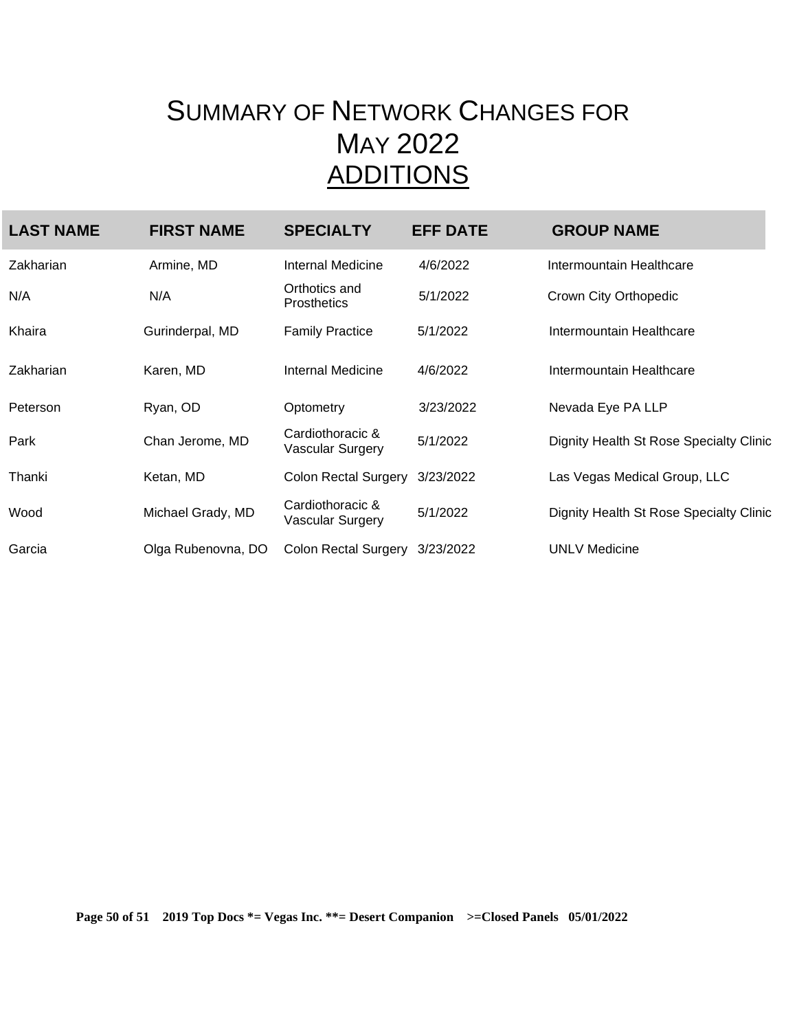# SUMMARY OF NETWORK CHANGES FOR MAY 2022

## ADDITIONS

| LAST NAME | FIRST NAME | SPECIALTY | EFF DATE | GROUP NAME |
|---|---|---|---|---|
| Zakharian | Armine, MD | Internal Medicine | 4/6/2022 | Intermountain Healthcare |
| N/A | N/A | Orthotics and Prosthetics | 5/1/2022 | Crown City Orthopedic |
| Khaira | Gurinderpal, MD | Family Practice | 5/1/2022 | Intermountain Healthcare |
| Zakharian | Karen, MD | Internal Medicine | 4/6/2022 | Intermountain Healthcare |
| Peterson | Ryan, OD | Optometry | 3/23/2022 | Nevada Eye PA LLP |
| Park | Chan Jerome, MD | Cardiothoracic & Vascular Surgery | 5/1/2022 | Dignity Health St Rose Specialty Clinic |
| Thanki | Ketan, MD | Colon Rectal Surgery | 3/23/2022 | Las Vegas Medical Group, LLC |
| Wood | Michael Grady, MD | Cardiothoracic & Vascular Surgery | 5/1/2022 | Dignity Health St Rose Specialty Clinic |
| Garcia | Olga Rubenovna, DO | Colon Rectal Surgery | 3/23/2022 | UNLV Medicine |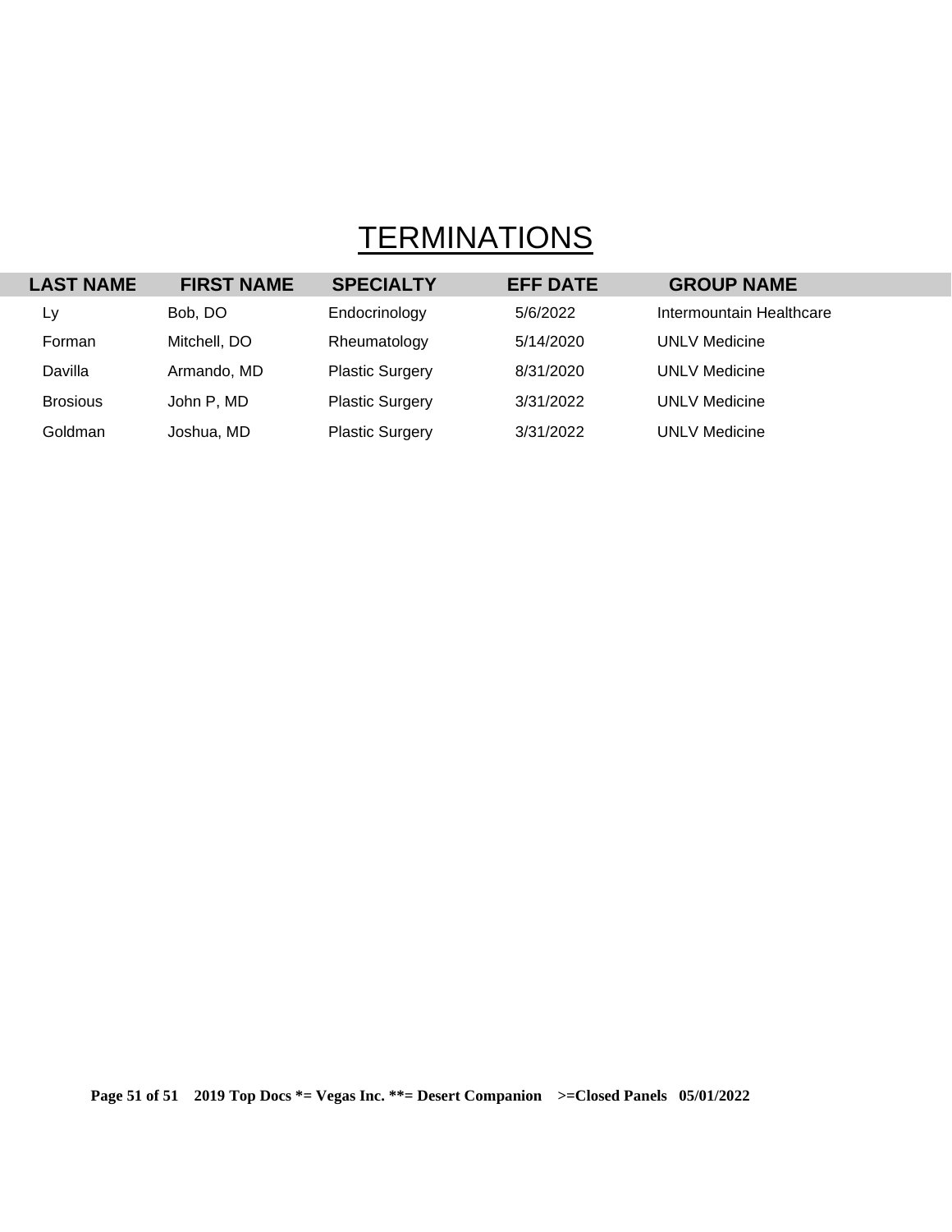# TERMINATIONS

| LAST NAME | FIRST NAME | SPECIALTY | EFF DATE | GROUP NAME |
|---|---|---|---|---|
| Ly | Bob, DO | Endocrinology | 5/6/2022 | Intermountain Healthcare |
| Forman | Mitchell, DO | Rheumatology | 5/14/2020 | UNLV Medicine |
| Davilla | Armando, MD | Plastic Surgery | 8/31/2020 | UNLV Medicine |
| Brosious | John P, MD | Plastic Surgery | 3/31/2022 | UNLV Medicine |
| Goldman | Joshua, MD | Plastic Surgery | 3/31/2022 | UNLV Medicine |